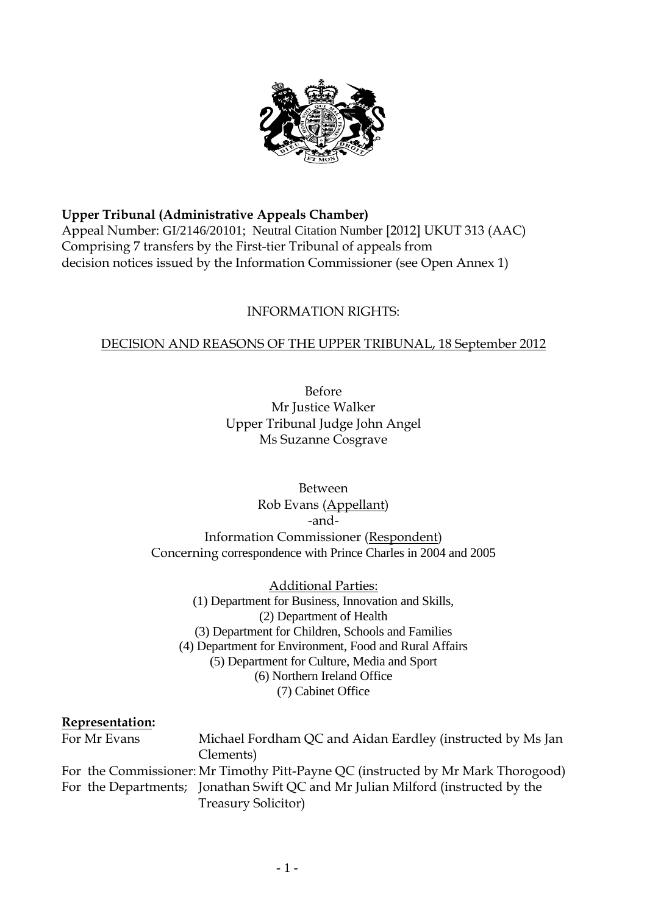**Upper Tribunal (Administrative Appeals Chamber)**
Appeal Number: GI/2146/20101; Neutral Citation Number [2012] UKUT 313 (AAC)
Comprising 7 transfers by the First-tier Tribunal of appeals from decision notices issued by the Information Commissioner (see Open Annex 1)

INFORMATION RIGHTS:

DECISION AND REASONS OF THE UPPER TRIBUNAL, 18 September 2012

Before
Mr Justice Walker
Upper Tribunal Judge John Angel
Ms Suzanne Cosgrave

Between
Rob Evans (Appellant)
-and-
Information Commissioner (Respondent)
Concerning correspondence with Prince Charles in 2004 and 2005

Additional Parties:
(1) Department for Business, Innovation and Skills,
(2) Department of Health
(3) Department for Children, Schools and Families
(4) Department for Environment, Food and Rural Affairs
(5) Department for Culture, Media and Sport
(6) Northern Ireland Office
(7) Cabinet Office

**Representation:**

| | |
|---|---|
| For Mr Evans | Michael Fordham QC and Aidan Eardley (instructed by Ms Jan Clements) |
| For the Commissioner: | Mr Timothy Pitt-Payne QC (instructed by Mr Mark Thorogood) |
| For the Departments; | Jonathan Swift QC and Mr Julian Milford (instructed by the Treasury Solicitor) |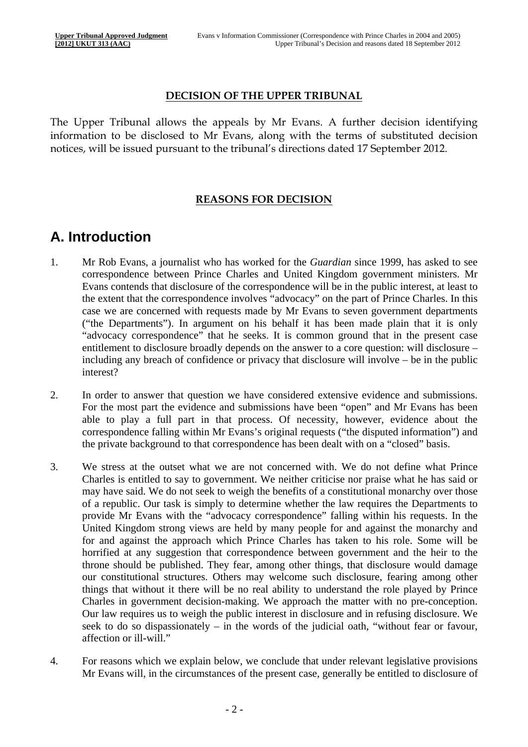**DECISION OF THE UPPER TRIBUNAL**

The Upper Tribunal allows the appeals by Mr Evans. A further decision identifying information to be disclosed to Mr Evans, along with the terms of substituted decision notices, will be issued pursuant to the tribunal's directions dated 17 September 2012.

**REASONS FOR DECISION**

# A. Introduction

1. Mr Rob Evans, a journalist who has worked for the *Guardian* since 1999, has asked to see correspondence between Prince Charles and United Kingdom government ministers. Mr Evans contends that disclosure of the correspondence will be in the public interest, at least to the extent that the correspondence involves "advocacy" on the part of Prince Charles. In this case we are concerned with requests made by Mr Evans to seven government departments ("the Departments"). In argument on his behalf it has been made plain that it is only "advocacy correspondence" that he seeks. It is common ground that in the present case entitlement to disclosure broadly depends on the answer to a core question: will disclosure – including any breach of confidence or privacy that disclosure will involve – be in the public interest?

2. In order to answer that question we have considered extensive evidence and submissions. For the most part the evidence and submissions have been "open" and Mr Evans has been able to play a full part in that process. Of necessity, however, evidence about the correspondence falling within Mr Evans's original requests ("the disputed information") and the private background to that correspondence has been dealt with on a "closed" basis.

3. We stress at the outset what we are not concerned with. We do not define what Prince Charles is entitled to say to government. We neither criticise nor praise what he has said or may have said. We do not seek to weigh the benefits of a constitutional monarchy over those of a republic. Our task is simply to determine whether the law requires the Departments to provide Mr Evans with the "advocacy correspondence" falling within his requests. In the United Kingdom strong views are held by many people for and against the monarchy and for and against the approach which Prince Charles has taken to his role. Some will be horrified at any suggestion that correspondence between government and the heir to the throne should be published. They fear, among other things, that disclosure would damage our constitutional structures. Others may welcome such disclosure, fearing among other things that without it there will be no real ability to understand the role played by Prince Charles in government decision-making. We approach the matter with no pre-conception. Our law requires us to weigh the public interest in disclosure and in refusing disclosure. We seek to do so dispassionately – in the words of the judicial oath, "without fear or favour, affection or ill-will."

4. For reasons which we explain below, we conclude that under relevant legislative provisions Mr Evans will, in the circumstances of the present case, generally be entitled to disclosure of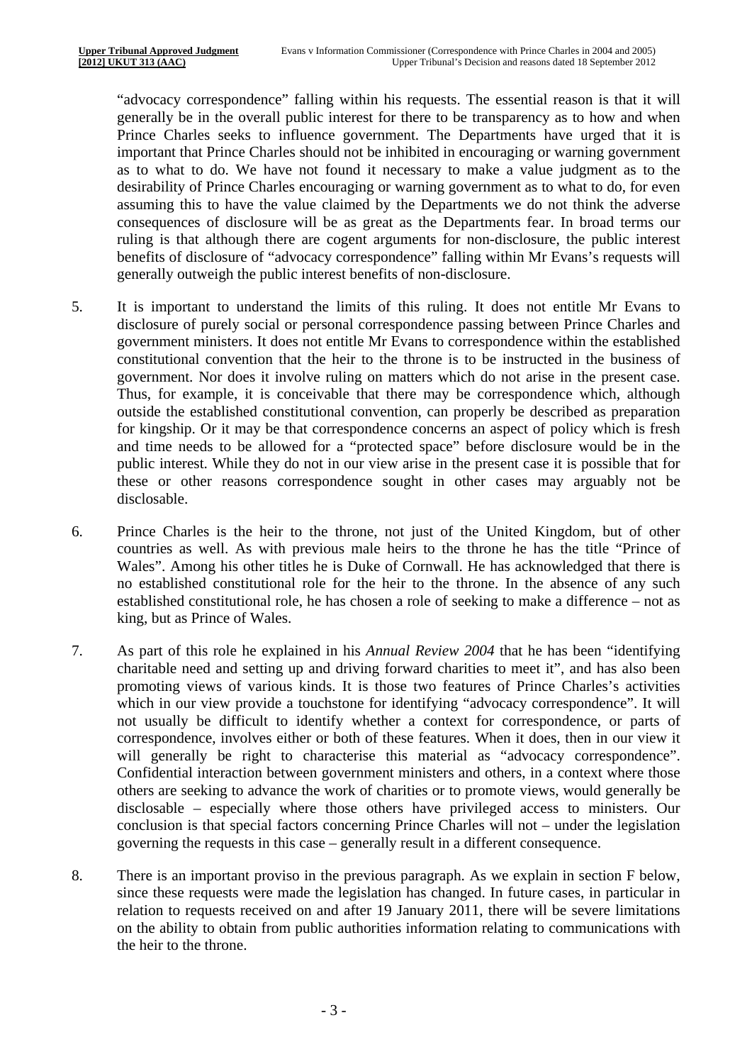"advocacy correspondence" falling within his requests. The essential reason is that it will generally be in the overall public interest for there to be transparency as to how and when Prince Charles seeks to influence government. The Departments have urged that it is important that Prince Charles should not be inhibited in encouraging or warning government as to what to do. We have not found it necessary to make a value judgment as to the desirability of Prince Charles encouraging or warning government as to what to do, for even assuming this to have the value claimed by the Departments we do not think the adverse consequences of disclosure will be as great as the Departments fear. In broad terms our ruling is that although there are cogent arguments for non-disclosure, the public interest benefits of disclosure of "advocacy correspondence" falling within Mr Evans's requests will generally outweigh the public interest benefits of non-disclosure.

5. It is important to understand the limits of this ruling. It does not entitle Mr Evans to disclosure of purely social or personal correspondence passing between Prince Charles and government ministers. It does not entitle Mr Evans to correspondence within the established constitutional convention that the heir to the throne is to be instructed in the business of government. Nor does it involve ruling on matters which do not arise in the present case. Thus, for example, it is conceivable that there may be correspondence which, although outside the established constitutional convention, can properly be described as preparation for kingship. Or it may be that correspondence concerns an aspect of policy which is fresh and time needs to be allowed for a "protected space" before disclosure would be in the public interest. While they do not in our view arise in the present case it is possible that for these or other reasons correspondence sought in other cases may arguably not be disclosable.

6. Prince Charles is the heir to the throne, not just of the United Kingdom, but of other countries as well. As with previous male heirs to the throne he has the title "Prince of Wales". Among his other titles he is Duke of Cornwall. He has acknowledged that there is no established constitutional role for the heir to the throne. In the absence of any such established constitutional role, he has chosen a role of seeking to make a difference – not as king, but as Prince of Wales.

7. As part of this role he explained in his *Annual Review 2004* that he has been "identifying charitable need and setting up and driving forward charities to meet it", and has also been promoting views of various kinds. It is those two features of Prince Charles's activities which in our view provide a touchstone for identifying "advocacy correspondence". It will not usually be difficult to identify whether a context for correspondence, or parts of correspondence, involves either or both of these features. When it does, then in our view it will generally be right to characterise this material as "advocacy correspondence". Confidential interaction between government ministers and others, in a context where those others are seeking to advance the work of charities or to promote views, would generally be disclosable – especially where those others have privileged access to ministers. Our conclusion is that special factors concerning Prince Charles will not – under the legislation governing the requests in this case – generally result in a different consequence.

8. There is an important proviso in the previous paragraph. As we explain in section F below, since these requests were made the legislation has changed. In future cases, in particular in relation to requests received on and after 19 January 2011, there will be severe limitations on the ability to obtain from public authorities information relating to communications with the heir to the throne.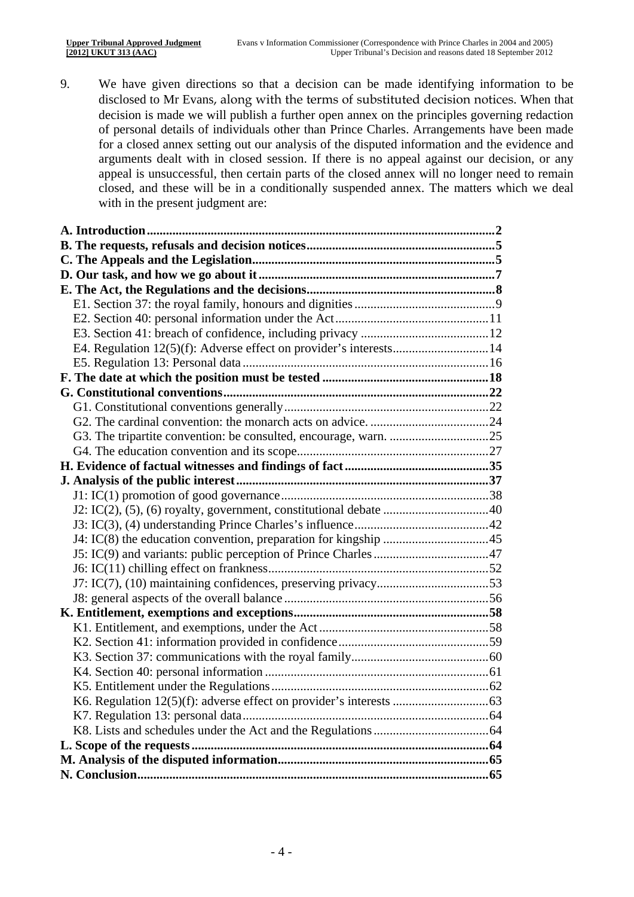9. We have given directions so that a decision can be made identifying information to be disclosed to Mr Evans, along with the terms of substituted decision notices. When that decision is made we will publish a further open annex on the principles governing redaction of personal details of individuals other than Prince Charles. Arrangements have been made for a closed annex setting out our analysis of the disputed information and the evidence and arguments dealt with in closed session. If there is no appeal against our decision, or any appeal is unsuccessful, then certain parts of the closed annex will no longer need to remain closed, and these will be in a conditionally suspended annex. The matters which we deal with in the present judgment are:

**A. Introduction** .......... **2**
**B. The requests, refusals and decision notices** .......... **5**
**C. The Appeals and the Legislation** .......... **5**
**D. Our task, and how we go about it** .......... **7**
**E. The Act, the Regulations and the decisions** .......... **8**
- E1. Section 37: the royal family, honours and dignities .......... 9
- E2. Section 40: personal information under the Act .......... 11
- E3. Section 41: breach of confidence, including privacy .......... 12
- E4. Regulation 12(5)(f): Adverse effect on provider's interests .......... 14
- E5. Regulation 13: Personal data .......... 16

**F. The date at which the position must be tested** .......... **18**
**G. Constitutional conventions** .......... **22**
- G1. Constitutional conventions generally .......... 22
- G2. The cardinal convention: the monarch acts on advice. .......... 24
- G3. The tripartite convention: be consulted, encourage, warn. .......... 25
- G4. The education convention and its scope .......... 27

**H. Evidence of factual witnesses and findings of fact** .......... **35**
**J. Analysis of the public interest** .......... **37**
- J1: IC(1) promotion of good governance .......... 38
- J2: IC(2), (5), (6) royalty, government, constitutional debate .......... 40
- J3: IC(3), (4) understanding Prince Charles's influence .......... 42
- J4: IC(8) the education convention, preparation for kingship .......... 45
- J5: IC(9) and variants: public perception of Prince Charles .......... 47
- J6: IC(11) chilling effect on frankness .......... 52
- J7: IC(7), (10) maintaining confidences, preserving privacy .......... 53
- J8: general aspects of the overall balance .......... 56

**K. Entitlement, exemptions and exceptions** .......... **58**
- K1. Entitlement, and exemptions, under the Act .......... 58
- K2. Section 41: information provided in confidence .......... 59
- K3. Section 37: communications with the royal family .......... 60
- K4. Section 40: personal information .......... 61
- K5. Entitlement under the Regulations .......... 62
- K6. Regulation 12(5)(f): adverse effect on provider's interests .......... 63
- K7. Regulation 13: personal data .......... 64
- K8. Lists and schedules under the Act and the Regulations .......... 64

**L. Scope of the requests** .......... **64**
**M. Analysis of the disputed information** .......... **65**
**N. Conclusion** .......... **65**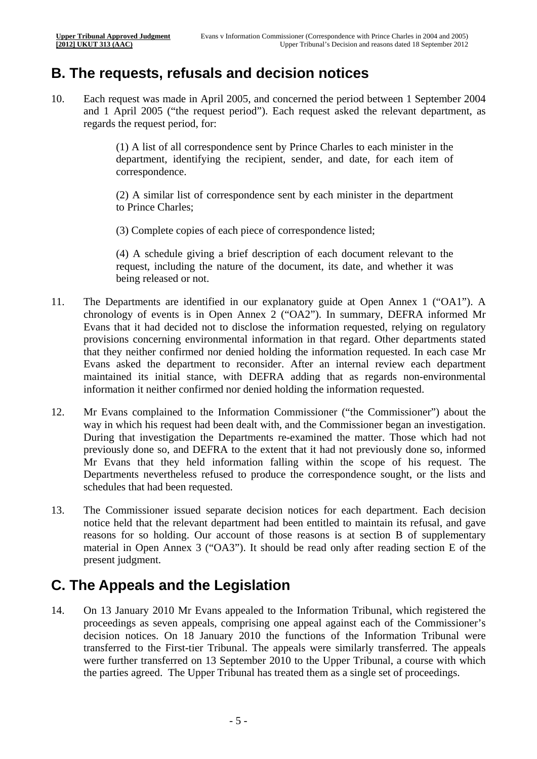## B. The requests, refusals and decision notices

10. Each request was made in April 2005, and concerned the period between 1 September 2004 and 1 April 2005 ("the request period"). Each request asked the relevant department, as regards the request period, for:

    > (1) A list of all correspondence sent by Prince Charles to each minister in the department, identifying the recipient, sender, and date, for each item of correspondence.
    >
    > (2) A similar list of correspondence sent by each minister in the department to Prince Charles;
    >
    > (3) Complete copies of each piece of correspondence listed;
    >
    > (4) A schedule giving a brief description of each document relevant to the request, including the nature of the document, its date, and whether it was being released or not.

11. The Departments are identified in our explanatory guide at Open Annex 1 ("OA1"). A chronology of events is in Open Annex 2 ("OA2"). In summary, DEFRA informed Mr Evans that it had decided not to disclose the information requested, relying on regulatory provisions concerning environmental information in that regard. Other departments stated that they neither confirmed nor denied holding the information requested. In each case Mr Evans asked the department to reconsider. After an internal review each department maintained its initial stance, with DEFRA adding that as regards non-environmental information it neither confirmed nor denied holding the information requested.

12. Mr Evans complained to the Information Commissioner ("the Commissioner") about the way in which his request had been dealt with, and the Commissioner began an investigation. During that investigation the Departments re-examined the matter. Those which had not previously done so, and DEFRA to the extent that it had not previously done so, informed Mr Evans that they held information falling within the scope of his request. The Departments nevertheless refused to produce the correspondence sought, or the lists and schedules that had been requested.

13. The Commissioner issued separate decision notices for each department. Each decision notice held that the relevant department had been entitled to maintain its refusal, and gave reasons for so holding. Our account of those reasons is at section B of supplementary material in Open Annex 3 ("OA3"). It should be read only after reading section E of the present judgment.

## C. The Appeals and the Legislation

14. On 13 January 2010 Mr Evans appealed to the Information Tribunal, which registered the proceedings as seven appeals, comprising one appeal against each of the Commissioner's decision notices. On 18 January 2010 the functions of the Information Tribunal were transferred to the First-tier Tribunal. The appeals were similarly transferred. The appeals were further transferred on 13 September 2010 to the Upper Tribunal, a course with which the parties agreed. The Upper Tribunal has treated them as a single set of proceedings.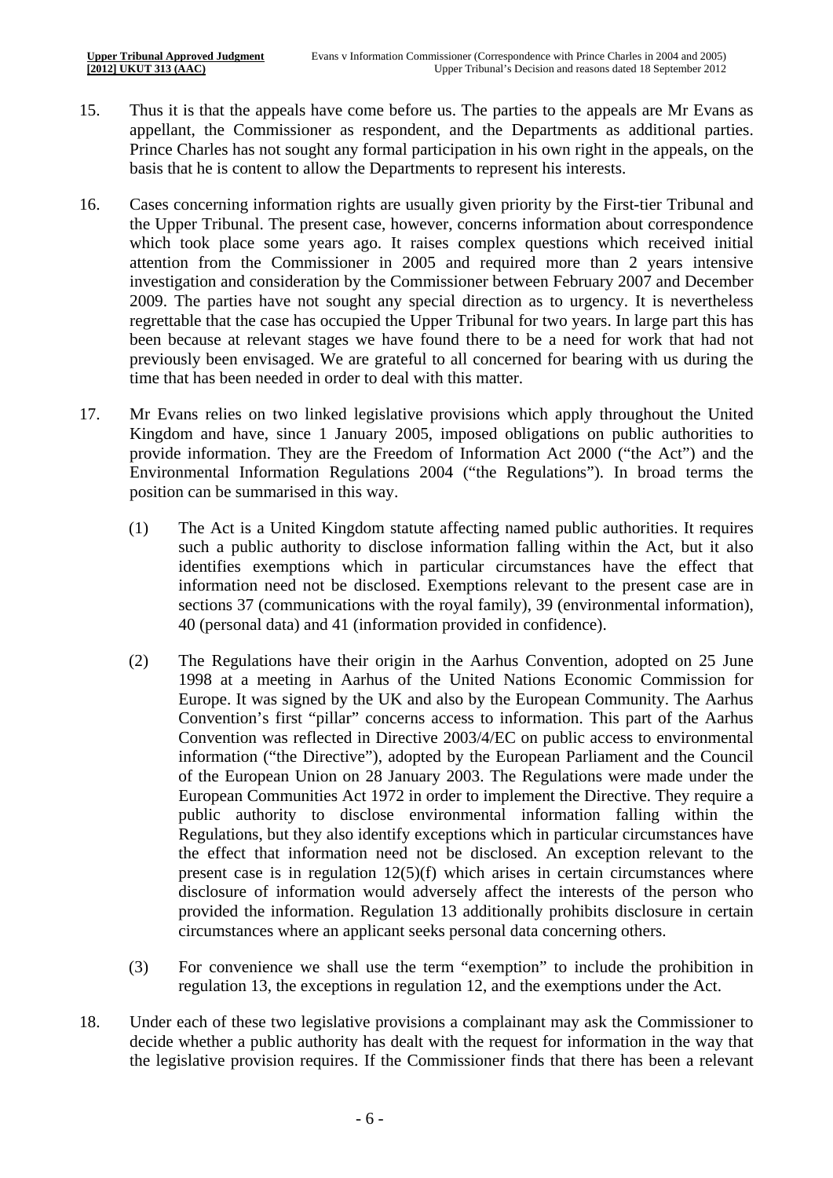15. Thus it is that the appeals have come before us. The parties to the appeals are Mr Evans as appellant, the Commissioner as respondent, and the Departments as additional parties. Prince Charles has not sought any formal participation in his own right in the appeals, on the basis that he is content to allow the Departments to represent his interests.

16. Cases concerning information rights are usually given priority by the First-tier Tribunal and the Upper Tribunal. The present case, however, concerns information about correspondence which took place some years ago. It raises complex questions which received initial attention from the Commissioner in 2005 and required more than 2 years intensive investigation and consideration by the Commissioner between February 2007 and December 2009. The parties have not sought any special direction as to urgency. It is nevertheless regrettable that the case has occupied the Upper Tribunal for two years. In large part this has been because at relevant stages we have found there to be a need for work that had not previously been envisaged. We are grateful to all concerned for bearing with us during the time that has been needed in order to deal with this matter.

17. Mr Evans relies on two linked legislative provisions which apply throughout the United Kingdom and have, since 1 January 2005, imposed obligations on public authorities to provide information. They are the Freedom of Information Act 2000 ("the Act") and the Environmental Information Regulations 2004 ("the Regulations"). In broad terms the position can be summarised in this way.

    (1) The Act is a United Kingdom statute affecting named public authorities. It requires such a public authority to disclose information falling within the Act, but it also identifies exemptions which in particular circumstances have the effect that information need not be disclosed. Exemptions relevant to the present case are in sections 37 (communications with the royal family), 39 (environmental information), 40 (personal data) and 41 (information provided in confidence).

    (2) The Regulations have their origin in the Aarhus Convention, adopted on 25 June 1998 at a meeting in Aarhus of the United Nations Economic Commission for Europe. It was signed by the UK and also by the European Community. The Aarhus Convention's first "pillar" concerns access to information. This part of the Aarhus Convention was reflected in Directive 2003/4/EC on public access to environmental information ("the Directive"), adopted by the European Parliament and the Council of the European Union on 28 January 2003. The Regulations were made under the European Communities Act 1972 in order to implement the Directive. They require a public authority to disclose environmental information falling within the Regulations, but they also identify exceptions which in particular circumstances have the effect that information need not be disclosed. An exception relevant to the present case is in regulation 12(5)(f) which arises in certain circumstances where disclosure of information would adversely affect the interests of the person who provided the information. Regulation 13 additionally prohibits disclosure in certain circumstances where an applicant seeks personal data concerning others.

    (3) For convenience we shall use the term "exemption" to include the prohibition in regulation 13, the exceptions in regulation 12, and the exemptions under the Act.

18. Under each of these two legislative provisions a complainant may ask the Commissioner to decide whether a public authority has dealt with the request for information in the way that the legislative provision requires. If the Commissioner finds that there has been a relevant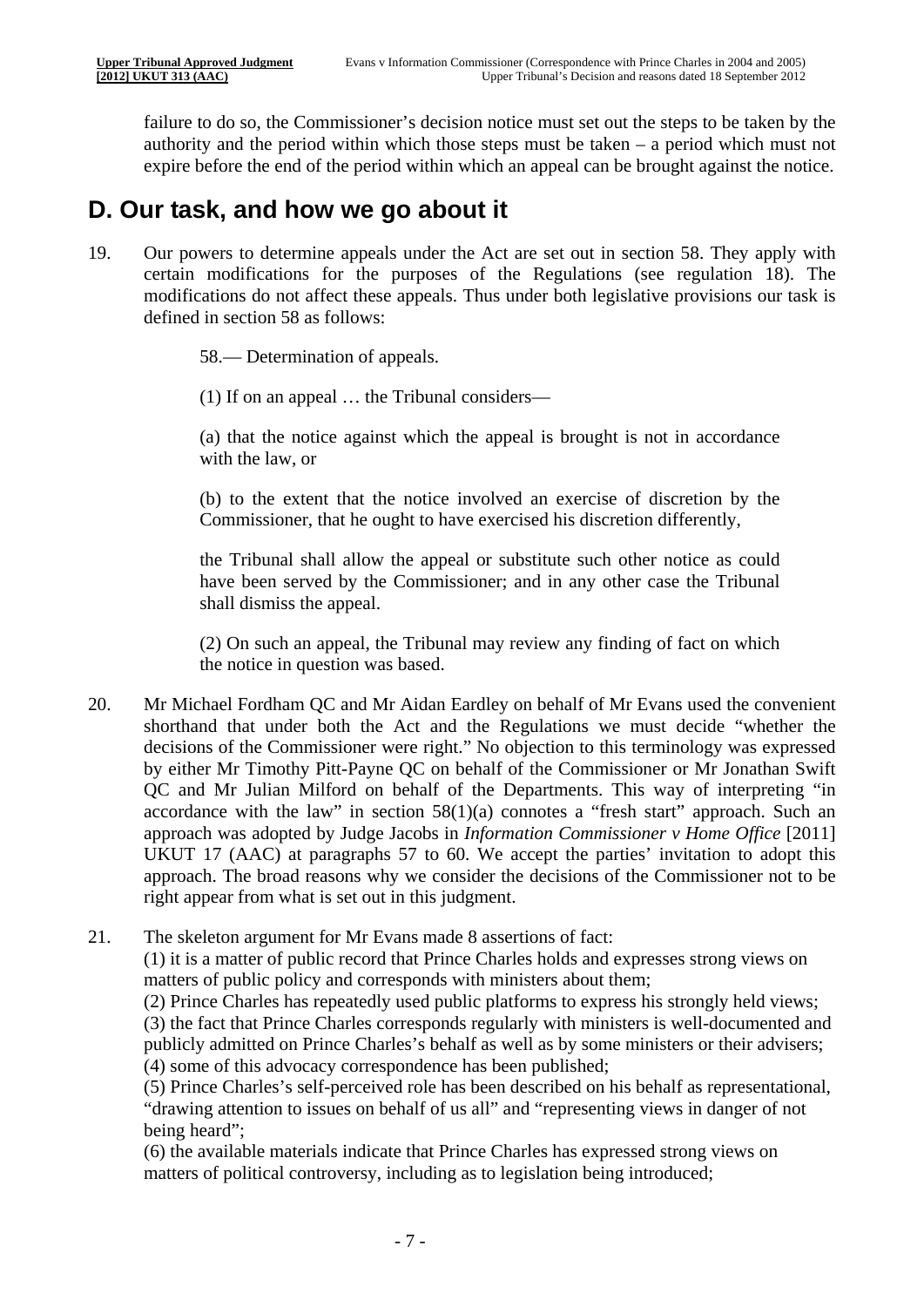failure to do so, the Commissioner's decision notice must set out the steps to be taken by the authority and the period within which those steps must be taken – a period which must not expire before the end of the period within which an appeal can be brought against the notice.

## D. Our task, and how we go about it

19. Our powers to determine appeals under the Act are set out in section 58. They apply with certain modifications for the purposes of the Regulations (see regulation 18). The modifications do not affect these appeals. Thus under both legislative provisions our task is defined in section 58 as follows:

> 58.— Determination of appeals.
>
> (1) If on an appeal … the Tribunal considers—
>
> (a) that the notice against which the appeal is brought is not in accordance with the law, or
>
> (b) to the extent that the notice involved an exercise of discretion by the Commissioner, that he ought to have exercised his discretion differently,
>
> the Tribunal shall allow the appeal or substitute such other notice as could have been served by the Commissioner; and in any other case the Tribunal shall dismiss the appeal.
>
> (2) On such an appeal, the Tribunal may review any finding of fact on which the notice in question was based.

20. Mr Michael Fordham QC and Mr Aidan Eardley on behalf of Mr Evans used the convenient shorthand that under both the Act and the Regulations we must decide "whether the decisions of the Commissioner were right." No objection to this terminology was expressed by either Mr Timothy Pitt-Payne QC on behalf of the Commissioner or Mr Jonathan Swift QC and Mr Julian Milford on behalf of the Departments. This way of interpreting "in accordance with the law" in section 58(1)(a) connotes a "fresh start" approach. Such an approach was adopted by Judge Jacobs in *Information Commissioner v Home Office* [2011] UKUT 17 (AAC) at paragraphs 57 to 60. We accept the parties' invitation to adopt this approach. The broad reasons why we consider the decisions of the Commissioner not to be right appear from what is set out in this judgment.

21. The skeleton argument for Mr Evans made 8 assertions of fact:
(1) it is a matter of public record that Prince Charles holds and expresses strong views on matters of public policy and corresponds with ministers about them;
(2) Prince Charles has repeatedly used public platforms to express his strongly held views;
(3) the fact that Prince Charles corresponds regularly with ministers is well-documented and publicly admitted on Prince Charles's behalf as well as by some ministers or their advisers;
(4) some of this advocacy correspondence has been published;
(5) Prince Charles's self-perceived role has been described on his behalf as representational, "drawing attention to issues on behalf of us all" and "representing views in danger of not being heard";
(6) the available materials indicate that Prince Charles has expressed strong views on matters of political controversy, including as to legislation being introduced;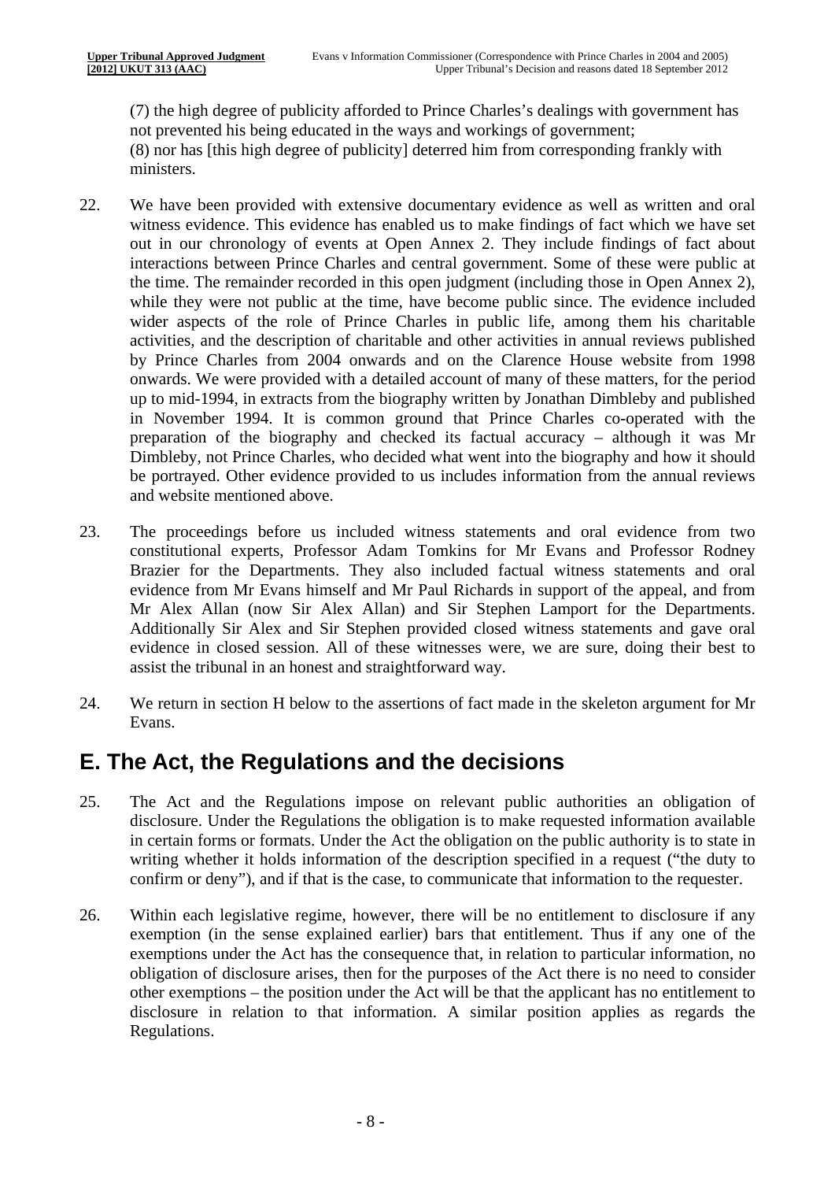(7) the high degree of publicity afforded to Prince Charles's dealings with government has not prevented his being educated in the ways and workings of government;
(8) nor has [this high degree of publicity] deterred him from corresponding frankly with ministers.

22. We have been provided with extensive documentary evidence as well as written and oral witness evidence. This evidence has enabled us to make findings of fact which we have set out in our chronology of events at Open Annex 2. They include findings of fact about interactions between Prince Charles and central government. Some of these were public at the time. The remainder recorded in this open judgment (including those in Open Annex 2), while they were not public at the time, have become public since. The evidence included wider aspects of the role of Prince Charles in public life, among them his charitable activities, and the description of charitable and other activities in annual reviews published by Prince Charles from 2004 onwards and on the Clarence House website from 1998 onwards. We were provided with a detailed account of many of these matters, for the period up to mid-1994, in extracts from the biography written by Jonathan Dimbleby and published in November 1994. It is common ground that Prince Charles co-operated with the preparation of the biography and checked its factual accuracy – although it was Mr Dimbleby, not Prince Charles, who decided what went into the biography and how it should be portrayed. Other evidence provided to us includes information from the annual reviews and website mentioned above.

23. The proceedings before us included witness statements and oral evidence from two constitutional experts, Professor Adam Tomkins for Mr Evans and Professor Rodney Brazier for the Departments. They also included factual witness statements and oral evidence from Mr Evans himself and Mr Paul Richards in support of the appeal, and from Mr Alex Allan (now Sir Alex Allan) and Sir Stephen Lamport for the Departments. Additionally Sir Alex and Sir Stephen provided closed witness statements and gave oral evidence in closed session. All of these witnesses were, we are sure, doing their best to assist the tribunal in an honest and straightforward way.

24. We return in section H below to the assertions of fact made in the skeleton argument for Mr Evans.

## E. The Act, the Regulations and the decisions

25. The Act and the Regulations impose on relevant public authorities an obligation of disclosure. Under the Regulations the obligation is to make requested information available in certain forms or formats. Under the Act the obligation on the public authority is to state in writing whether it holds information of the description specified in a request ("the duty to confirm or deny"), and if that is the case, to communicate that information to the requester.

26. Within each legislative regime, however, there will be no entitlement to disclosure if any exemption (in the sense explained earlier) bars that entitlement. Thus if any one of the exemptions under the Act has the consequence that, in relation to particular information, no obligation of disclosure arises, then for the purposes of the Act there is no need to consider other exemptions – the position under the Act will be that the applicant has no entitlement to disclosure in relation to that information. A similar position applies as regards the Regulations.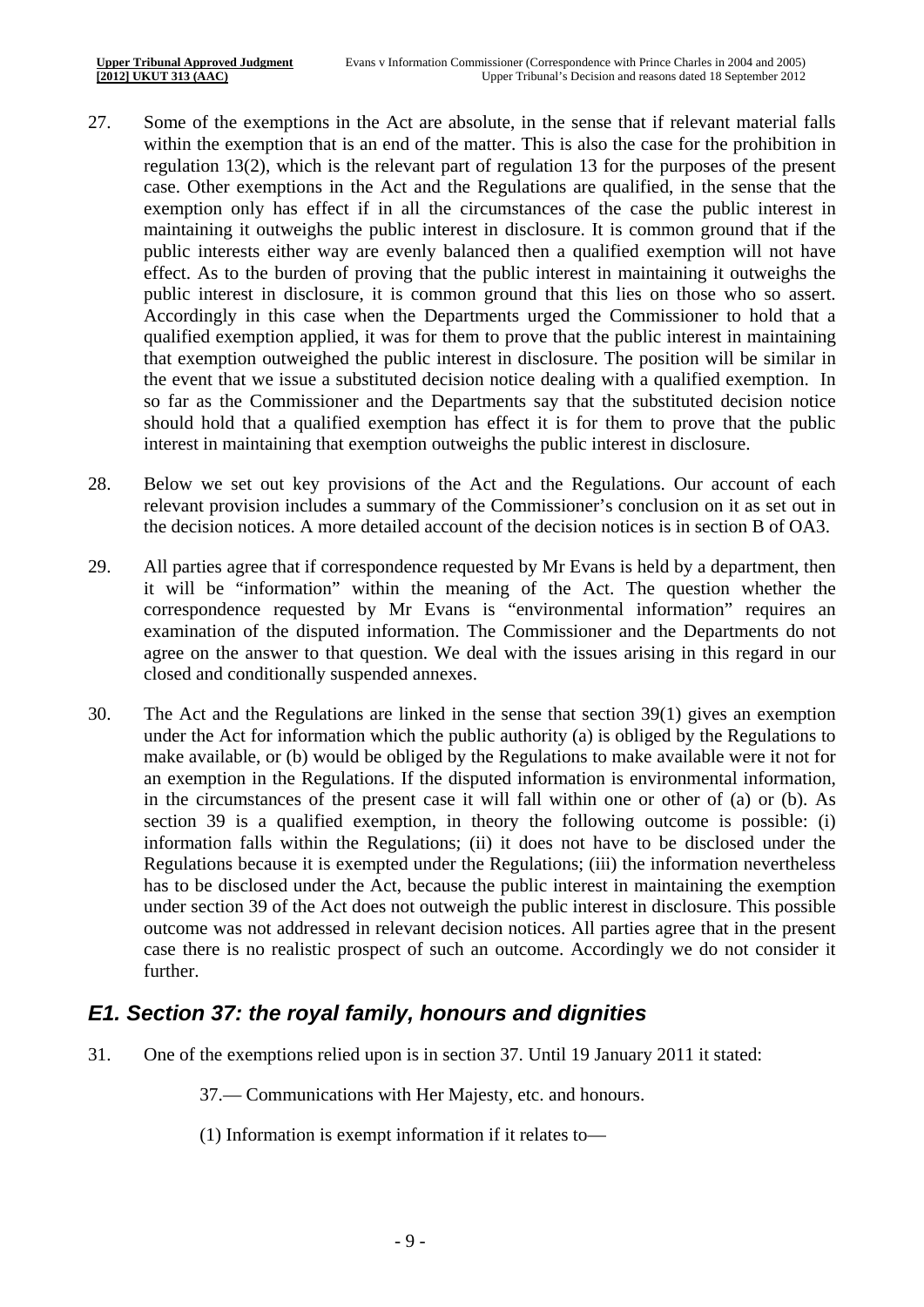27. Some of the exemptions in the Act are absolute, in the sense that if relevant material falls within the exemption that is an end of the matter. This is also the case for the prohibition in regulation 13(2), which is the relevant part of regulation 13 for the purposes of the present case. Other exemptions in the Act and the Regulations are qualified, in the sense that the exemption only has effect if in all the circumstances of the case the public interest in maintaining it outweighs the public interest in disclosure. It is common ground that if the public interests either way are evenly balanced then a qualified exemption will not have effect. As to the burden of proving that the public interest in maintaining it outweighs the public interest in disclosure, it is common ground that this lies on those who so assert. Accordingly in this case when the Departments urged the Commissioner to hold that a qualified exemption applied, it was for them to prove that the public interest in maintaining that exemption outweighed the public interest in disclosure. The position will be similar in the event that we issue a substituted decision notice dealing with a qualified exemption. In so far as the Commissioner and the Departments say that the substituted decision notice should hold that a qualified exemption has effect it is for them to prove that the public interest in maintaining that exemption outweighs the public interest in disclosure.

28. Below we set out key provisions of the Act and the Regulations. Our account of each relevant provision includes a summary of the Commissioner's conclusion on it as set out in the decision notices. A more detailed account of the decision notices is in section B of OA3.

29. All parties agree that if correspondence requested by Mr Evans is held by a department, then it will be "information" within the meaning of the Act. The question whether the correspondence requested by Mr Evans is "environmental information" requires an examination of the disputed information. The Commissioner and the Departments do not agree on the answer to that question. We deal with the issues arising in this regard in our closed and conditionally suspended annexes.

30. The Act and the Regulations are linked in the sense that section 39(1) gives an exemption under the Act for information which the public authority (a) is obliged by the Regulations to make available, or (b) would be obliged by the Regulations to make available were it not for an exemption in the Regulations. If the disputed information is environmental information, in the circumstances of the present case it will fall within one or other of (a) or (b). As section 39 is a qualified exemption, in theory the following outcome is possible: (i) information falls within the Regulations; (ii) it does not have to be disclosed under the Regulations because it is exempted under the Regulations; (iii) the information nevertheless has to be disclosed under the Act, because the public interest in maintaining the exemption under section 39 of the Act does not outweigh the public interest in disclosure. This possible outcome was not addressed in relevant decision notices. All parties agree that in the present case there is no realistic prospect of such an outcome. Accordingly we do not consider it further.

## *E1. Section 37: the royal family, honours and dignities*

31. One of the exemptions relied upon is in section 37. Until 19 January 2011 it stated:

    37.— Communications with Her Majesty, etc. and honours.

    (1) Information is exempt information if it relates to—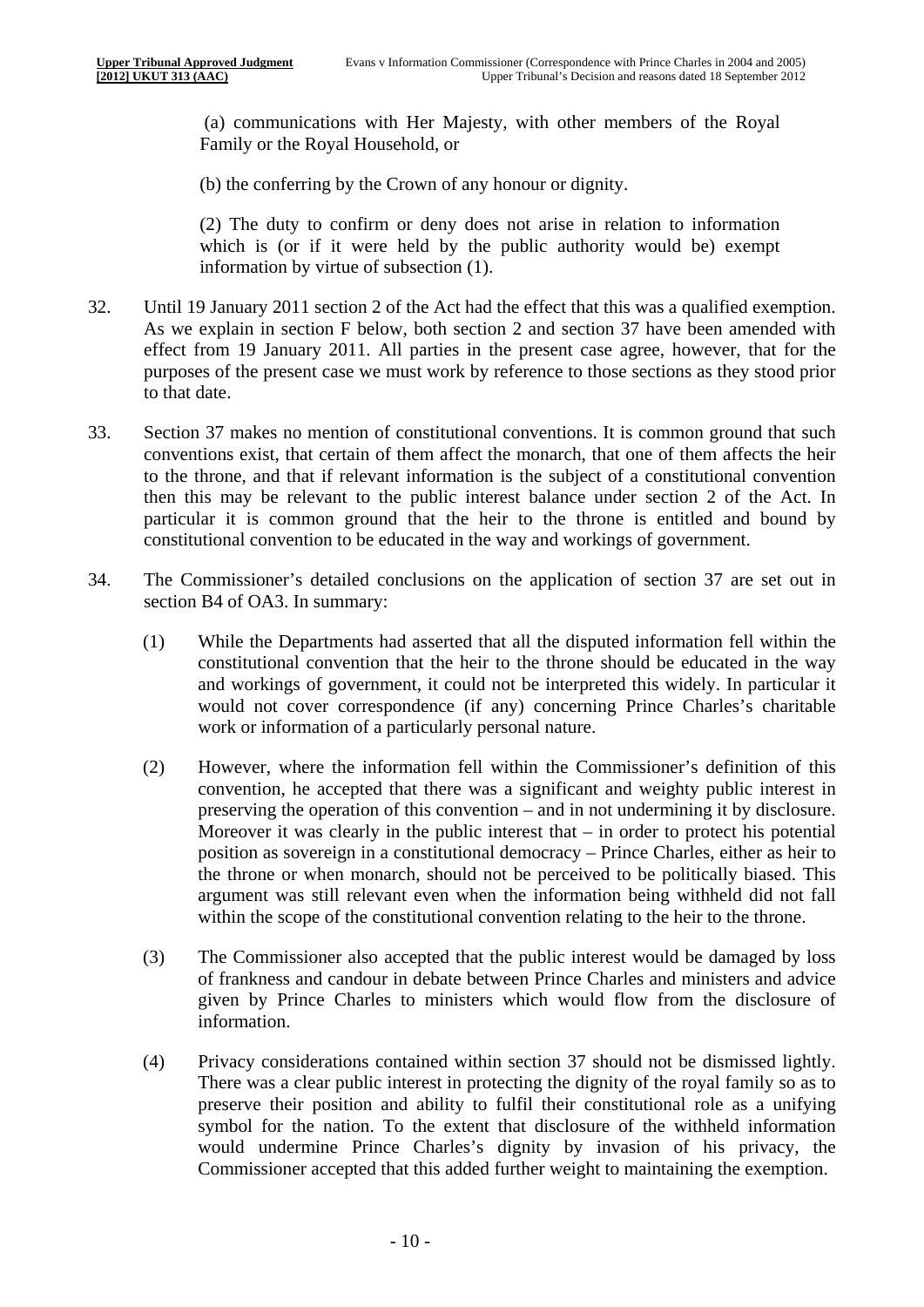(a) communications with Her Majesty, with other members of the Royal Family or the Royal Household, or

(b) the conferring by the Crown of any honour or dignity.

(2) The duty to confirm or deny does not arise in relation to information which is (or if it were held by the public authority would be) exempt information by virtue of subsection (1).

32. Until 19 January 2011 section 2 of the Act had the effect that this was a qualified exemption. As we explain in section F below, both section 2 and section 37 have been amended with effect from 19 January 2011. All parties in the present case agree, however, that for the purposes of the present case we must work by reference to those sections as they stood prior to that date.

33. Section 37 makes no mention of constitutional conventions. It is common ground that such conventions exist, that certain of them affect the monarch, that one of them affects the heir to the throne, and that if relevant information is the subject of a constitutional convention then this may be relevant to the public interest balance under section 2 of the Act. In particular it is common ground that the heir to the throne is entitled and bound by constitutional convention to be educated in the way and workings of government.

34. The Commissioner's detailed conclusions on the application of section 37 are set out in section B4 of OA3. In summary:

   (1) While the Departments had asserted that all the disputed information fell within the constitutional convention that the heir to the throne should be educated in the way and workings of government, it could not be interpreted this widely. In particular it would not cover correspondence (if any) concerning Prince Charles's charitable work or information of a particularly personal nature.

   (2) However, where the information fell within the Commissioner's definition of this convention, he accepted that there was a significant and weighty public interest in preserving the operation of this convention – and in not undermining it by disclosure. Moreover it was clearly in the public interest that – in order to protect his potential position as sovereign in a constitutional democracy – Prince Charles, either as heir to the throne or when monarch, should not be perceived to be politically biased. This argument was still relevant even when the information being withheld did not fall within the scope of the constitutional convention relating to the heir to the throne.

   (3) The Commissioner also accepted that the public interest would be damaged by loss of frankness and candour in debate between Prince Charles and ministers and advice given by Prince Charles to ministers which would flow from the disclosure of information.

   (4) Privacy considerations contained within section 37 should not be dismissed lightly. There was a clear public interest in protecting the dignity of the royal family so as to preserve their position and ability to fulfil their constitutional role as a unifying symbol for the nation. To the extent that disclosure of the withheld information would undermine Prince Charles's dignity by invasion of his privacy, the Commissioner accepted that this added further weight to maintaining the exemption.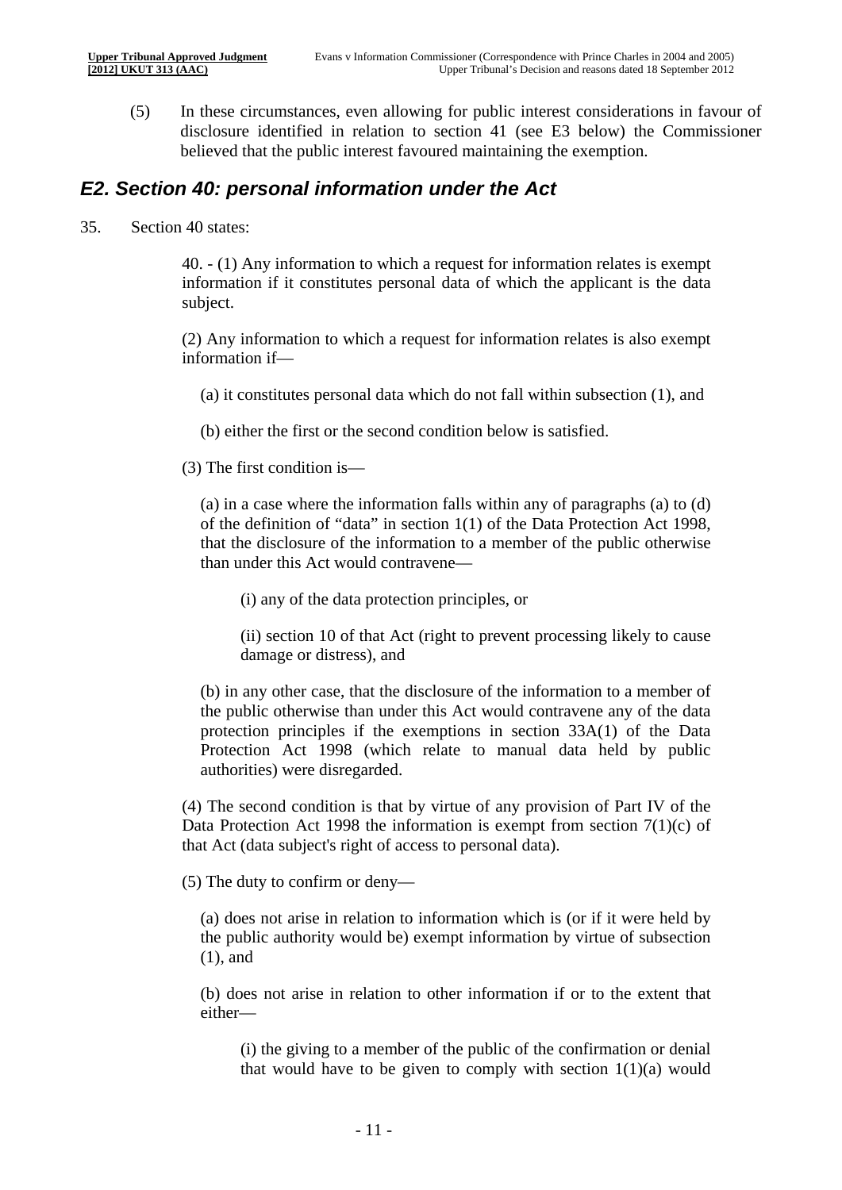(5) In these circumstances, even allowing for public interest considerations in favour of disclosure identified in relation to section 41 (see E3 below) the Commissioner believed that the public interest favoured maintaining the exemption.

## *E2. Section 40: personal information under the Act*

35. Section 40 states:

> 40. - (1) Any information to which a request for information relates is exempt information if it constitutes personal data of which the applicant is the data subject.
>
> (2) Any information to which a request for information relates is also exempt information if—
>
> (a) it constitutes personal data which do not fall within subsection (1), and
>
> (b) either the first or the second condition below is satisfied.
>
> (3) The first condition is—
>
> (a) in a case where the information falls within any of paragraphs (a) to (d) of the definition of "data" in section 1(1) of the Data Protection Act 1998, that the disclosure of the information to a member of the public otherwise than under this Act would contravene—
>
> (i) any of the data protection principles, or
>
> (ii) section 10 of that Act (right to prevent processing likely to cause damage or distress), and
>
> (b) in any other case, that the disclosure of the information to a member of the public otherwise than under this Act would contravene any of the data protection principles if the exemptions in section 33A(1) of the Data Protection Act 1998 (which relate to manual data held by public authorities) were disregarded.
>
> (4) The second condition is that by virtue of any provision of Part IV of the Data Protection Act 1998 the information is exempt from section 7(1)(c) of that Act (data subject's right of access to personal data).
>
> (5) The duty to confirm or deny—
>
> (a) does not arise in relation to information which is (or if it were held by the public authority would be) exempt information by virtue of subsection (1), and
>
> (b) does not arise in relation to other information if or to the extent that either—
>
> (i) the giving to a member of the public of the confirmation or denial that would have to be given to comply with section 1(1)(a) would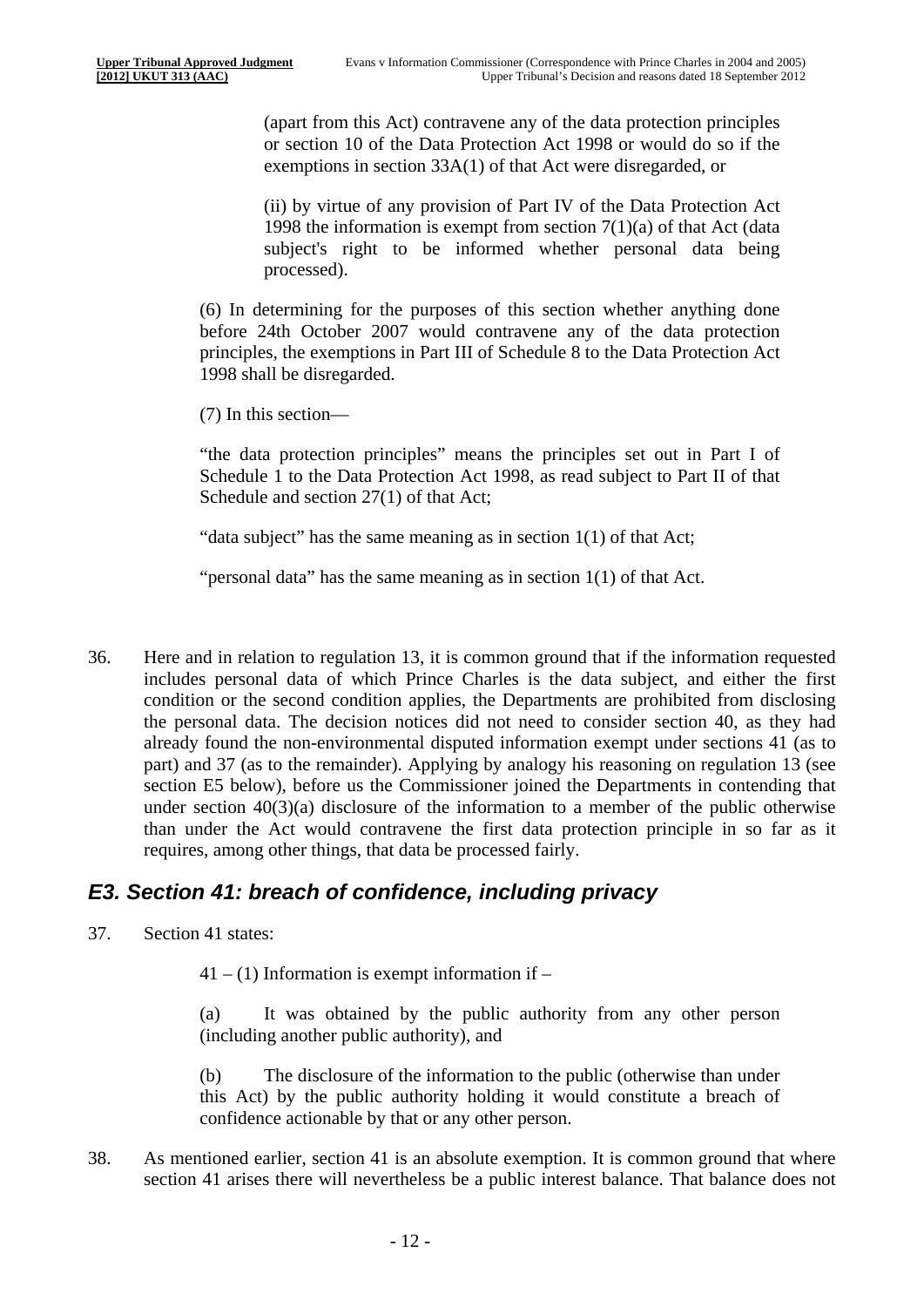(apart from this Act) contravene any of the data protection principles or section 10 of the Data Protection Act 1998 or would do so if the exemptions in section 33A(1) of that Act were disregarded, or

(ii) by virtue of any provision of Part IV of the Data Protection Act 1998 the information is exempt from section 7(1)(a) of that Act (data subject's right to be informed whether personal data being processed).

(6) In determining for the purposes of this section whether anything done before 24th October 2007 would contravene any of the data protection principles, the exemptions in Part III of Schedule 8 to the Data Protection Act 1998 shall be disregarded.

(7) In this section—

"the data protection principles" means the principles set out in Part I of Schedule 1 to the Data Protection Act 1998, as read subject to Part II of that Schedule and section 27(1) of that Act;

"data subject" has the same meaning as in section 1(1) of that Act;

"personal data" has the same meaning as in section 1(1) of that Act.

36. Here and in relation to regulation 13, it is common ground that if the information requested includes personal data of which Prince Charles is the data subject, and either the first condition or the second condition applies, the Departments are prohibited from disclosing the personal data. The decision notices did not need to consider section 40, as they had already found the non-environmental disputed information exempt under sections 41 (as to part) and 37 (as to the remainder). Applying by analogy his reasoning on regulation 13 (see section E5 below), before us the Commissioner joined the Departments in contending that under section 40(3)(a) disclosure of the information to a member of the public otherwise than under the Act would contravene the first data protection principle in so far as it requires, among other things, that data be processed fairly.

## *E3. Section 41: breach of confidence, including privacy*

37. Section 41 states:

41 – (1) Information is exempt information if –

(a) It was obtained by the public authority from any other person (including another public authority), and

(b) The disclosure of the information to the public (otherwise than under this Act) by the public authority holding it would constitute a breach of confidence actionable by that or any other person.

38. As mentioned earlier, section 41 is an absolute exemption. It is common ground that where section 41 arises there will nevertheless be a public interest balance. That balance does not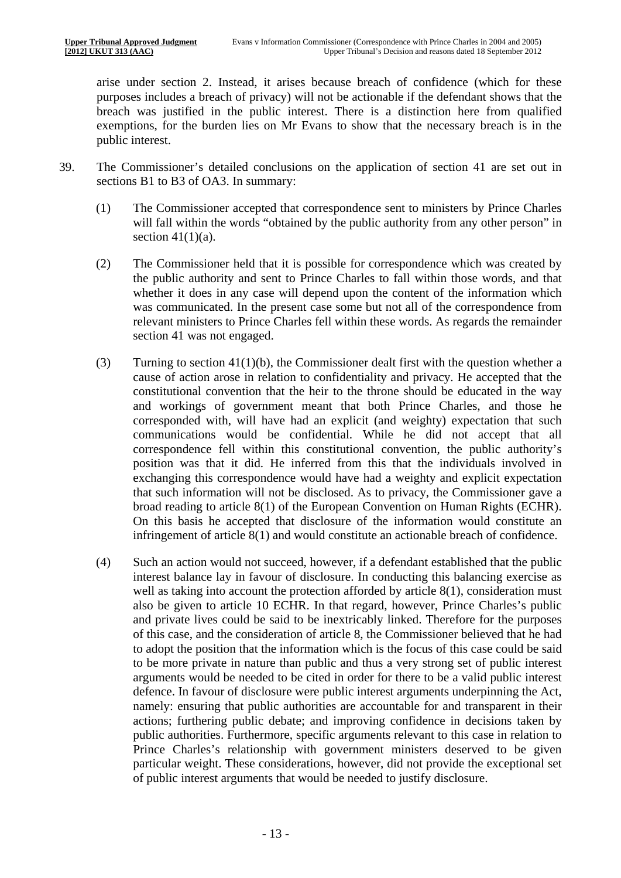arise under section 2. Instead, it arises because breach of confidence (which for these purposes includes a breach of privacy) will not be actionable if the defendant shows that the breach was justified in the public interest. There is a distinction here from qualified exemptions, for the burden lies on Mr Evans to show that the necessary breach is in the public interest.

39. The Commissioner's detailed conclusions on the application of section 41 are set out in sections B1 to B3 of OA3. In summary:

    (1) The Commissioner accepted that correspondence sent to ministers by Prince Charles will fall within the words "obtained by the public authority from any other person" in section 41(1)(a).

    (2) The Commissioner held that it is possible for correspondence which was created by the public authority and sent to Prince Charles to fall within those words, and that whether it does in any case will depend upon the content of the information which was communicated. In the present case some but not all of the correspondence from relevant ministers to Prince Charles fell within these words. As regards the remainder section 41 was not engaged.

    (3) Turning to section 41(1)(b), the Commissioner dealt first with the question whether a cause of action arose in relation to confidentiality and privacy. He accepted that the constitutional convention that the heir to the throne should be educated in the way and workings of government meant that both Prince Charles, and those he corresponded with, will have had an explicit (and weighty) expectation that such communications would be confidential. While he did not accept that all correspondence fell within this constitutional convention, the public authority's position was that it did. He inferred from this that the individuals involved in exchanging this correspondence would have had a weighty and explicit expectation that such information will not be disclosed. As to privacy, the Commissioner gave a broad reading to article 8(1) of the European Convention on Human Rights (ECHR). On this basis he accepted that disclosure of the information would constitute an infringement of article 8(1) and would constitute an actionable breach of confidence.

    (4) Such an action would not succeed, however, if a defendant established that the public interest balance lay in favour of disclosure. In conducting this balancing exercise as well as taking into account the protection afforded by article 8(1), consideration must also be given to article 10 ECHR. In that regard, however, Prince Charles's public and private lives could be said to be inextricably linked. Therefore for the purposes of this case, and the consideration of article 8, the Commissioner believed that he had to adopt the position that the information which is the focus of this case could be said to be more private in nature than public and thus a very strong set of public interest arguments would be needed to be cited in order for there to be a valid public interest defence. In favour of disclosure were public interest arguments underpinning the Act, namely: ensuring that public authorities are accountable for and transparent in their actions; furthering public debate; and improving confidence in decisions taken by public authorities. Furthermore, specific arguments relevant to this case in relation to Prince Charles's relationship with government ministers deserved to be given particular weight. These considerations, however, did not provide the exceptional set of public interest arguments that would be needed to justify disclosure.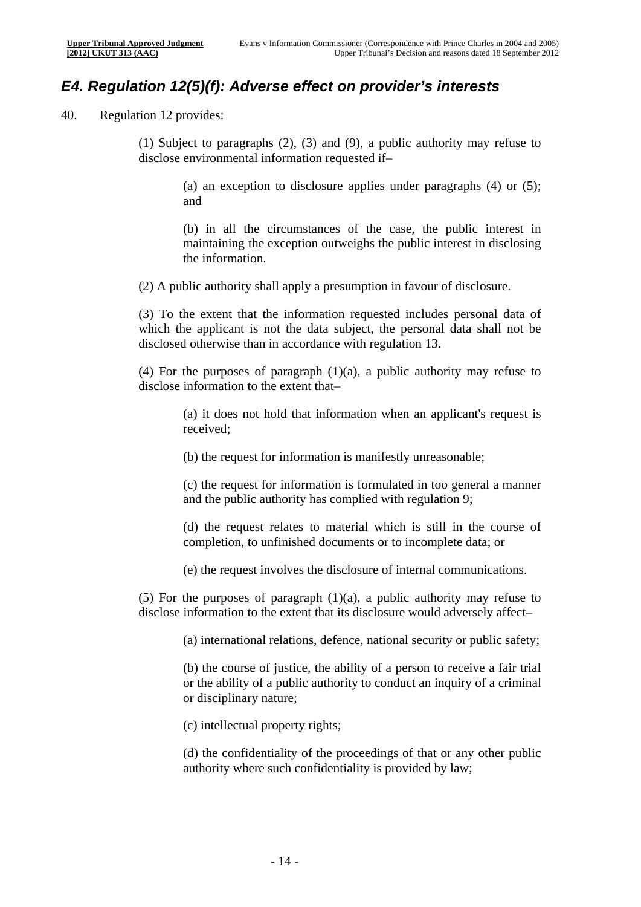## *E4. Regulation 12(5)(f): Adverse effect on provider's interests*

40. Regulation 12 provides:

> (1) Subject to paragraphs (2), (3) and (9), a public authority may refuse to disclose environmental information requested if–
>
> > (a) an exception to disclosure applies under paragraphs (4) or (5); and
> >
> > (b) in all the circumstances of the case, the public interest in maintaining the exception outweighs the public interest in disclosing the information.
>
> (2) A public authority shall apply a presumption in favour of disclosure.
>
> (3) To the extent that the information requested includes personal data of which the applicant is not the data subject, the personal data shall not be disclosed otherwise than in accordance with regulation 13.
>
> (4) For the purposes of paragraph (1)(a), a public authority may refuse to disclose information to the extent that–
>
> > (a) it does not hold that information when an applicant's request is received;
> >
> > (b) the request for information is manifestly unreasonable;
> >
> > (c) the request for information is formulated in too general a manner and the public authority has complied with regulation 9;
> >
> > (d) the request relates to material which is still in the course of completion, to unfinished documents or to incomplete data; or
> >
> > (e) the request involves the disclosure of internal communications.
>
> (5) For the purposes of paragraph (1)(a), a public authority may refuse to disclose information to the extent that its disclosure would adversely affect–
>
> > (a) international relations, defence, national security or public safety;
> >
> > (b) the course of justice, the ability of a person to receive a fair trial or the ability of a public authority to conduct an inquiry of a criminal or disciplinary nature;
> >
> > (c) intellectual property rights;
> >
> > (d) the confidentiality of the proceedings of that or any other public authority where such confidentiality is provided by law;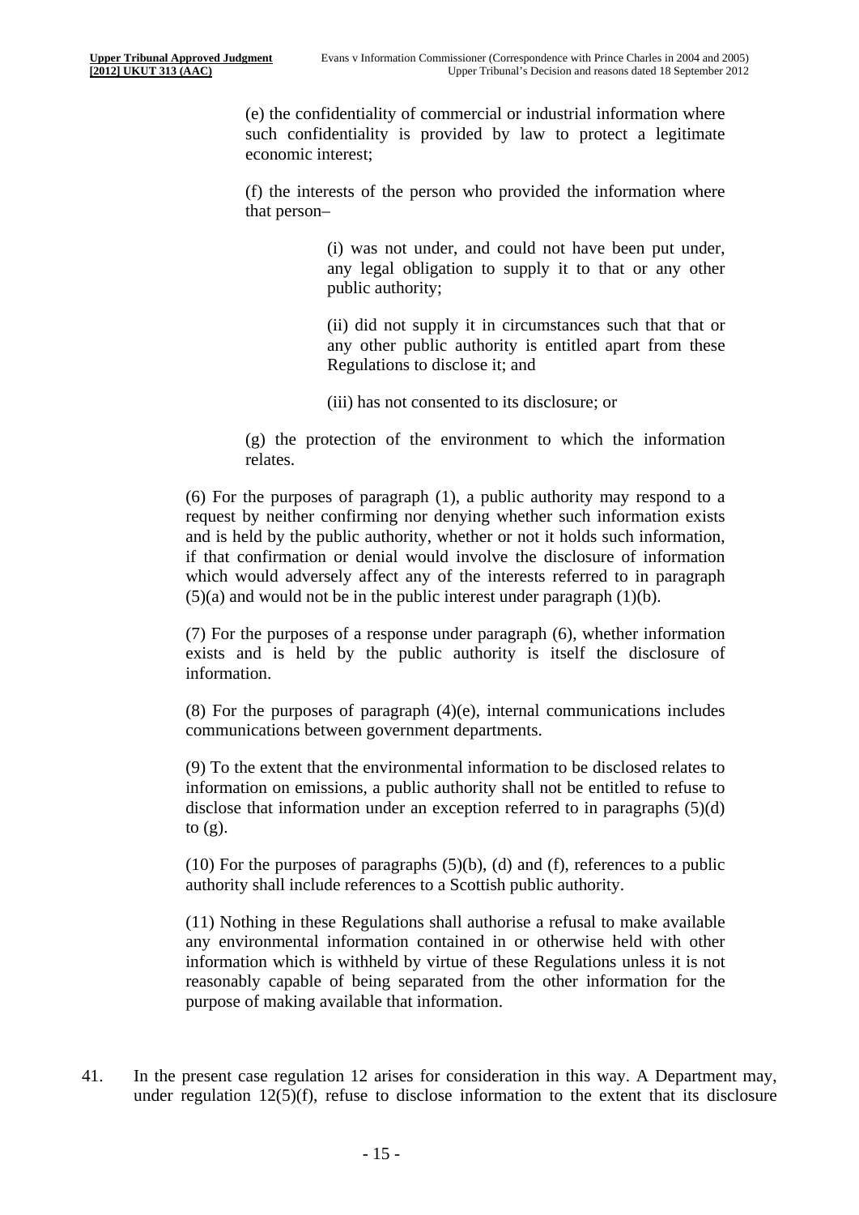(e) the confidentiality of commercial or industrial information where such confidentiality is provided by law to protect a legitimate economic interest;

(f) the interests of the person who provided the information where that person–

> (i) was not under, and could not have been put under, any legal obligation to supply it to that or any other public authority;
>
> (ii) did not supply it in circumstances such that that or any other public authority is entitled apart from these Regulations to disclose it; and
>
> (iii) has not consented to its disclosure; or

(g) the protection of the environment to which the information relates.

(6) For the purposes of paragraph (1), a public authority may respond to a request by neither confirming nor denying whether such information exists and is held by the public authority, whether or not it holds such information, if that confirmation or denial would involve the disclosure of information which would adversely affect any of the interests referred to in paragraph (5)(a) and would not be in the public interest under paragraph (1)(b).

(7) For the purposes of a response under paragraph (6), whether information exists and is held by the public authority is itself the disclosure of information.

(8) For the purposes of paragraph (4)(e), internal communications includes communications between government departments.

(9) To the extent that the environmental information to be disclosed relates to information on emissions, a public authority shall not be entitled to refuse to disclose that information under an exception referred to in paragraphs (5)(d) to (g).

(10) For the purposes of paragraphs (5)(b), (d) and (f), references to a public authority shall include references to a Scottish public authority.

(11) Nothing in these Regulations shall authorise a refusal to make available any environmental information contained in or otherwise held with other information which is withheld by virtue of these Regulations unless it is not reasonably capable of being separated from the other information for the purpose of making available that information.

41. In the present case regulation 12 arises for consideration in this way. A Department may, under regulation 12(5)(f), refuse to disclose information to the extent that its disclosure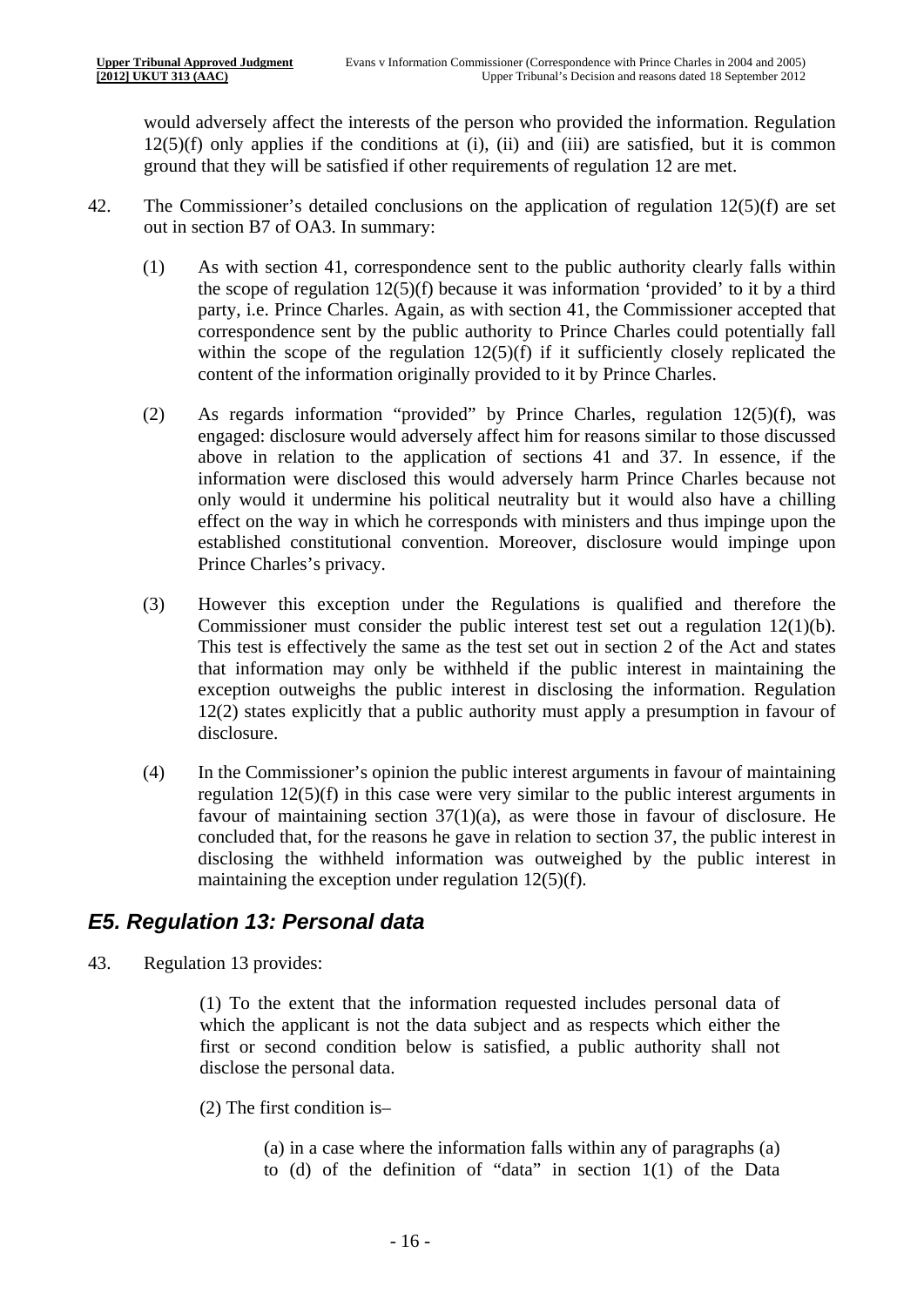would adversely affect the interests of the person who provided the information. Regulation 12(5)(f) only applies if the conditions at (i), (ii) and (iii) are satisfied, but it is common ground that they will be satisfied if other requirements of regulation 12 are met.

42. The Commissioner's detailed conclusions on the application of regulation 12(5)(f) are set out in section B7 of OA3. In summary:

    (1) As with section 41, correspondence sent to the public authority clearly falls within the scope of regulation 12(5)(f) because it was information 'provided' to it by a third party, i.e. Prince Charles. Again, as with section 41, the Commissioner accepted that correspondence sent by the public authority to Prince Charles could potentially fall within the scope of the regulation 12(5)(f) if it sufficiently closely replicated the content of the information originally provided to it by Prince Charles.

    (2) As regards information "provided" by Prince Charles, regulation 12(5)(f), was engaged: disclosure would adversely affect him for reasons similar to those discussed above in relation to the application of sections 41 and 37. In essence, if the information were disclosed this would adversely harm Prince Charles because not only would it undermine his political neutrality but it would also have a chilling effect on the way in which he corresponds with ministers and thus impinge upon the established constitutional convention. Moreover, disclosure would impinge upon Prince Charles's privacy.

    (3) However this exception under the Regulations is qualified and therefore the Commissioner must consider the public interest test set out a regulation 12(1)(b). This test is effectively the same as the test set out in section 2 of the Act and states that information may only be withheld if the public interest in maintaining the exception outweighs the public interest in disclosing the information. Regulation 12(2) states explicitly that a public authority must apply a presumption in favour of disclosure.

    (4) In the Commissioner's opinion the public interest arguments in favour of maintaining regulation 12(5)(f) in this case were very similar to the public interest arguments in favour of maintaining section 37(1)(a), as were those in favour of disclosure. He concluded that, for the reasons he gave in relation to section 37, the public interest in disclosing the withheld information was outweighed by the public interest in maintaining the exception under regulation 12(5)(f).

## *E5. Regulation 13: Personal data*

43. Regulation 13 provides:

> (1) To the extent that the information requested includes personal data of which the applicant is not the data subject and as respects which either the first or second condition below is satisfied, a public authority shall not disclose the personal data.
>
> (2) The first condition is–
>
> > (a) in a case where the information falls within any of paragraphs (a) to (d) of the definition of "data" in section 1(1) of the Data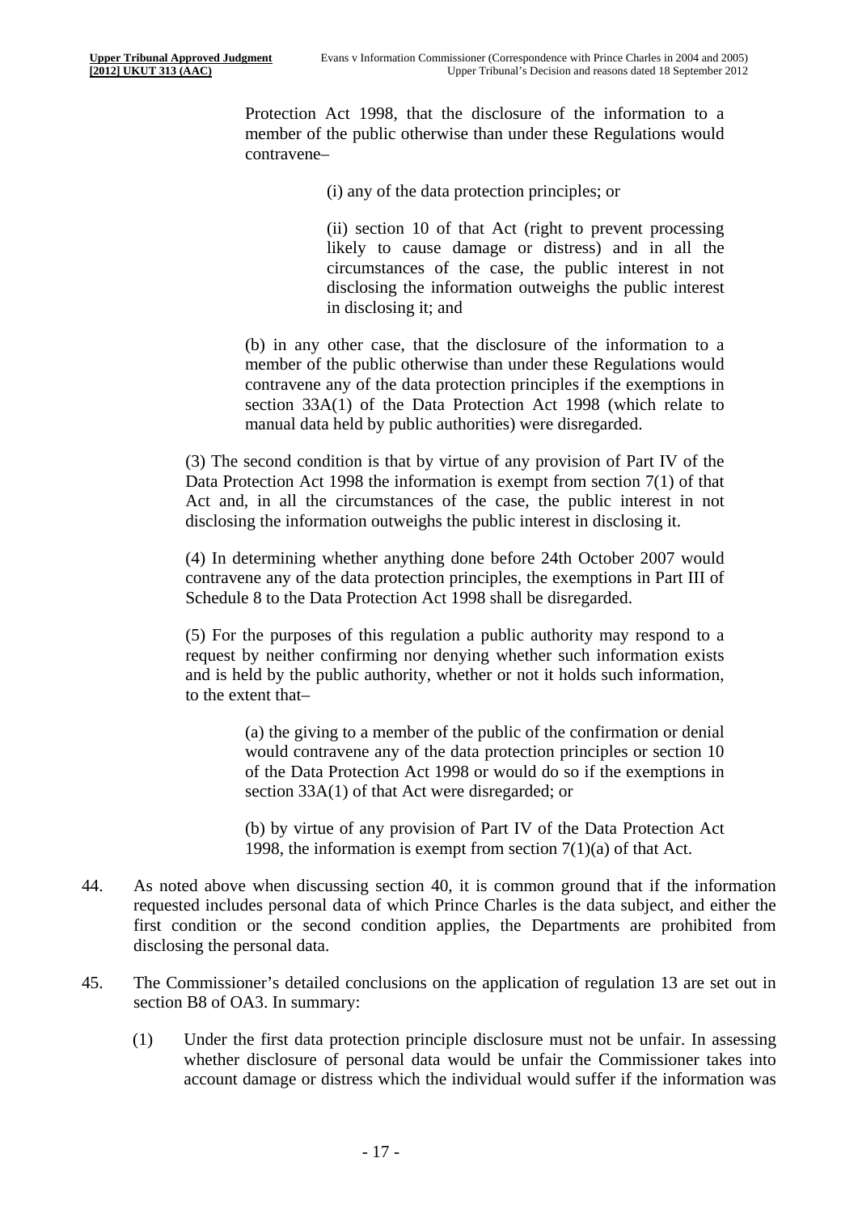Protection Act 1998, that the disclosure of the information to a member of the public otherwise than under these Regulations would contravene–

(i) any of the data protection principles; or

(ii) section 10 of that Act (right to prevent processing likely to cause damage or distress) and in all the circumstances of the case, the public interest in not disclosing the information outweighs the public interest in disclosing it; and

(b) in any other case, that the disclosure of the information to a member of the public otherwise than under these Regulations would contravene any of the data protection principles if the exemptions in section 33A(1) of the Data Protection Act 1998 (which relate to manual data held by public authorities) were disregarded.

(3) The second condition is that by virtue of any provision of Part IV of the Data Protection Act 1998 the information is exempt from section 7(1) of that Act and, in all the circumstances of the case, the public interest in not disclosing the information outweighs the public interest in disclosing it.

(4) In determining whether anything done before 24th October 2007 would contravene any of the data protection principles, the exemptions in Part III of Schedule 8 to the Data Protection Act 1998 shall be disregarded.

(5) For the purposes of this regulation a public authority may respond to a request by neither confirming nor denying whether such information exists and is held by the public authority, whether or not it holds such information, to the extent that–

(a) the giving to a member of the public of the confirmation or denial would contravene any of the data protection principles or section 10 of the Data Protection Act 1998 or would do so if the exemptions in section 33A(1) of that Act were disregarded; or

(b) by virtue of any provision of Part IV of the Data Protection Act 1998, the information is exempt from section 7(1)(a) of that Act.

44. As noted above when discussing section 40, it is common ground that if the information requested includes personal data of which Prince Charles is the data subject, and either the first condition or the second condition applies, the Departments are prohibited from disclosing the personal data.

45. The Commissioner's detailed conclusions on the application of regulation 13 are set out in section B8 of OA3. In summary:

(1) Under the first data protection principle disclosure must not be unfair. In assessing whether disclosure of personal data would be unfair the Commissioner takes into account damage or distress which the individual would suffer if the information was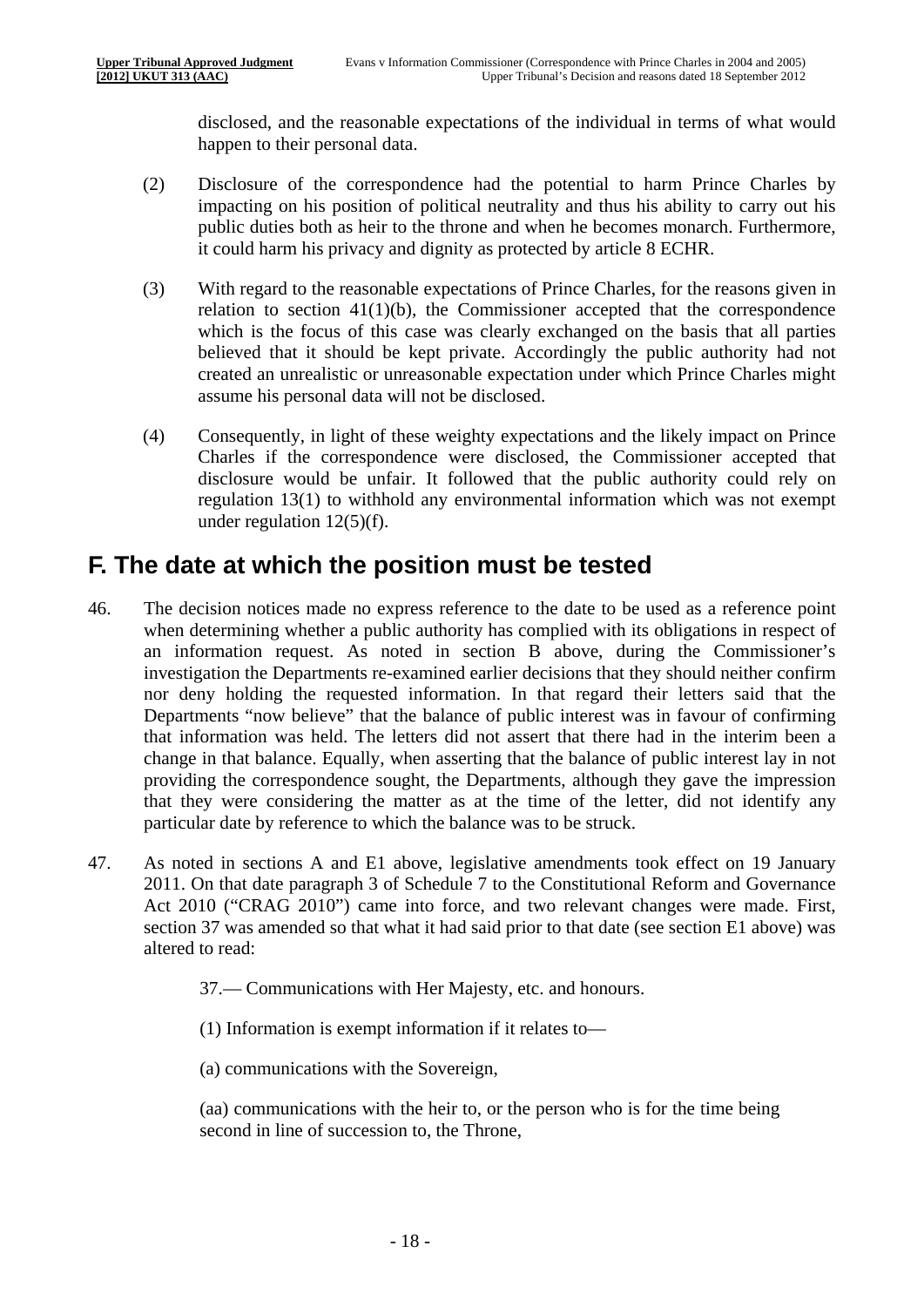disclosed, and the reasonable expectations of the individual in terms of what would happen to their personal data.

(2) Disclosure of the correspondence had the potential to harm Prince Charles by impacting on his position of political neutrality and thus his ability to carry out his public duties both as heir to the throne and when he becomes monarch. Furthermore, it could harm his privacy and dignity as protected by article 8 ECHR.

(3) With regard to the reasonable expectations of Prince Charles, for the reasons given in relation to section 41(1)(b), the Commissioner accepted that the correspondence which is the focus of this case was clearly exchanged on the basis that all parties believed that it should be kept private. Accordingly the public authority had not created an unrealistic or unreasonable expectation under which Prince Charles might assume his personal data will not be disclosed.

(4) Consequently, in light of these weighty expectations and the likely impact on Prince Charles if the correspondence were disclosed, the Commissioner accepted that disclosure would be unfair. It followed that the public authority could rely on regulation 13(1) to withhold any environmental information which was not exempt under regulation 12(5)(f).

## F. The date at which the position must be tested

46. The decision notices made no express reference to the date to be used as a reference point when determining whether a public authority has complied with its obligations in respect of an information request. As noted in section B above, during the Commissioner's investigation the Departments re-examined earlier decisions that they should neither confirm nor deny holding the requested information. In that regard their letters said that the Departments "now believe" that the balance of public interest was in favour of confirming that information was held. The letters did not assert that there had in the interim been a change in that balance. Equally, when asserting that the balance of public interest lay in not providing the correspondence sought, the Departments, although they gave the impression that they were considering the matter as at the time of the letter, did not identify any particular date by reference to which the balance was to be struck.

47. As noted in sections A and E1 above, legislative amendments took effect on 19 January 2011. On that date paragraph 3 of Schedule 7 to the Constitutional Reform and Governance Act 2010 ("CRAG 2010") came into force, and two relevant changes were made. First, section 37 was amended so that what it had said prior to that date (see section E1 above) was altered to read:

> 37.— Communications with Her Majesty, etc. and honours.
>
> (1) Information is exempt information if it relates to—
>
> (a) communications with the Sovereign,
>
> (aa) communications with the heir to, or the person who is for the time being second in line of succession to, the Throne,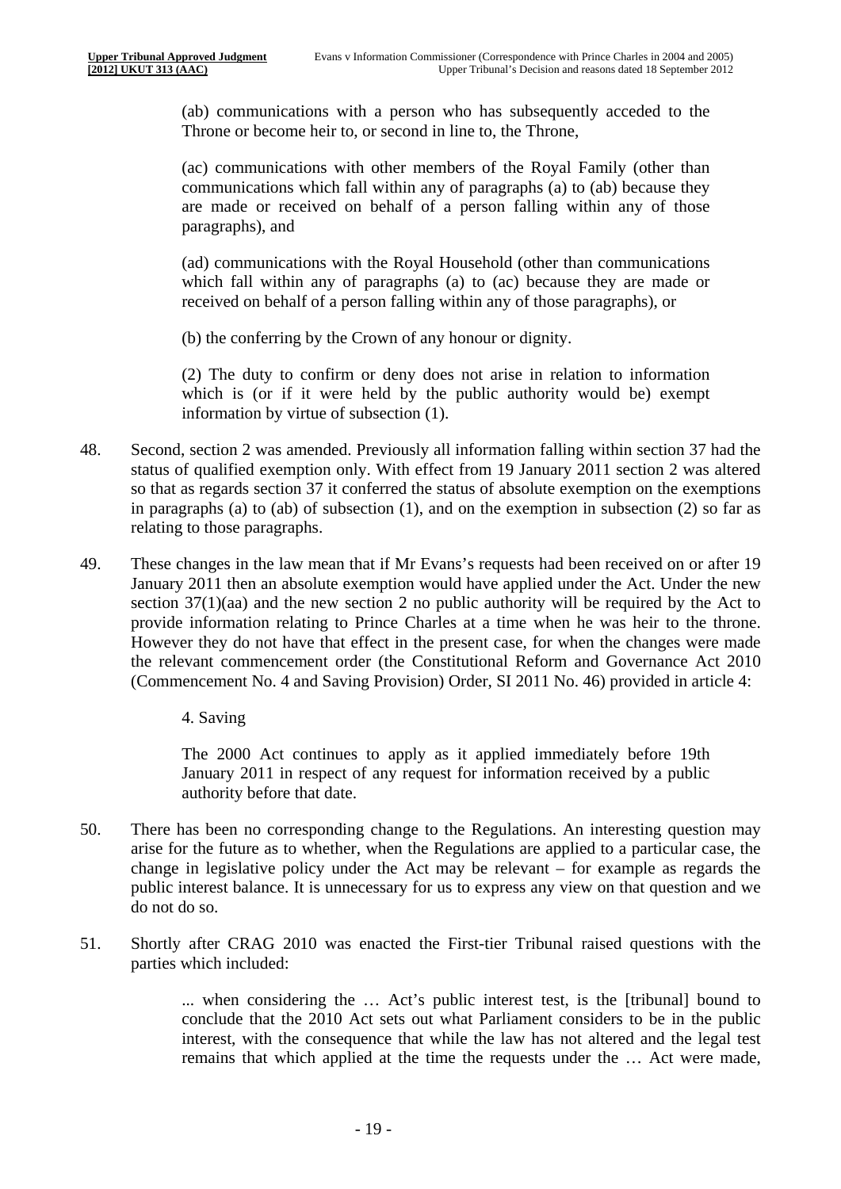> (ab) communications with a person who has subsequently acceded to the Throne or become heir to, or second in line to, the Throne,
>
> (ac) communications with other members of the Royal Family (other than communications which fall within any of paragraphs (a) to (ab) because they are made or received on behalf of a person falling within any of those paragraphs), and
>
> (ad) communications with the Royal Household (other than communications which fall within any of paragraphs (a) to (ac) because they are made or received on behalf of a person falling within any of those paragraphs), or
>
> (b) the conferring by the Crown of any honour or dignity.
>
> (2) The duty to confirm or deny does not arise in relation to information which is (or if it were held by the public authority would be) exempt information by virtue of subsection (1).

48. Second, section 2 was amended. Previously all information falling within section 37 had the status of qualified exemption only. With effect from 19 January 2011 section 2 was altered so that as regards section 37 it conferred the status of absolute exemption on the exemptions in paragraphs (a) to (ab) of subsection (1), and on the exemption in subsection (2) so far as relating to those paragraphs.

49. These changes in the law mean that if Mr Evans's requests had been received on or after 19 January 2011 then an absolute exemption would have applied under the Act. Under the new section 37(1)(aa) and the new section 2 no public authority will be required by the Act to provide information relating to Prince Charles at a time when he was heir to the throne. However they do not have that effect in the present case, for when the changes were made the relevant commencement order (the Constitutional Reform and Governance Act 2010 (Commencement No. 4 and Saving Provision) Order, SI 2011 No. 46) provided in article 4:

> 4. Saving
>
> The 2000 Act continues to apply as it applied immediately before 19th January 2011 in respect of any request for information received by a public authority before that date.

50. There has been no corresponding change to the Regulations. An interesting question may arise for the future as to whether, when the Regulations are applied to a particular case, the change in legislative policy under the Act may be relevant – for example as regards the public interest balance. It is unnecessary for us to express any view on that question and we do not do so.

51. Shortly after CRAG 2010 was enacted the First-tier Tribunal raised questions with the parties which included:

> ... when considering the … Act's public interest test, is the [tribunal] bound to conclude that the 2010 Act sets out what Parliament considers to be in the public interest, with the consequence that while the law has not altered and the legal test remains that which applied at the time the requests under the … Act were made,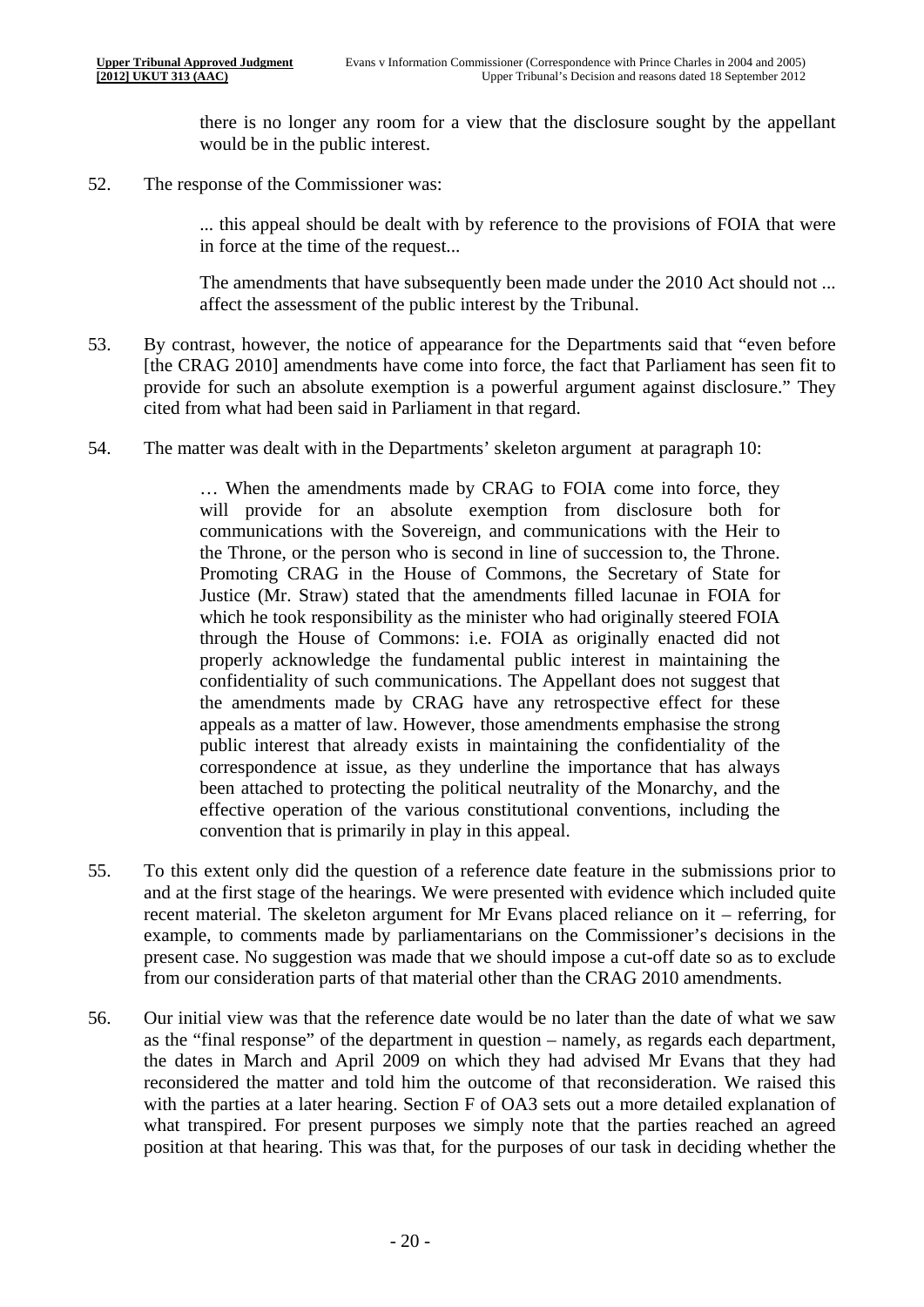there is no longer any room for a view that the disclosure sought by the appellant would be in the public interest.

52. The response of the Commissioner was:

> ... this appeal should be dealt with by reference to the provisions of FOIA that were in force at the time of the request...
>
> The amendments that have subsequently been made under the 2010 Act should not ... affect the assessment of the public interest by the Tribunal.

53. By contrast, however, the notice of appearance for the Departments said that "even before [the CRAG 2010] amendments have come into force, the fact that Parliament has seen fit to provide for such an absolute exemption is a powerful argument against disclosure." They cited from what had been said in Parliament in that regard.

54. The matter was dealt with in the Departments' skeleton argument at paragraph 10:

> … When the amendments made by CRAG to FOIA come into force, they will provide for an absolute exemption from disclosure both for communications with the Sovereign, and communications with the Heir to the Throne, or the person who is second in line of succession to, the Throne. Promoting CRAG in the House of Commons, the Secretary of State for Justice (Mr. Straw) stated that the amendments filled lacunae in FOIA for which he took responsibility as the minister who had originally steered FOIA through the House of Commons: i.e. FOIA as originally enacted did not properly acknowledge the fundamental public interest in maintaining the confidentiality of such communications. The Appellant does not suggest that the amendments made by CRAG have any retrospective effect for these appeals as a matter of law. However, those amendments emphasise the strong public interest that already exists in maintaining the confidentiality of the correspondence at issue, as they underline the importance that has always been attached to protecting the political neutrality of the Monarchy, and the effective operation of the various constitutional conventions, including the convention that is primarily in play in this appeal.

55. To this extent only did the question of a reference date feature in the submissions prior to and at the first stage of the hearings. We were presented with evidence which included quite recent material. The skeleton argument for Mr Evans placed reliance on it – referring, for example, to comments made by parliamentarians on the Commissioner's decisions in the present case. No suggestion was made that we should impose a cut-off date so as to exclude from our consideration parts of that material other than the CRAG 2010 amendments.

56. Our initial view was that the reference date would be no later than the date of what we saw as the "final response" of the department in question – namely, as regards each department, the dates in March and April 2009 on which they had advised Mr Evans that they had reconsidered the matter and told him the outcome of that reconsideration. We raised this with the parties at a later hearing. Section F of OA3 sets out a more detailed explanation of what transpired. For present purposes we simply note that the parties reached an agreed position at that hearing. This was that, for the purposes of our task in deciding whether the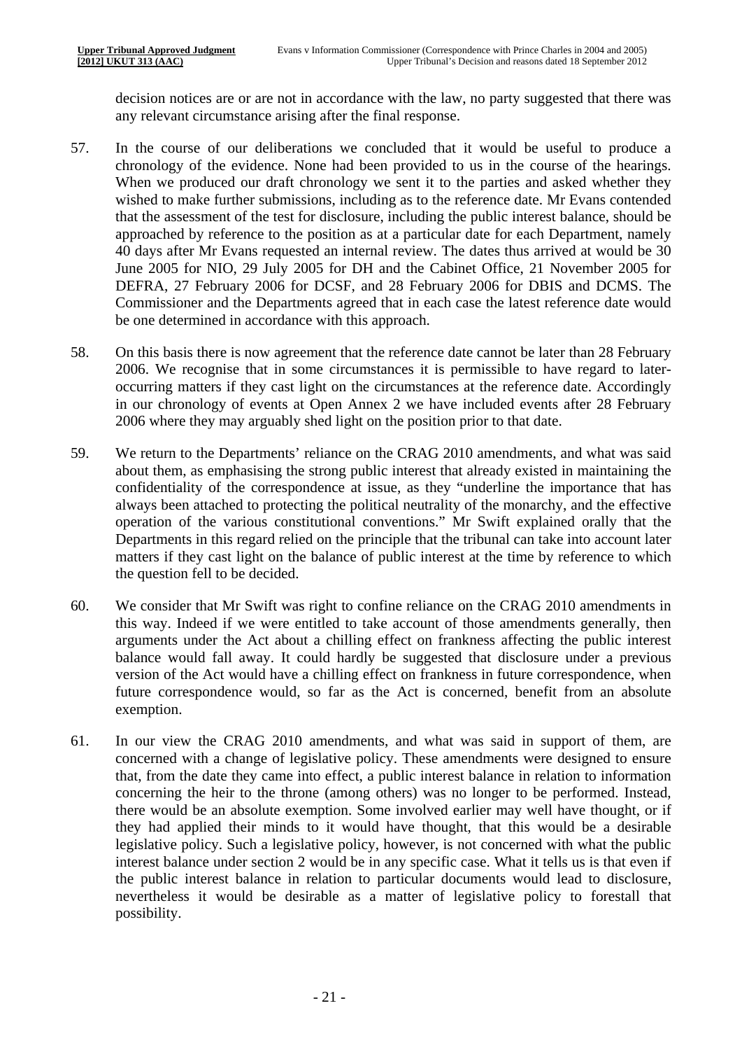decision notices are or are not in accordance with the law, no party suggested that there was any relevant circumstance arising after the final response.

57. In the course of our deliberations we concluded that it would be useful to produce a chronology of the evidence. None had been provided to us in the course of the hearings. When we produced our draft chronology we sent it to the parties and asked whether they wished to make further submissions, including as to the reference date. Mr Evans contended that the assessment of the test for disclosure, including the public interest balance, should be approached by reference to the position as at a particular date for each Department, namely 40 days after Mr Evans requested an internal review. The dates thus arrived at would be 30 June 2005 for NIO, 29 July 2005 for DH and the Cabinet Office, 21 November 2005 for DEFRA, 27 February 2006 for DCSF, and 28 February 2006 for DBIS and DCMS. The Commissioner and the Departments agreed that in each case the latest reference date would be one determined in accordance with this approach.

58. On this basis there is now agreement that the reference date cannot be later than 28 February 2006. We recognise that in some circumstances it is permissible to have regard to later-occurring matters if they cast light on the circumstances at the reference date. Accordingly in our chronology of events at Open Annex 2 we have included events after 28 February 2006 where they may arguably shed light on the position prior to that date.

59. We return to the Departments' reliance on the CRAG 2010 amendments, and what was said about them, as emphasising the strong public interest that already existed in maintaining the confidentiality of the correspondence at issue, as they "underline the importance that has always been attached to protecting the political neutrality of the monarchy, and the effective operation of the various constitutional conventions." Mr Swift explained orally that the Departments in this regard relied on the principle that the tribunal can take into account later matters if they cast light on the balance of public interest at the time by reference to which the question fell to be decided.

60. We consider that Mr Swift was right to confine reliance on the CRAG 2010 amendments in this way. Indeed if we were entitled to take account of those amendments generally, then arguments under the Act about a chilling effect on frankness affecting the public interest balance would fall away. It could hardly be suggested that disclosure under a previous version of the Act would have a chilling effect on frankness in future correspondence, when future correspondence would, so far as the Act is concerned, benefit from an absolute exemption.

61. In our view the CRAG 2010 amendments, and what was said in support of them, are concerned with a change of legislative policy. These amendments were designed to ensure that, from the date they came into effect, a public interest balance in relation to information concerning the heir to the throne (among others) was no longer to be performed. Instead, there would be an absolute exemption. Some involved earlier may well have thought, or if they had applied their minds to it would have thought, that this would be a desirable legislative policy. Such a legislative policy, however, is not concerned with what the public interest balance under section 2 would be in any specific case. What it tells us is that even if the public interest balance in relation to particular documents would lead to disclosure, nevertheless it would be desirable as a matter of legislative policy to forestall that possibility.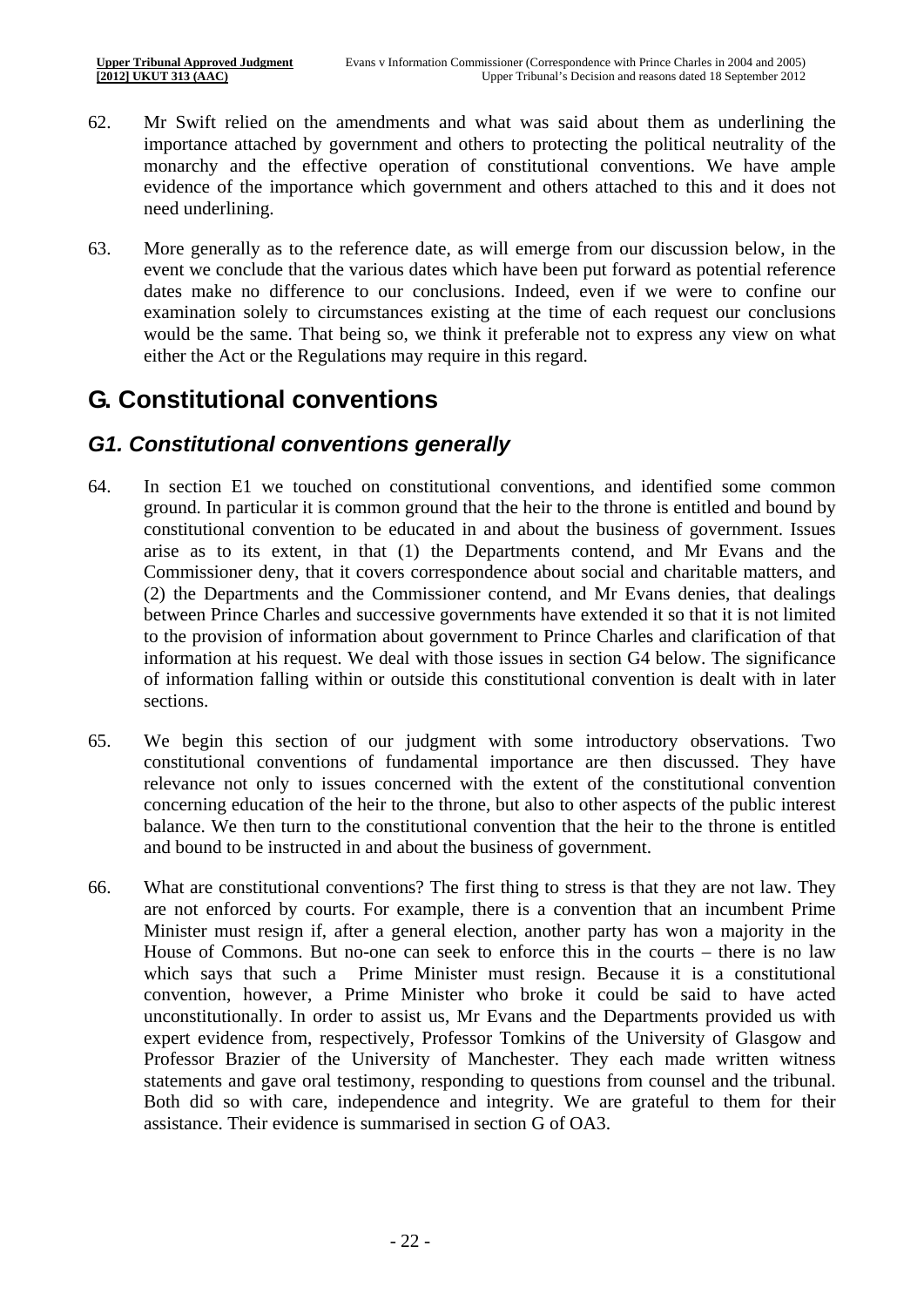62. Mr Swift relied on the amendments and what was said about them as underlining the importance attached by government and others to protecting the political neutrality of the monarchy and the effective operation of constitutional conventions. We have ample evidence of the importance which government and others attached to this and it does not need underlining.

63. More generally as to the reference date, as will emerge from our discussion below, in the event we conclude that the various dates which have been put forward as potential reference dates make no difference to our conclusions. Indeed, even if we were to confine our examination solely to circumstances existing at the time of each request our conclusions would be the same. That being so, we think it preferable not to express any view on what either the Act or the Regulations may require in this regard.

## G. Constitutional conventions

### *G1. Constitutional conventions generally*

64. In section E1 we touched on constitutional conventions, and identified some common ground. In particular it is common ground that the heir to the throne is entitled and bound by constitutional convention to be educated in and about the business of government. Issues arise as to its extent, in that (1) the Departments contend, and Mr Evans and the Commissioner deny, that it covers correspondence about social and charitable matters, and (2) the Departments and the Commissioner contend, and Mr Evans denies, that dealings between Prince Charles and successive governments have extended it so that it is not limited to the provision of information about government to Prince Charles and clarification of that information at his request. We deal with those issues in section G4 below. The significance of information falling within or outside this constitutional convention is dealt with in later sections.

65. We begin this section of our judgment with some introductory observations. Two constitutional conventions of fundamental importance are then discussed. They have relevance not only to issues concerned with the extent of the constitutional convention concerning education of the heir to the throne, but also to other aspects of the public interest balance. We then turn to the constitutional convention that the heir to the throne is entitled and bound to be instructed in and about the business of government.

66. What are constitutional conventions? The first thing to stress is that they are not law. They are not enforced by courts. For example, there is a convention that an incumbent Prime Minister must resign if, after a general election, another party has won a majority in the House of Commons. But no-one can seek to enforce this in the courts – there is no law which says that such a Prime Minister must resign. Because it is a constitutional convention, however, a Prime Minister who broke it could be said to have acted unconstitutionally. In order to assist us, Mr Evans and the Departments provided us with expert evidence from, respectively, Professor Tomkins of the University of Glasgow and Professor Brazier of the University of Manchester. They each made written witness statements and gave oral testimony, responding to questions from counsel and the tribunal. Both did so with care, independence and integrity. We are grateful to them for their assistance. Their evidence is summarised in section G of OA3.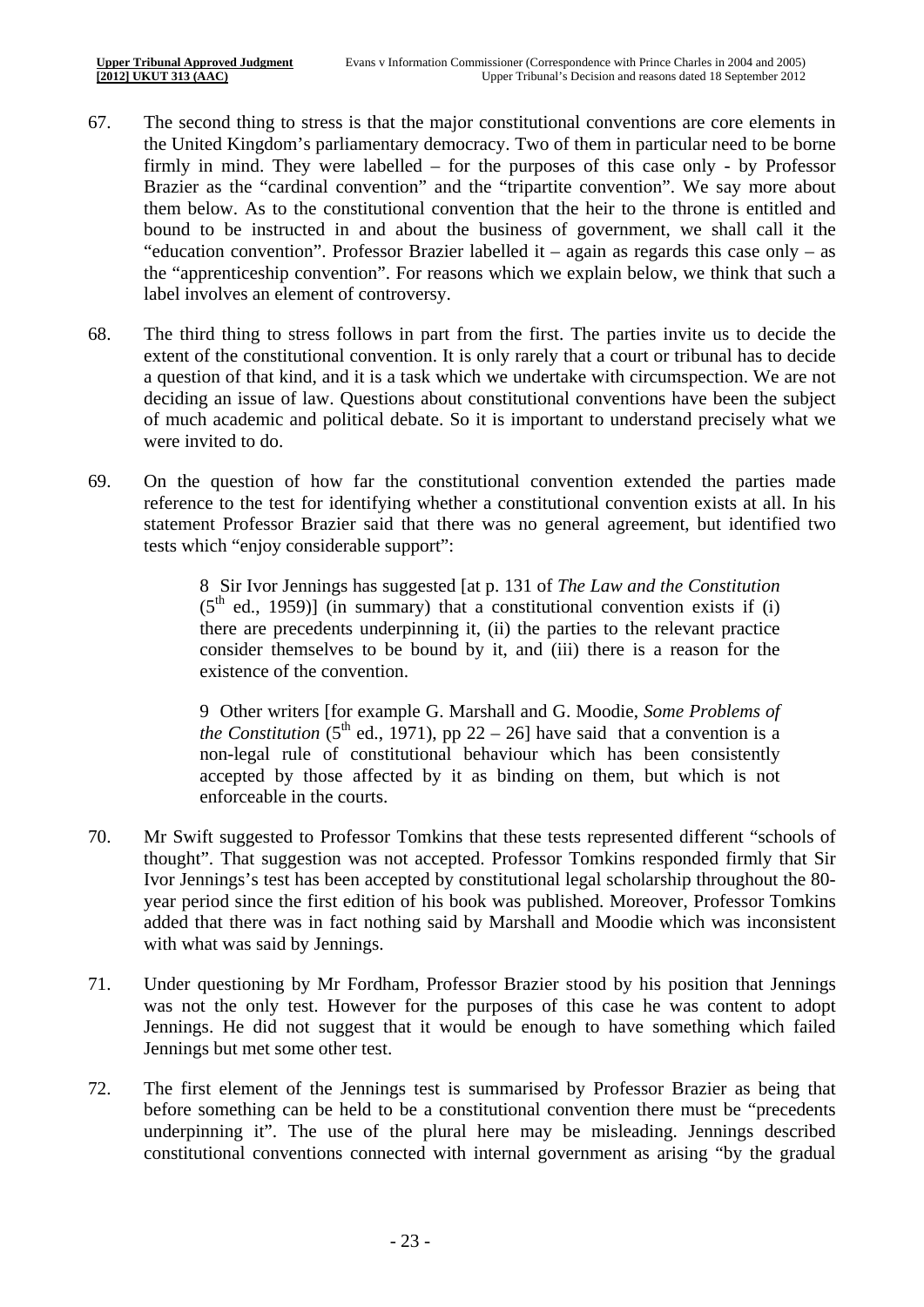67. The second thing to stress is that the major constitutional conventions are core elements in the United Kingdom's parliamentary democracy. Two of them in particular need to be borne firmly in mind. They were labelled – for the purposes of this case only - by Professor Brazier as the "cardinal convention" and the "tripartite convention". We say more about them below. As to the constitutional convention that the heir to the throne is entitled and bound to be instructed in and about the business of government, we shall call it the "education convention". Professor Brazier labelled it – again as regards this case only – as the "apprenticeship convention". For reasons which we explain below, we think that such a label involves an element of controversy.

68. The third thing to stress follows in part from the first. The parties invite us to decide the extent of the constitutional convention. It is only rarely that a court or tribunal has to decide a question of that kind, and it is a task which we undertake with circumspection. We are not deciding an issue of law. Questions about constitutional conventions have been the subject of much academic and political debate. So it is important to understand precisely what we were invited to do.

69. On the question of how far the constitutional convention extended the parties made reference to the test for identifying whether a constitutional convention exists at all. In his statement Professor Brazier said that there was no general agreement, but identified two tests which "enjoy considerable support":

> 8 Sir Ivor Jennings has suggested [at p. 131 of *The Law and the Constitution* (5th ed., 1959)] (in summary) that a constitutional convention exists if (i) there are precedents underpinning it, (ii) the parties to the relevant practice consider themselves to be bound by it, and (iii) there is a reason for the existence of the convention.
>
> 9 Other writers [for example G. Marshall and G. Moodie, *Some Problems of the Constitution* (5th ed., 1971), pp 22 – 26] have said that a convention is a non-legal rule of constitutional behaviour which has been consistently accepted by those affected by it as binding on them, but which is not enforceable in the courts.

70. Mr Swift suggested to Professor Tomkins that these tests represented different "schools of thought". That suggestion was not accepted. Professor Tomkins responded firmly that Sir Ivor Jennings's test has been accepted by constitutional legal scholarship throughout the 80-year period since the first edition of his book was published. Moreover, Professor Tomkins added that there was in fact nothing said by Marshall and Moodie which was inconsistent with what was said by Jennings.

71. Under questioning by Mr Fordham, Professor Brazier stood by his position that Jennings was not the only test. However for the purposes of this case he was content to adopt Jennings. He did not suggest that it would be enough to have something which failed Jennings but met some other test.

72. The first element of the Jennings test is summarised by Professor Brazier as being that before something can be held to be a constitutional convention there must be "precedents underpinning it". The use of the plural here may be misleading. Jennings described constitutional conventions connected with internal government as arising "by the gradual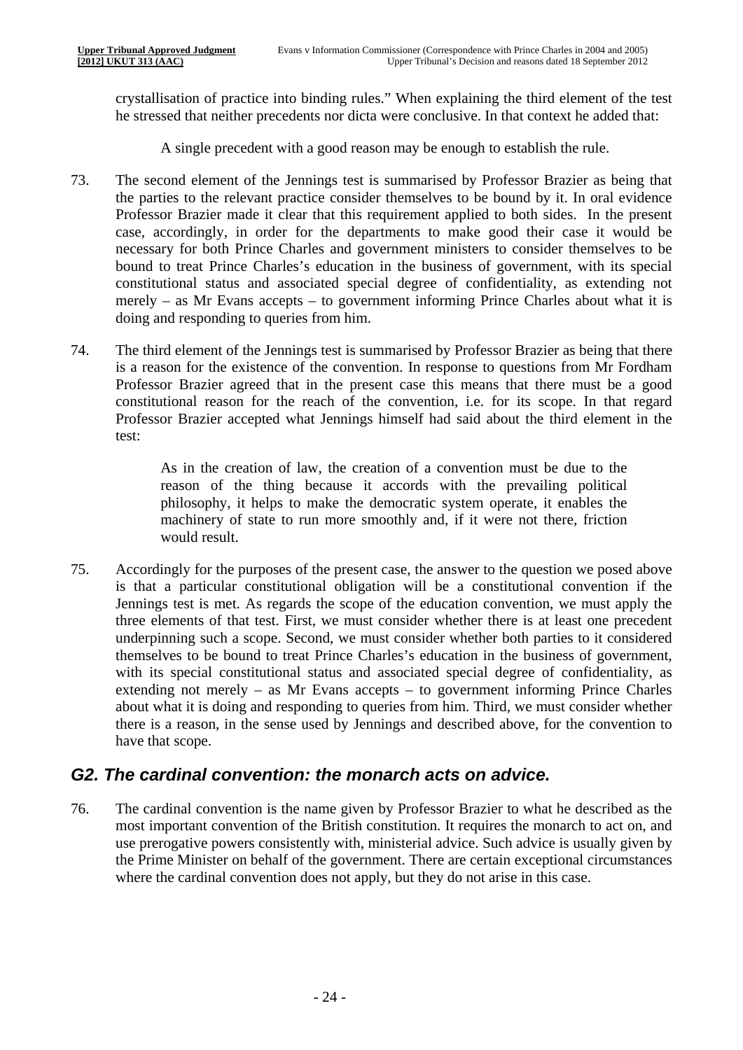crystallisation of practice into binding rules." When explaining the third element of the test he stressed that neither precedents nor dicta were conclusive. In that context he added that:

> A single precedent with a good reason may be enough to establish the rule.

73. The second element of the Jennings test is summarised by Professor Brazier as being that the parties to the relevant practice consider themselves to be bound by it. In oral evidence Professor Brazier made it clear that this requirement applied to both sides. In the present case, accordingly, in order for the departments to make good their case it would be necessary for both Prince Charles and government ministers to consider themselves to be bound to treat Prince Charles's education in the business of government, with its special constitutional status and associated special degree of confidentiality, as extending not merely – as Mr Evans accepts – to government informing Prince Charles about what it is doing and responding to queries from him.

74. The third element of the Jennings test is summarised by Professor Brazier as being that there is a reason for the existence of the convention. In response to questions from Mr Fordham Professor Brazier agreed that in the present case this means that there must be a good constitutional reason for the reach of the convention, i.e. for its scope. In that regard Professor Brazier accepted what Jennings himself had said about the third element in the test:

> As in the creation of law, the creation of a convention must be due to the reason of the thing because it accords with the prevailing political philosophy, it helps to make the democratic system operate, it enables the machinery of state to run more smoothly and, if it were not there, friction would result.

75. Accordingly for the purposes of the present case, the answer to the question we posed above is that a particular constitutional obligation will be a constitutional convention if the Jennings test is met. As regards the scope of the education convention, we must apply the three elements of that test. First, we must consider whether there is at least one precedent underpinning such a scope. Second, we must consider whether both parties to it considered themselves to be bound to treat Prince Charles's education in the business of government, with its special constitutional status and associated special degree of confidentiality, as extending not merely – as Mr Evans accepts – to government informing Prince Charles about what it is doing and responding to queries from him. Third, we must consider whether there is a reason, in the sense used by Jennings and described above, for the convention to have that scope.

## *G2. The cardinal convention: the monarch acts on advice.*

76. The cardinal convention is the name given by Professor Brazier to what he described as the most important convention of the British constitution. It requires the monarch to act on, and use prerogative powers consistently with, ministerial advice. Such advice is usually given by the Prime Minister on behalf of the government. There are certain exceptional circumstances where the cardinal convention does not apply, but they do not arise in this case.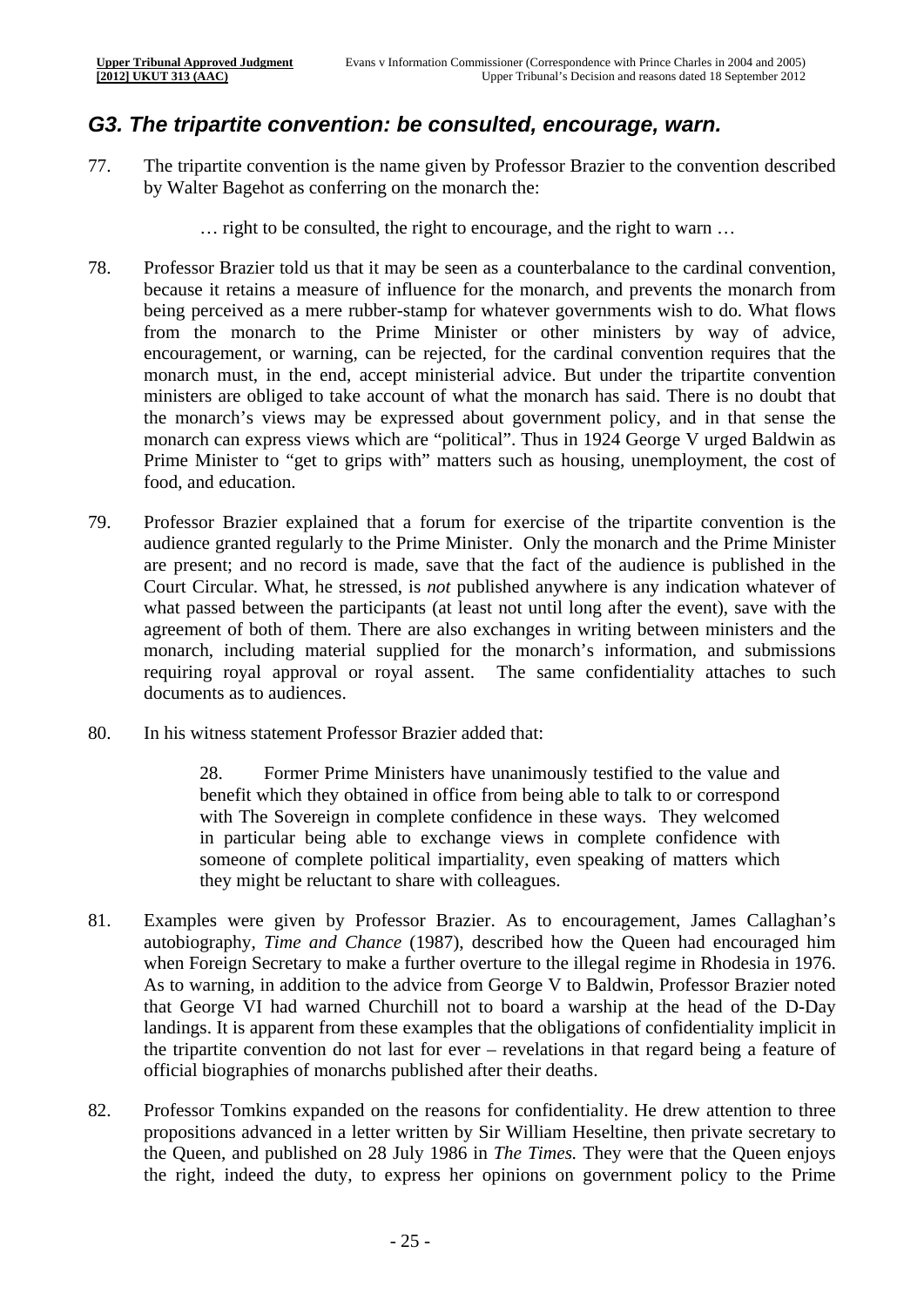## *G3. The tripartite convention: be consulted, encourage, warn.*

77. The tripartite convention is the name given by Professor Brazier to the convention described by Walter Bagehot as conferring on the monarch the:

> … right to be consulted, the right to encourage, and the right to warn …

78. Professor Brazier told us that it may be seen as a counterbalance to the cardinal convention, because it retains a measure of influence for the monarch, and prevents the monarch from being perceived as a mere rubber-stamp for whatever governments wish to do. What flows from the monarch to the Prime Minister or other ministers by way of advice, encouragement, or warning, can be rejected, for the cardinal convention requires that the monarch must, in the end, accept ministerial advice. But under the tripartite convention ministers are obliged to take account of what the monarch has said. There is no doubt that the monarch's views may be expressed about government policy, and in that sense the monarch can express views which are "political". Thus in 1924 George V urged Baldwin as Prime Minister to "get to grips with" matters such as housing, unemployment, the cost of food, and education.

79. Professor Brazier explained that a forum for exercise of the tripartite convention is the audience granted regularly to the Prime Minister. Only the monarch and the Prime Minister are present; and no record is made, save that the fact of the audience is published in the Court Circular. What, he stressed, is *not* published anywhere is any indication whatever of what passed between the participants (at least not until long after the event), save with the agreement of both of them. There are also exchanges in writing between ministers and the monarch, including material supplied for the monarch's information, and submissions requiring royal approval or royal assent. The same confidentiality attaches to such documents as to audiences.

80. In his witness statement Professor Brazier added that:

> 28. Former Prime Ministers have unanimously testified to the value and benefit which they obtained in office from being able to talk to or correspond with The Sovereign in complete confidence in these ways. They welcomed in particular being able to exchange views in complete confidence with someone of complete political impartiality, even speaking of matters which they might be reluctant to share with colleagues.

81. Examples were given by Professor Brazier. As to encouragement, James Callaghan's autobiography, *Time and Chance* (1987), described how the Queen had encouraged him when Foreign Secretary to make a further overture to the illegal regime in Rhodesia in 1976. As to warning, in addition to the advice from George V to Baldwin, Professor Brazier noted that George VI had warned Churchill not to board a warship at the head of the D-Day landings. It is apparent from these examples that the obligations of confidentiality implicit in the tripartite convention do not last for ever – revelations in that regard being a feature of official biographies of monarchs published after their deaths.

82. Professor Tomkins expanded on the reasons for confidentiality. He drew attention to three propositions advanced in a letter written by Sir William Heseltine, then private secretary to the Queen, and published on 28 July 1986 in *The Times.* They were that the Queen enjoys the right, indeed the duty, to express her opinions on government policy to the Prime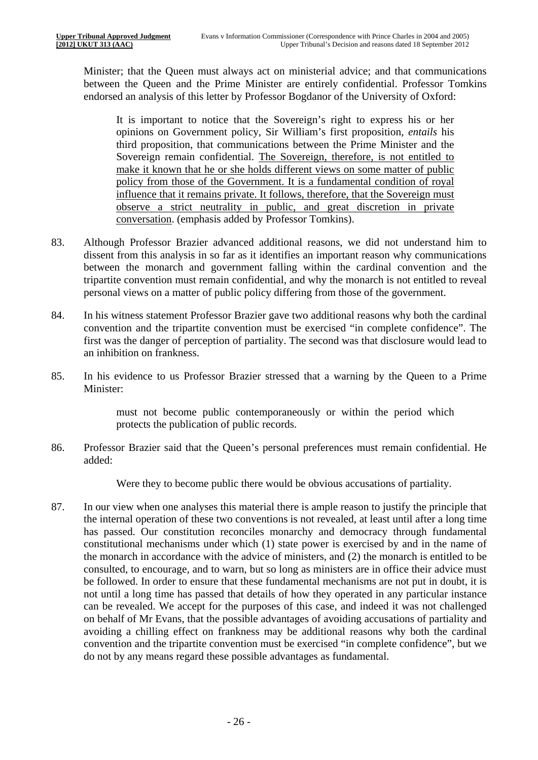Minister; that the Queen must always act on ministerial advice; and that communications between the Queen and the Prime Minister are entirely confidential. Professor Tomkins endorsed an analysis of this letter by Professor Bogdanor of the University of Oxford:

> It is important to notice that the Sovereign's right to express his or her opinions on Government policy, Sir William's first proposition, *entails* his third proposition, that communications between the Prime Minister and the Sovereign remain confidential. <u>The Sovereign, therefore, is not entitled to make it known that he or she holds different views on some matter of public policy from those of the Government. It is a fundamental condition of royal influence that it remains private. It follows, therefore, that the Sovereign must observe a strict neutrality in public, and great discretion in private conversation</u>. (emphasis added by Professor Tomkins).

83. Although Professor Brazier advanced additional reasons, we did not understand him to dissent from this analysis in so far as it identifies an important reason why communications between the monarch and government falling within the cardinal convention and the tripartite convention must remain confidential, and why the monarch is not entitled to reveal personal views on a matter of public policy differing from those of the government.

84. In his witness statement Professor Brazier gave two additional reasons why both the cardinal convention and the tripartite convention must be exercised "in complete confidence". The first was the danger of perception of partiality. The second was that disclosure would lead to an inhibition on frankness.

85. In his evidence to us Professor Brazier stressed that a warning by the Queen to a Prime Minister:

> must not become public contemporaneously or within the period which protects the publication of public records.

86. Professor Brazier said that the Queen's personal preferences must remain confidential. He added:

> Were they to become public there would be obvious accusations of partiality.

87. In our view when one analyses this material there is ample reason to justify the principle that the internal operation of these two conventions is not revealed, at least until after a long time has passed. Our constitution reconciles monarchy and democracy through fundamental constitutional mechanisms under which (1) state power is exercised by and in the name of the monarch in accordance with the advice of ministers, and (2) the monarch is entitled to be consulted, to encourage, and to warn, but so long as ministers are in office their advice must be followed. In order to ensure that these fundamental mechanisms are not put in doubt, it is not until a long time has passed that details of how they operated in any particular instance can be revealed. We accept for the purposes of this case, and indeed it was not challenged on behalf of Mr Evans, that the possible advantages of avoiding accusations of partiality and avoiding a chilling effect on frankness may be additional reasons why both the cardinal convention and the tripartite convention must be exercised "in complete confidence", but we do not by any means regard these possible advantages as fundamental.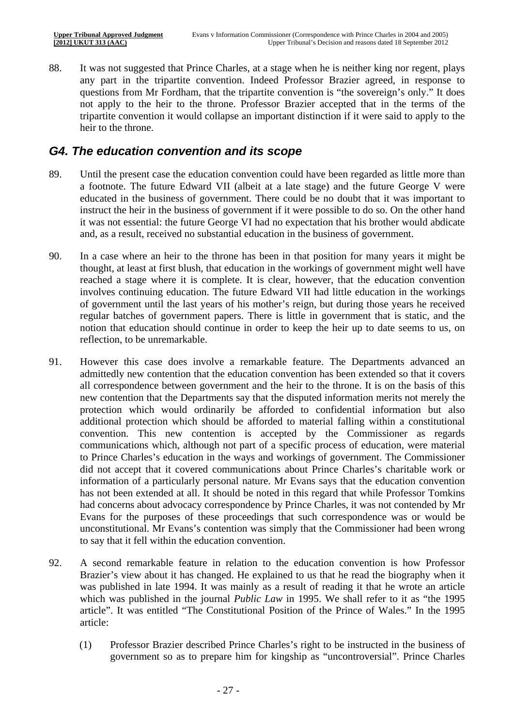88. It was not suggested that Prince Charles, at a stage when he is neither king nor regent, plays any part in the tripartite convention. Indeed Professor Brazier agreed, in response to questions from Mr Fordham, that the tripartite convention is "the sovereign's only." It does not apply to the heir to the throne. Professor Brazier accepted that in the terms of the tripartite convention it would collapse an important distinction if it were said to apply to the heir to the throne.

## *G4. The education convention and its scope*

89. Until the present case the education convention could have been regarded as little more than a footnote. The future Edward VII (albeit at a late stage) and the future George V were educated in the business of government. There could be no doubt that it was important to instruct the heir in the business of government if it were possible to do so. On the other hand it was not essential: the future George VI had no expectation that his brother would abdicate and, as a result, received no substantial education in the business of government.

90. In a case where an heir to the throne has been in that position for many years it might be thought, at least at first blush, that education in the workings of government might well have reached a stage where it is complete. It is clear, however, that the education convention involves continuing education. The future Edward VII had little education in the workings of government until the last years of his mother's reign, but during those years he received regular batches of government papers. There is little in government that is static, and the notion that education should continue in order to keep the heir up to date seems to us, on reflection, to be unremarkable.

91. However this case does involve a remarkable feature. The Departments advanced an admittedly new contention that the education convention has been extended so that it covers all correspondence between government and the heir to the throne. It is on the basis of this new contention that the Departments say that the disputed information merits not merely the protection which would ordinarily be afforded to confidential information but also additional protection which should be afforded to material falling within a constitutional convention. This new contention is accepted by the Commissioner as regards communications which, although not part of a specific process of education, were material to Prince Charles's education in the ways and workings of government. The Commissioner did not accept that it covered communications about Prince Charles's charitable work or information of a particularly personal nature. Mr Evans says that the education convention has not been extended at all. It should be noted in this regard that while Professor Tomkins had concerns about advocacy correspondence by Prince Charles, it was not contended by Mr Evans for the purposes of these proceedings that such correspondence was or would be unconstitutional. Mr Evans's contention was simply that the Commissioner had been wrong to say that it fell within the education convention.

92. A second remarkable feature in relation to the education convention is how Professor Brazier's view about it has changed. He explained to us that he read the biography when it was published in late 1994. It was mainly as a result of reading it that he wrote an article which was published in the journal *Public Law* in 1995. We shall refer to it as "the 1995 article". It was entitled "The Constitutional Position of the Prince of Wales." In the 1995 article:

    (1) Professor Brazier described Prince Charles's right to be instructed in the business of government so as to prepare him for kingship as "uncontroversial". Prince Charles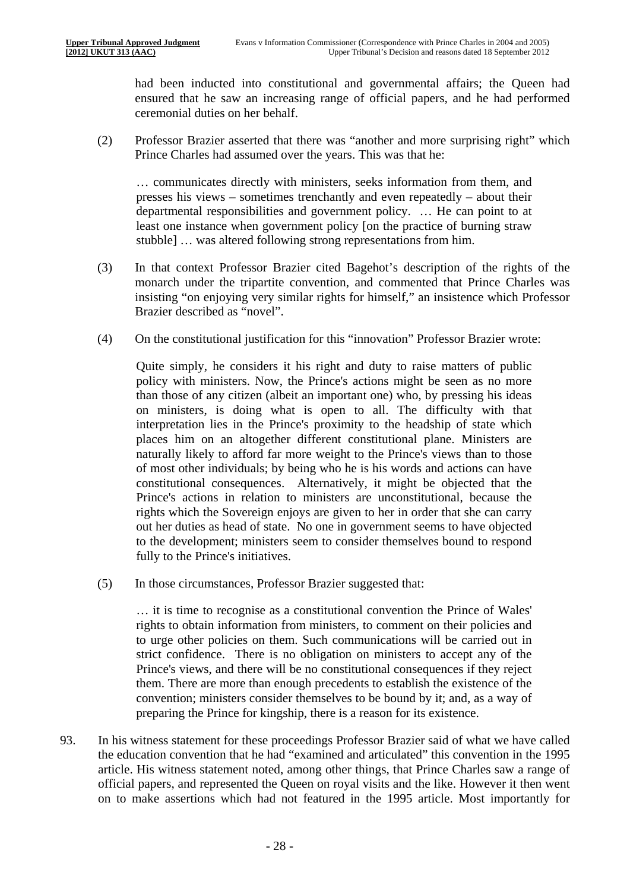had been inducted into constitutional and governmental affairs; the Queen had ensured that he saw an increasing range of official papers, and he had performed ceremonial duties on her behalf.

(2) Professor Brazier asserted that there was "another and more surprising right" which Prince Charles had assumed over the years. This was that he:

> … communicates directly with ministers, seeks information from them, and presses his views – sometimes trenchantly and even repeatedly – about their departmental responsibilities and government policy. … He can point to at least one instance when government policy [on the practice of burning straw stubble] … was altered following strong representations from him.

(3) In that context Professor Brazier cited Bagehot's description of the rights of the monarch under the tripartite convention, and commented that Prince Charles was insisting "on enjoying very similar rights for himself," an insistence which Professor Brazier described as "novel".

(4) On the constitutional justification for this "innovation" Professor Brazier wrote:

> Quite simply, he considers it his right and duty to raise matters of public policy with ministers. Now, the Prince's actions might be seen as no more than those of any citizen (albeit an important one) who, by pressing his ideas on ministers, is doing what is open to all. The difficulty with that interpretation lies in the Prince's proximity to the headship of state which places him on an altogether different constitutional plane. Ministers are naturally likely to afford far more weight to the Prince's views than to those of most other individuals; by being who he is his words and actions can have constitutional consequences. Alternatively, it might be objected that the Prince's actions in relation to ministers are unconstitutional, because the rights which the Sovereign enjoys are given to her in order that she can carry out her duties as head of state. No one in government seems to have objected to the development; ministers seem to consider themselves bound to respond fully to the Prince's initiatives.

(5) In those circumstances, Professor Brazier suggested that:

> … it is time to recognise as a constitutional convention the Prince of Wales' rights to obtain information from ministers, to comment on their policies and to urge other policies on them. Such communications will be carried out in strict confidence. There is no obligation on ministers to accept any of the Prince's views, and there will be no constitutional consequences if they reject them. There are more than enough precedents to establish the existence of the convention; ministers consider themselves to be bound by it; and, as a way of preparing the Prince for kingship, there is a reason for its existence.

93. In his witness statement for these proceedings Professor Brazier said of what we have called the education convention that he had "examined and articulated" this convention in the 1995 article. His witness statement noted, among other things, that Prince Charles saw a range of official papers, and represented the Queen on royal visits and the like. However it then went on to make assertions which had not featured in the 1995 article. Most importantly for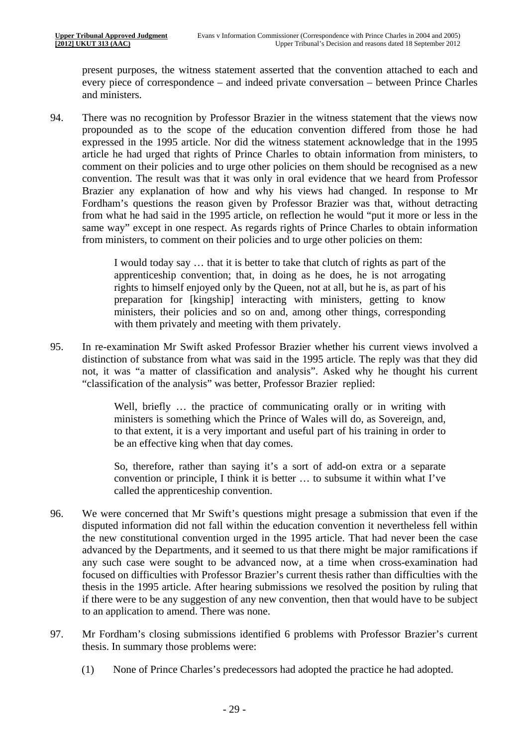present purposes, the witness statement asserted that the convention attached to each and every piece of correspondence – and indeed private conversation – between Prince Charles and ministers.

94. There was no recognition by Professor Brazier in the witness statement that the views now propounded as to the scope of the education convention differed from those he had expressed in the 1995 article. Nor did the witness statement acknowledge that in the 1995 article he had urged that rights of Prince Charles to obtain information from ministers, to comment on their policies and to urge other policies on them should be recognised as a new convention. The result was that it was only in oral evidence that we heard from Professor Brazier any explanation of how and why his views had changed. In response to Mr Fordham's questions the reason given by Professor Brazier was that, without detracting from what he had said in the 1995 article, on reflection he would "put it more or less in the same way" except in one respect. As regards rights of Prince Charles to obtain information from ministers, to comment on their policies and to urge other policies on them:

> I would today say … that it is better to take that clutch of rights as part of the apprenticeship convention; that, in doing as he does, he is not arrogating rights to himself enjoyed only by the Queen, not at all, but he is, as part of his preparation for [kingship] interacting with ministers, getting to know ministers, their policies and so on and, among other things, corresponding with them privately and meeting with them privately.

95. In re-examination Mr Swift asked Professor Brazier whether his current views involved a distinction of substance from what was said in the 1995 article. The reply was that they did not, it was "a matter of classification and analysis". Asked why he thought his current "classification of the analysis" was better, Professor Brazier replied:

> Well, briefly … the practice of communicating orally or in writing with ministers is something which the Prince of Wales will do, as Sovereign, and, to that extent, it is a very important and useful part of his training in order to be an effective king when that day comes.
>
> So, therefore, rather than saying it's a sort of add-on extra or a separate convention or principle, I think it is better … to subsume it within what I've called the apprenticeship convention.

96. We were concerned that Mr Swift's questions might presage a submission that even if the disputed information did not fall within the education convention it nevertheless fell within the new constitutional convention urged in the 1995 article. That had never been the case advanced by the Departments, and it seemed to us that there might be major ramifications if any such case were sought to be advanced now, at a time when cross-examination had focused on difficulties with Professor Brazier's current thesis rather than difficulties with the thesis in the 1995 article. After hearing submissions we resolved the position by ruling that if there were to be any suggestion of any new convention, then that would have to be subject to an application to amend. There was none.

97. Mr Fordham's closing submissions identified 6 problems with Professor Brazier's current thesis. In summary those problems were:

    (1) None of Prince Charles's predecessors had adopted the practice he had adopted.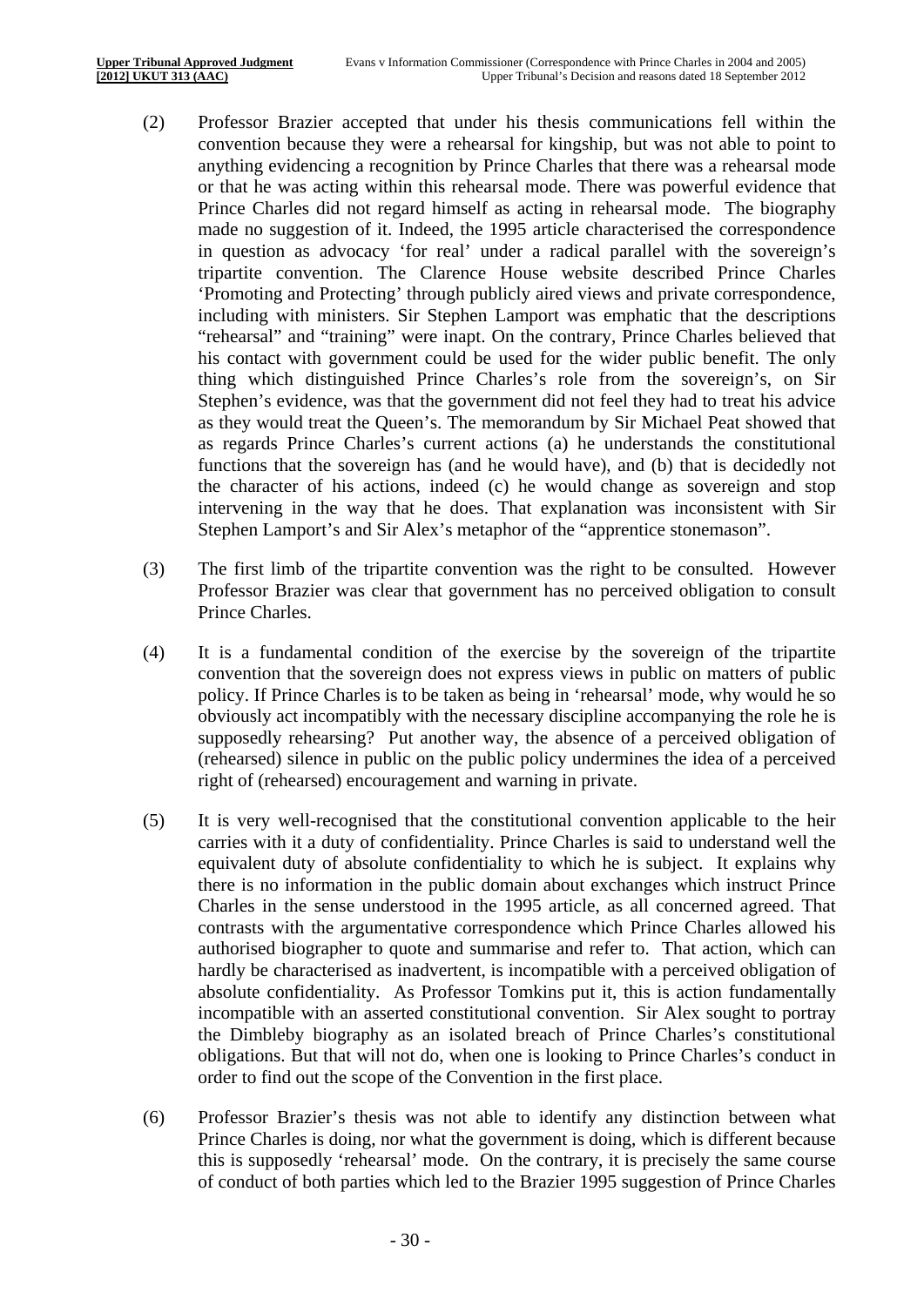(2) Professor Brazier accepted that under his thesis communications fell within the convention because they were a rehearsal for kingship, but was not able to point to anything evidencing a recognition by Prince Charles that there was a rehearsal mode or that he was acting within this rehearsal mode. There was powerful evidence that Prince Charles did not regard himself as acting in rehearsal mode. The biography made no suggestion of it. Indeed, the 1995 article characterised the correspondence in question as advocacy 'for real' under a radical parallel with the sovereign's tripartite convention. The Clarence House website described Prince Charles 'Promoting and Protecting' through publicly aired views and private correspondence, including with ministers. Sir Stephen Lamport was emphatic that the descriptions "rehearsal" and "training" were inapt. On the contrary, Prince Charles believed that his contact with government could be used for the wider public benefit. The only thing which distinguished Prince Charles's role from the sovereign's, on Sir Stephen's evidence, was that the government did not feel they had to treat his advice as they would treat the Queen's. The memorandum by Sir Michael Peat showed that as regards Prince Charles's current actions (a) he understands the constitutional functions that the sovereign has (and he would have), and (b) that is decidedly not the character of his actions, indeed (c) he would change as sovereign and stop intervening in the way that he does. That explanation was inconsistent with Sir Stephen Lamport's and Sir Alex's metaphor of the "apprentice stonemason".

(3) The first limb of the tripartite convention was the right to be consulted. However Professor Brazier was clear that government has no perceived obligation to consult Prince Charles.

(4) It is a fundamental condition of the exercise by the sovereign of the tripartite convention that the sovereign does not express views in public on matters of public policy. If Prince Charles is to be taken as being in 'rehearsal' mode, why would he so obviously act incompatibly with the necessary discipline accompanying the role he is supposedly rehearsing? Put another way, the absence of a perceived obligation of (rehearsed) silence in public on the public policy undermines the idea of a perceived right of (rehearsed) encouragement and warning in private.

(5) It is very well-recognised that the constitutional convention applicable to the heir carries with it a duty of confidentiality. Prince Charles is said to understand well the equivalent duty of absolute confidentiality to which he is subject. It explains why there is no information in the public domain about exchanges which instruct Prince Charles in the sense understood in the 1995 article, as all concerned agreed. That contrasts with the argumentative correspondence which Prince Charles allowed his authorised biographer to quote and summarise and refer to. That action, which can hardly be characterised as inadvertent, is incompatible with a perceived obligation of absolute confidentiality. As Professor Tomkins put it, this is action fundamentally incompatible with an asserted constitutional convention. Sir Alex sought to portray the Dimbleby biography as an isolated breach of Prince Charles's constitutional obligations. But that will not do, when one is looking to Prince Charles's conduct in order to find out the scope of the Convention in the first place.

(6) Professor Brazier's thesis was not able to identify any distinction between what Prince Charles is doing, nor what the government is doing, which is different because this is supposedly 'rehearsal' mode. On the contrary, it is precisely the same course of conduct of both parties which led to the Brazier 1995 suggestion of Prince Charles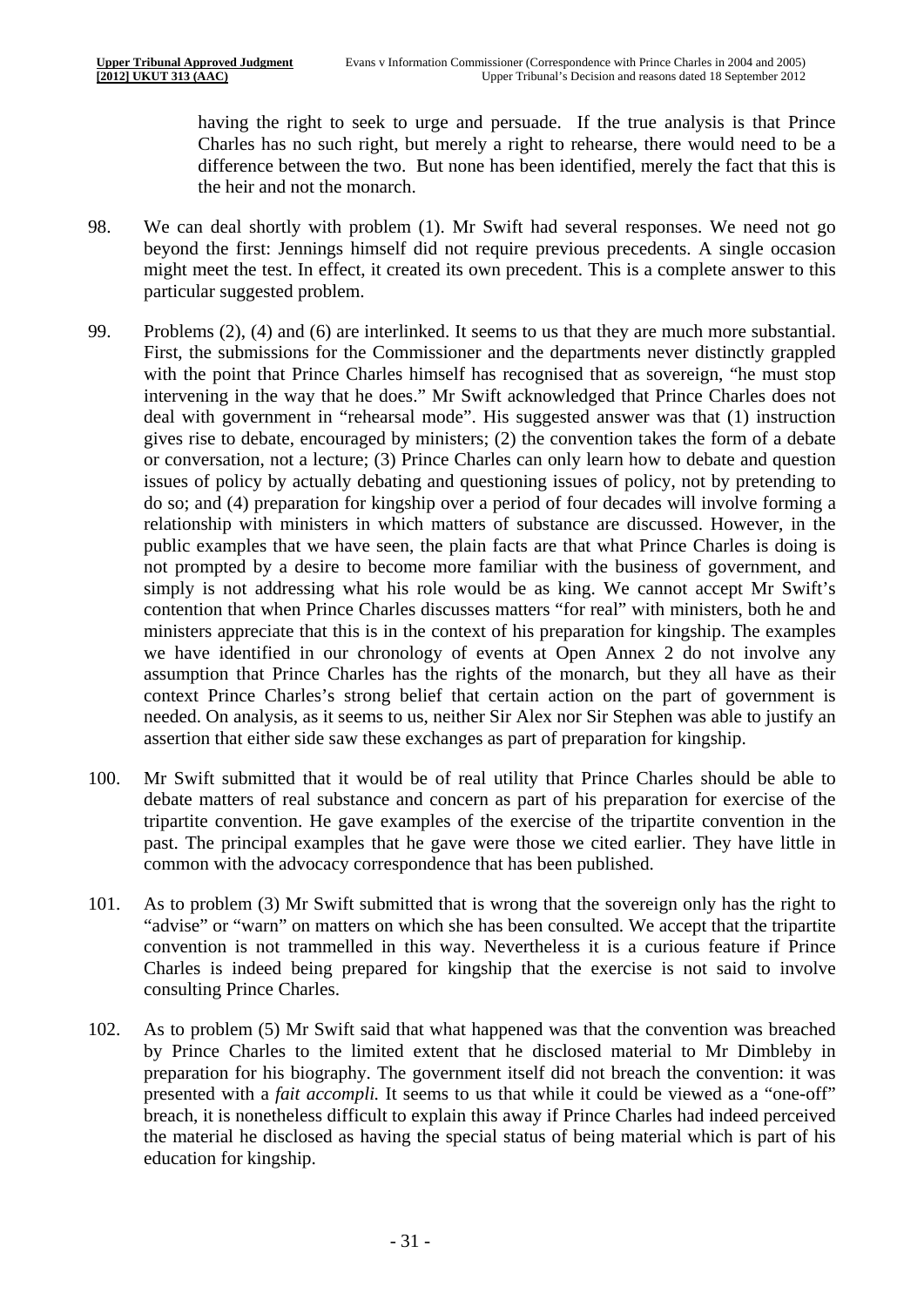having the right to seek to urge and persuade. If the true analysis is that Prince Charles has no such right, but merely a right to rehearse, there would need to be a difference between the two. But none has been identified, merely the fact that this is the heir and not the monarch.

98. We can deal shortly with problem (1). Mr Swift had several responses. We need not go beyond the first: Jennings himself did not require previous precedents. A single occasion might meet the test. In effect, it created its own precedent. This is a complete answer to this particular suggested problem.

99. Problems (2), (4) and (6) are interlinked. It seems to us that they are much more substantial. First, the submissions for the Commissioner and the departments never distinctly grappled with the point that Prince Charles himself has recognised that as sovereign, "he must stop intervening in the way that he does." Mr Swift acknowledged that Prince Charles does not deal with government in "rehearsal mode". His suggested answer was that (1) instruction gives rise to debate, encouraged by ministers; (2) the convention takes the form of a debate or conversation, not a lecture; (3) Prince Charles can only learn how to debate and question issues of policy by actually debating and questioning issues of policy, not by pretending to do so; and (4) preparation for kingship over a period of four decades will involve forming a relationship with ministers in which matters of substance are discussed. However, in the public examples that we have seen, the plain facts are that what Prince Charles is doing is not prompted by a desire to become more familiar with the business of government, and simply is not addressing what his role would be as king. We cannot accept Mr Swift's contention that when Prince Charles discusses matters "for real" with ministers, both he and ministers appreciate that this is in the context of his preparation for kingship. The examples we have identified in our chronology of events at Open Annex 2 do not involve any assumption that Prince Charles has the rights of the monarch, but they all have as their context Prince Charles's strong belief that certain action on the part of government is needed. On analysis, as it seems to us, neither Sir Alex nor Sir Stephen was able to justify an assertion that either side saw these exchanges as part of preparation for kingship.

100. Mr Swift submitted that it would be of real utility that Prince Charles should be able to debate matters of real substance and concern as part of his preparation for exercise of the tripartite convention. He gave examples of the exercise of the tripartite convention in the past. The principal examples that he gave were those we cited earlier. They have little in common with the advocacy correspondence that has been published.

101. As to problem (3) Mr Swift submitted that is wrong that the sovereign only has the right to "advise" or "warn" on matters on which she has been consulted. We accept that the tripartite convention is not trammelled in this way. Nevertheless it is a curious feature if Prince Charles is indeed being prepared for kingship that the exercise is not said to involve consulting Prince Charles.

102. As to problem (5) Mr Swift said that what happened was that the convention was breached by Prince Charles to the limited extent that he disclosed material to Mr Dimbleby in preparation for his biography. The government itself did not breach the convention: it was presented with a *fait accompli.* It seems to us that while it could be viewed as a "one-off" breach, it is nonetheless difficult to explain this away if Prince Charles had indeed perceived the material he disclosed as having the special status of being material which is part of his education for kingship.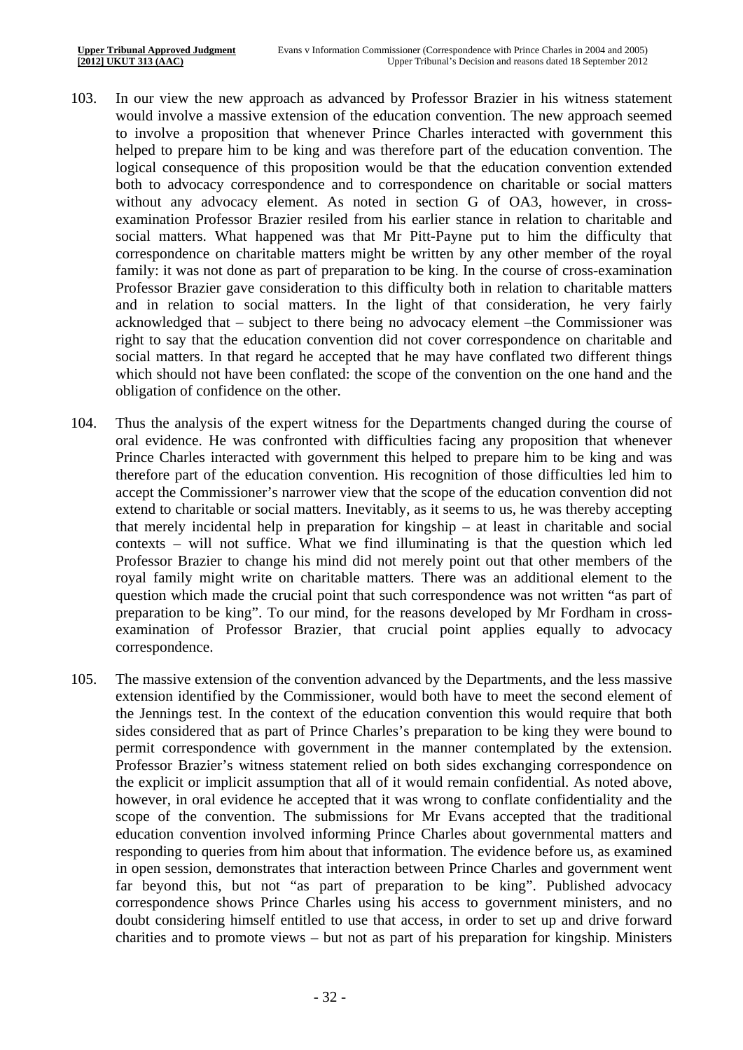103. In our view the new approach as advanced by Professor Brazier in his witness statement would involve a massive extension of the education convention. The new approach seemed to involve a proposition that whenever Prince Charles interacted with government this helped to prepare him to be king and was therefore part of the education convention. The logical consequence of this proposition would be that the education convention extended both to advocacy correspondence and to correspondence on charitable or social matters without any advocacy element. As noted in section G of OA3, however, in cross-examination Professor Brazier resiled from his earlier stance in relation to charitable and social matters. What happened was that Mr Pitt-Payne put to him the difficulty that correspondence on charitable matters might be written by any other member of the royal family: it was not done as part of preparation to be king. In the course of cross-examination Professor Brazier gave consideration to this difficulty both in relation to charitable matters and in relation to social matters. In the light of that consideration, he very fairly acknowledged that – subject to there being no advocacy element –the Commissioner was right to say that the education convention did not cover correspondence on charitable and social matters. In that regard he accepted that he may have conflated two different things which should not have been conflated: the scope of the convention on the one hand and the obligation of confidence on the other.

104. Thus the analysis of the expert witness for the Departments changed during the course of oral evidence. He was confronted with difficulties facing any proposition that whenever Prince Charles interacted with government this helped to prepare him to be king and was therefore part of the education convention. His recognition of those difficulties led him to accept the Commissioner's narrower view that the scope of the education convention did not extend to charitable or social matters. Inevitably, as it seems to us, he was thereby accepting that merely incidental help in preparation for kingship – at least in charitable and social contexts – will not suffice. What we find illuminating is that the question which led Professor Brazier to change his mind did not merely point out that other members of the royal family might write on charitable matters. There was an additional element to the question which made the crucial point that such correspondence was not written "as part of preparation to be king". To our mind, for the reasons developed by Mr Fordham in cross-examination of Professor Brazier, that crucial point applies equally to advocacy correspondence.

105. The massive extension of the convention advanced by the Departments, and the less massive extension identified by the Commissioner, would both have to meet the second element of the Jennings test. In the context of the education convention this would require that both sides considered that as part of Prince Charles's preparation to be king they were bound to permit correspondence with government in the manner contemplated by the extension. Professor Brazier's witness statement relied on both sides exchanging correspondence on the explicit or implicit assumption that all of it would remain confidential. As noted above, however, in oral evidence he accepted that it was wrong to conflate confidentiality and the scope of the convention. The submissions for Mr Evans accepted that the traditional education convention involved informing Prince Charles about governmental matters and responding to queries from him about that information. The evidence before us, as examined in open session, demonstrates that interaction between Prince Charles and government went far beyond this, but not "as part of preparation to be king". Published advocacy correspondence shows Prince Charles using his access to government ministers, and no doubt considering himself entitled to use that access, in order to set up and drive forward charities and to promote views – but not as part of his preparation for kingship. Ministers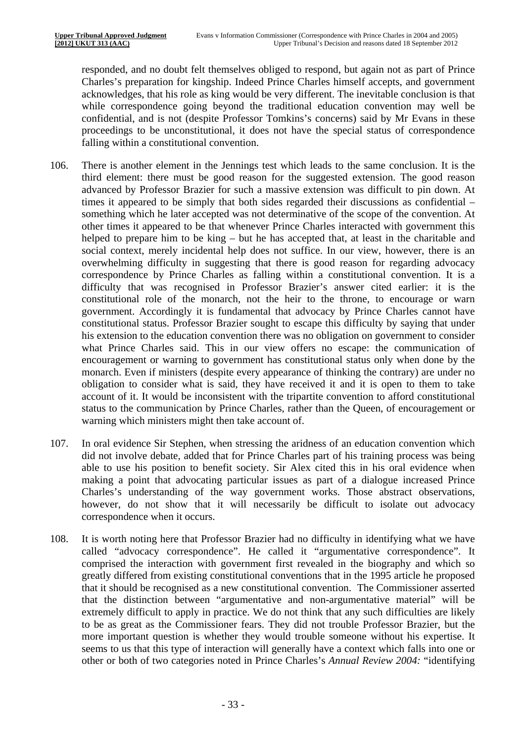responded, and no doubt felt themselves obliged to respond, but again not as part of Prince Charles's preparation for kingship. Indeed Prince Charles himself accepts, and government acknowledges, that his role as king would be very different. The inevitable conclusion is that while correspondence going beyond the traditional education convention may well be confidential, and is not (despite Professor Tomkins's concerns) said by Mr Evans in these proceedings to be unconstitutional, it does not have the special status of correspondence falling within a constitutional convention.

106. There is another element in the Jennings test which leads to the same conclusion. It is the third element: there must be good reason for the suggested extension. The good reason advanced by Professor Brazier for such a massive extension was difficult to pin down. At times it appeared to be simply that both sides regarded their discussions as confidential – something which he later accepted was not determinative of the scope of the convention. At other times it appeared to be that whenever Prince Charles interacted with government this helped to prepare him to be king – but he has accepted that, at least in the charitable and social context, merely incidental help does not suffice. In our view, however, there is an overwhelming difficulty in suggesting that there is good reason for regarding advocacy correspondence by Prince Charles as falling within a constitutional convention. It is a difficulty that was recognised in Professor Brazier's answer cited earlier: it is the constitutional role of the monarch, not the heir to the throne, to encourage or warn government. Accordingly it is fundamental that advocacy by Prince Charles cannot have constitutional status. Professor Brazier sought to escape this difficulty by saying that under his extension to the education convention there was no obligation on government to consider what Prince Charles said. This in our view offers no escape: the communication of encouragement or warning to government has constitutional status only when done by the monarch. Even if ministers (despite every appearance of thinking the contrary) are under no obligation to consider what is said, they have received it and it is open to them to take account of it. It would be inconsistent with the tripartite convention to afford constitutional status to the communication by Prince Charles, rather than the Queen, of encouragement or warning which ministers might then take account of.

107. In oral evidence Sir Stephen, when stressing the aridness of an education convention which did not involve debate, added that for Prince Charles part of his training process was being able to use his position to benefit society. Sir Alex cited this in his oral evidence when making a point that advocating particular issues as part of a dialogue increased Prince Charles's understanding of the way government works. Those abstract observations, however, do not show that it will necessarily be difficult to isolate out advocacy correspondence when it occurs.

108. It is worth noting here that Professor Brazier had no difficulty in identifying what we have called "advocacy correspondence". He called it "argumentative correspondence". It comprised the interaction with government first revealed in the biography and which so greatly differed from existing constitutional conventions that in the 1995 article he proposed that it should be recognised as a new constitutional convention. The Commissioner asserted that the distinction between "argumentative and non-argumentative material" will be extremely difficult to apply in practice. We do not think that any such difficulties are likely to be as great as the Commissioner fears. They did not trouble Professor Brazier, but the more important question is whether they would trouble someone without his expertise. It seems to us that this type of interaction will generally have a context which falls into one or other or both of two categories noted in Prince Charles's *Annual Review 2004:* "identifying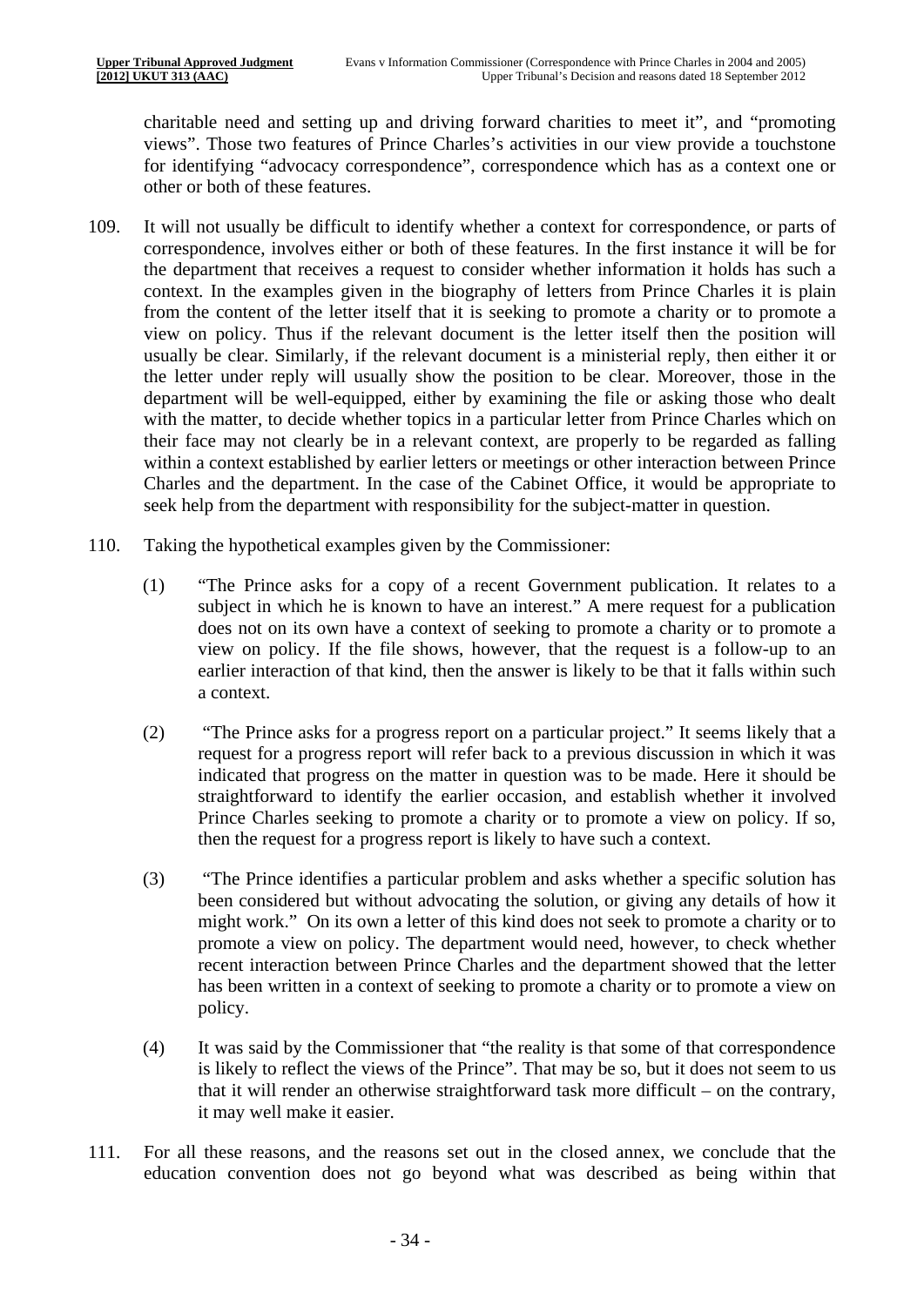charitable need and setting up and driving forward charities to meet it", and "promoting views". Those two features of Prince Charles's activities in our view provide a touchstone for identifying "advocacy correspondence", correspondence which has as a context one or other or both of these features.

109. It will not usually be difficult to identify whether a context for correspondence, or parts of correspondence, involves either or both of these features. In the first instance it will be for the department that receives a request to consider whether information it holds has such a context. In the examples given in the biography of letters from Prince Charles it is plain from the content of the letter itself that it is seeking to promote a charity or to promote a view on policy. Thus if the relevant document is the letter itself then the position will usually be clear. Similarly, if the relevant document is a ministerial reply, then either it or the letter under reply will usually show the position to be clear. Moreover, those in the department will be well-equipped, either by examining the file or asking those who dealt with the matter, to decide whether topics in a particular letter from Prince Charles which on their face may not clearly be in a relevant context, are properly to be regarded as falling within a context established by earlier letters or meetings or other interaction between Prince Charles and the department. In the case of the Cabinet Office, it would be appropriate to seek help from the department with responsibility for the subject-matter in question.

110. Taking the hypothetical examples given by the Commissioner:

   (1) "The Prince asks for a copy of a recent Government publication. It relates to a subject in which he is known to have an interest." A mere request for a publication does not on its own have a context of seeking to promote a charity or to promote a view on policy. If the file shows, however, that the request is a follow-up to an earlier interaction of that kind, then the answer is likely to be that it falls within such a context.

   (2) "The Prince asks for a progress report on a particular project." It seems likely that a request for a progress report will refer back to a previous discussion in which it was indicated that progress on the matter in question was to be made. Here it should be straightforward to identify the earlier occasion, and establish whether it involved Prince Charles seeking to promote a charity or to promote a view on policy. If so, then the request for a progress report is likely to have such a context.

   (3) "The Prince identifies a particular problem and asks whether a specific solution has been considered but without advocating the solution, or giving any details of how it might work." On its own a letter of this kind does not seek to promote a charity or to promote a view on policy. The department would need, however, to check whether recent interaction between Prince Charles and the department showed that the letter has been written in a context of seeking to promote a charity or to promote a view on policy.

   (4) It was said by the Commissioner that "the reality is that some of that correspondence is likely to reflect the views of the Prince". That may be so, but it does not seem to us that it will render an otherwise straightforward task more difficult – on the contrary, it may well make it easier.

111. For all these reasons, and the reasons set out in the closed annex, we conclude that the education convention does not go beyond what was described as being within that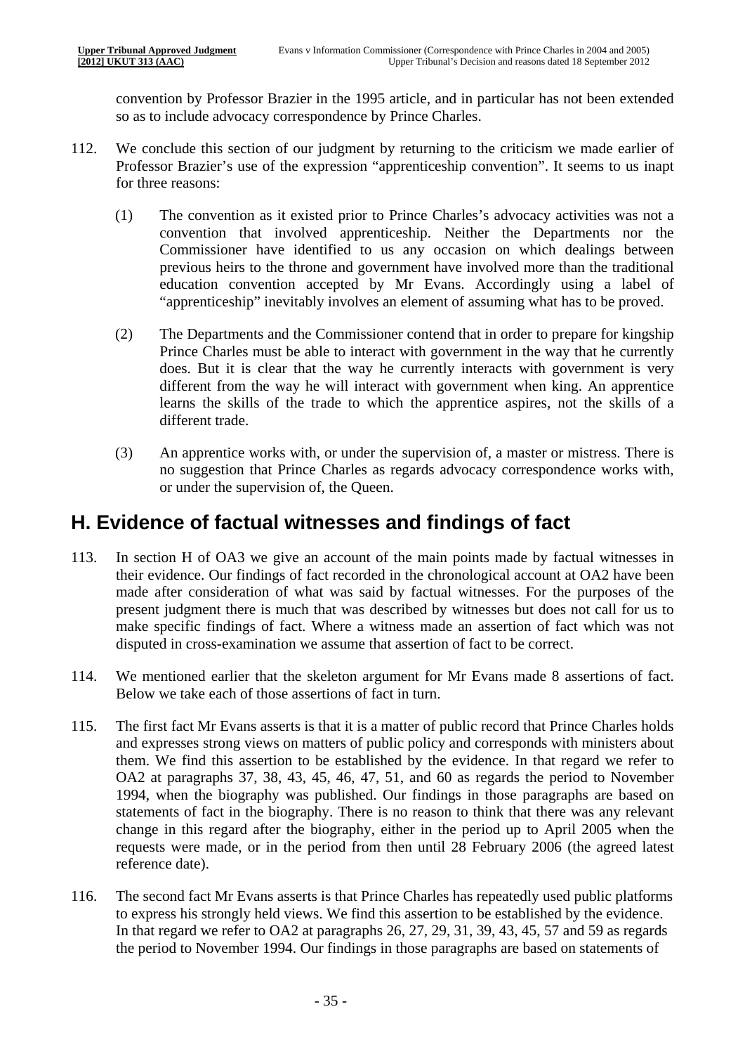convention by Professor Brazier in the 1995 article, and in particular has not been extended so as to include advocacy correspondence by Prince Charles.

112. We conclude this section of our judgment by returning to the criticism we made earlier of Professor Brazier's use of the expression "apprenticeship convention". It seems to us inapt for three reasons:

   (1) The convention as it existed prior to Prince Charles's advocacy activities was not a convention that involved apprenticeship. Neither the Departments nor the Commissioner have identified to us any occasion on which dealings between previous heirs to the throne and government have involved more than the traditional education convention accepted by Mr Evans. Accordingly using a label of "apprenticeship" inevitably involves an element of assuming what has to be proved.

   (2) The Departments and the Commissioner contend that in order to prepare for kingship Prince Charles must be able to interact with government in the way that he currently does. But it is clear that the way he currently interacts with government is very different from the way he will interact with government when king. An apprentice learns the skills of the trade to which the apprentice aspires, not the skills of a different trade.

   (3) An apprentice works with, or under the supervision of, a master or mistress. There is no suggestion that Prince Charles as regards advocacy correspondence works with, or under the supervision of, the Queen.

## H. Evidence of factual witnesses and findings of fact

113. In section H of OA3 we give an account of the main points made by factual witnesses in their evidence. Our findings of fact recorded in the chronological account at OA2 have been made after consideration of what was said by factual witnesses. For the purposes of the present judgment there is much that was described by witnesses but does not call for us to make specific findings of fact. Where a witness made an assertion of fact which was not disputed in cross-examination we assume that assertion of fact to be correct.

114. We mentioned earlier that the skeleton argument for Mr Evans made 8 assertions of fact. Below we take each of those assertions of fact in turn.

115. The first fact Mr Evans asserts is that it is a matter of public record that Prince Charles holds and expresses strong views on matters of public policy and corresponds with ministers about them. We find this assertion to be established by the evidence. In that regard we refer to OA2 at paragraphs 37, 38, 43, 45, 46, 47, 51, and 60 as regards the period to November 1994, when the biography was published. Our findings in those paragraphs are based on statements of fact in the biography. There is no reason to think that there was any relevant change in this regard after the biography, either in the period up to April 2005 when the requests were made, or in the period from then until 28 February 2006 (the agreed latest reference date).

116. The second fact Mr Evans asserts is that Prince Charles has repeatedly used public platforms to express his strongly held views. We find this assertion to be established by the evidence. In that regard we refer to OA2 at paragraphs 26, 27, 29, 31, 39, 43, 45, 57 and 59 as regards the period to November 1994. Our findings in those paragraphs are based on statements of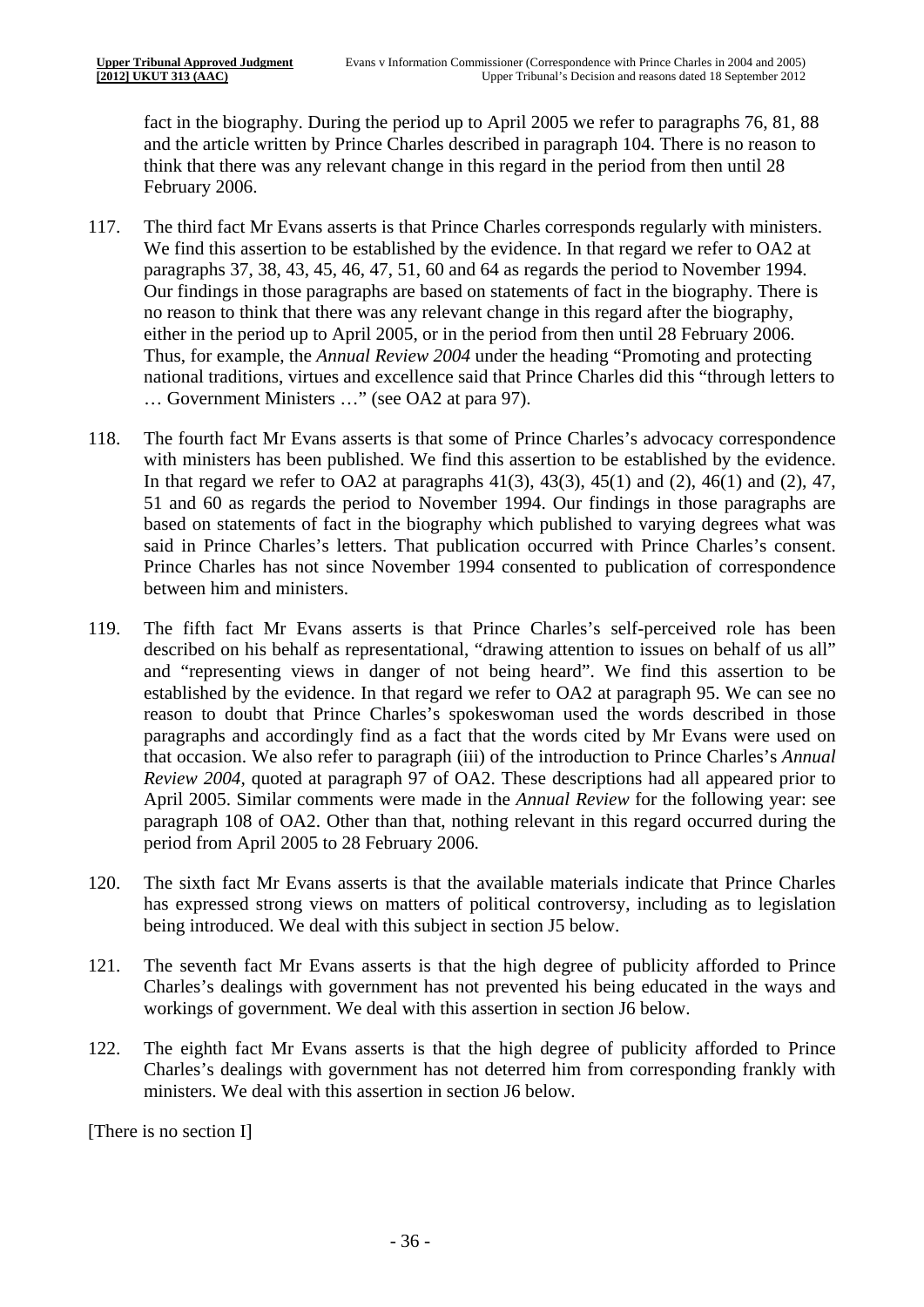fact in the biography. During the period up to April 2005 we refer to paragraphs 76, 81, 88 and the article written by Prince Charles described in paragraph 104. There is no reason to think that there was any relevant change in this regard in the period from then until 28 February 2006.

117. The third fact Mr Evans asserts is that Prince Charles corresponds regularly with ministers. We find this assertion to be established by the evidence. In that regard we refer to OA2 at paragraphs 37, 38, 43, 45, 46, 47, 51, 60 and 64 as regards the period to November 1994. Our findings in those paragraphs are based on statements of fact in the biography. There is no reason to think that there was any relevant change in this regard after the biography, either in the period up to April 2005, or in the period from then until 28 February 2006. Thus, for example, the *Annual Review 2004* under the heading "Promoting and protecting national traditions, virtues and excellence said that Prince Charles did this "through letters to … Government Ministers …" (see OA2 at para 97).

118. The fourth fact Mr Evans asserts is that some of Prince Charles's advocacy correspondence with ministers has been published. We find this assertion to be established by the evidence. In that regard we refer to OA2 at paragraphs 41(3), 43(3), 45(1) and (2), 46(1) and (2), 47, 51 and 60 as regards the period to November 1994. Our findings in those paragraphs are based on statements of fact in the biography which published to varying degrees what was said in Prince Charles's letters. That publication occurred with Prince Charles's consent. Prince Charles has not since November 1994 consented to publication of correspondence between him and ministers.

119. The fifth fact Mr Evans asserts is that Prince Charles's self-perceived role has been described on his behalf as representational, "drawing attention to issues on behalf of us all" and "representing views in danger of not being heard". We find this assertion to be established by the evidence. In that regard we refer to OA2 at paragraph 95. We can see no reason to doubt that Prince Charles's spokeswoman used the words described in those paragraphs and accordingly find as a fact that the words cited by Mr Evans were used on that occasion. We also refer to paragraph (iii) of the introduction to Prince Charles's *Annual Review 2004*, quoted at paragraph 97 of OA2. These descriptions had all appeared prior to April 2005. Similar comments were made in the *Annual Review* for the following year: see paragraph 108 of OA2. Other than that, nothing relevant in this regard occurred during the period from April 2005 to 28 February 2006.

120. The sixth fact Mr Evans asserts is that the available materials indicate that Prince Charles has expressed strong views on matters of political controversy, including as to legislation being introduced. We deal with this subject in section J5 below.

121. The seventh fact Mr Evans asserts is that the high degree of publicity afforded to Prince Charles's dealings with government has not prevented his being educated in the ways and workings of government. We deal with this assertion in section J6 below.

122. The eighth fact Mr Evans asserts is that the high degree of publicity afforded to Prince Charles's dealings with government has not deterred him from corresponding frankly with ministers. We deal with this assertion in section J6 below.

[There is no section I]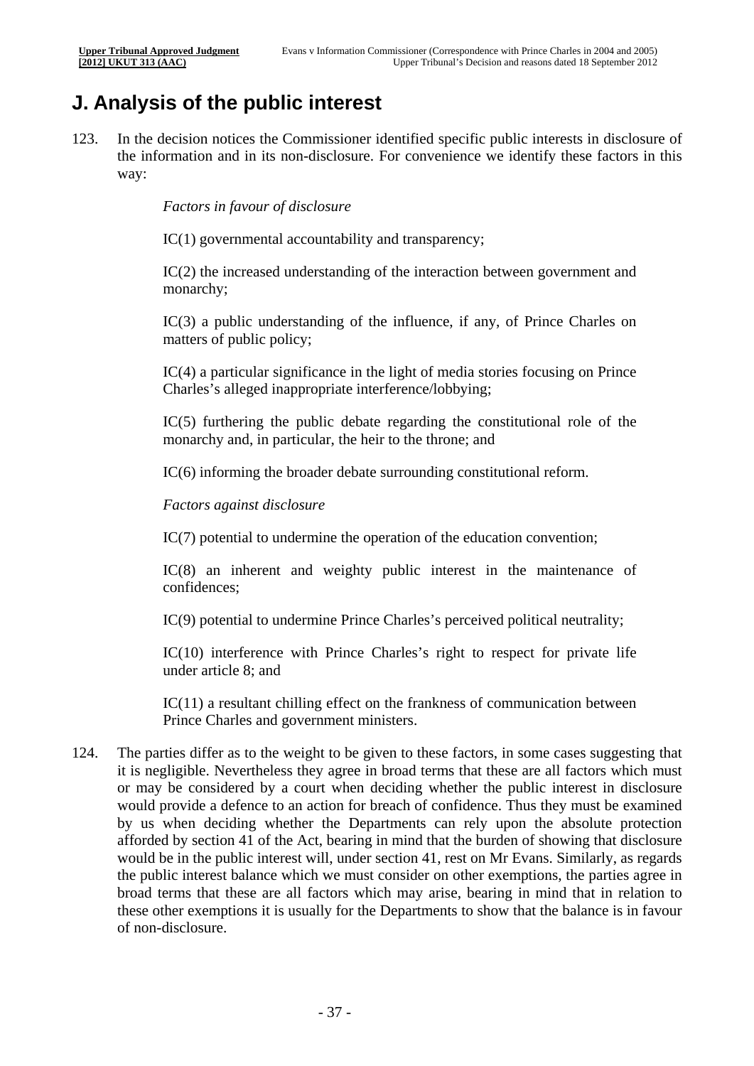## J. Analysis of the public interest

123. In the decision notices the Commissioner identified specific public interests in disclosure of the information and in its non-disclosure. For convenience we identify these factors in this way:

    *Factors in favour of disclosure*

    IC(1) governmental accountability and transparency;

    IC(2) the increased understanding of the interaction between government and monarchy;

    IC(3) a public understanding of the influence, if any, of Prince Charles on matters of public policy;

    IC(4) a particular significance in the light of media stories focusing on Prince Charles's alleged inappropriate interference/lobbying;

    IC(5) furthering the public debate regarding the constitutional role of the monarchy and, in particular, the heir to the throne; and

    IC(6) informing the broader debate surrounding constitutional reform.

    *Factors against disclosure*

    IC(7) potential to undermine the operation of the education convention;

    IC(8) an inherent and weighty public interest in the maintenance of confidences;

    IC(9) potential to undermine Prince Charles's perceived political neutrality;

    IC(10) interference with Prince Charles's right to respect for private life under article 8; and

    IC(11) a resultant chilling effect on the frankness of communication between Prince Charles and government ministers.

124. The parties differ as to the weight to be given to these factors, in some cases suggesting that it is negligible. Nevertheless they agree in broad terms that these are all factors which must or may be considered by a court when deciding whether the public interest in disclosure would provide a defence to an action for breach of confidence. Thus they must be examined by us when deciding whether the Departments can rely upon the absolute protection afforded by section 41 of the Act, bearing in mind that the burden of showing that disclosure would be in the public interest will, under section 41, rest on Mr Evans. Similarly, as regards the public interest balance which we must consider on other exemptions, the parties agree in broad terms that these are all factors which may arise, bearing in mind that in relation to these other exemptions it is usually for the Departments to show that the balance is in favour of non-disclosure.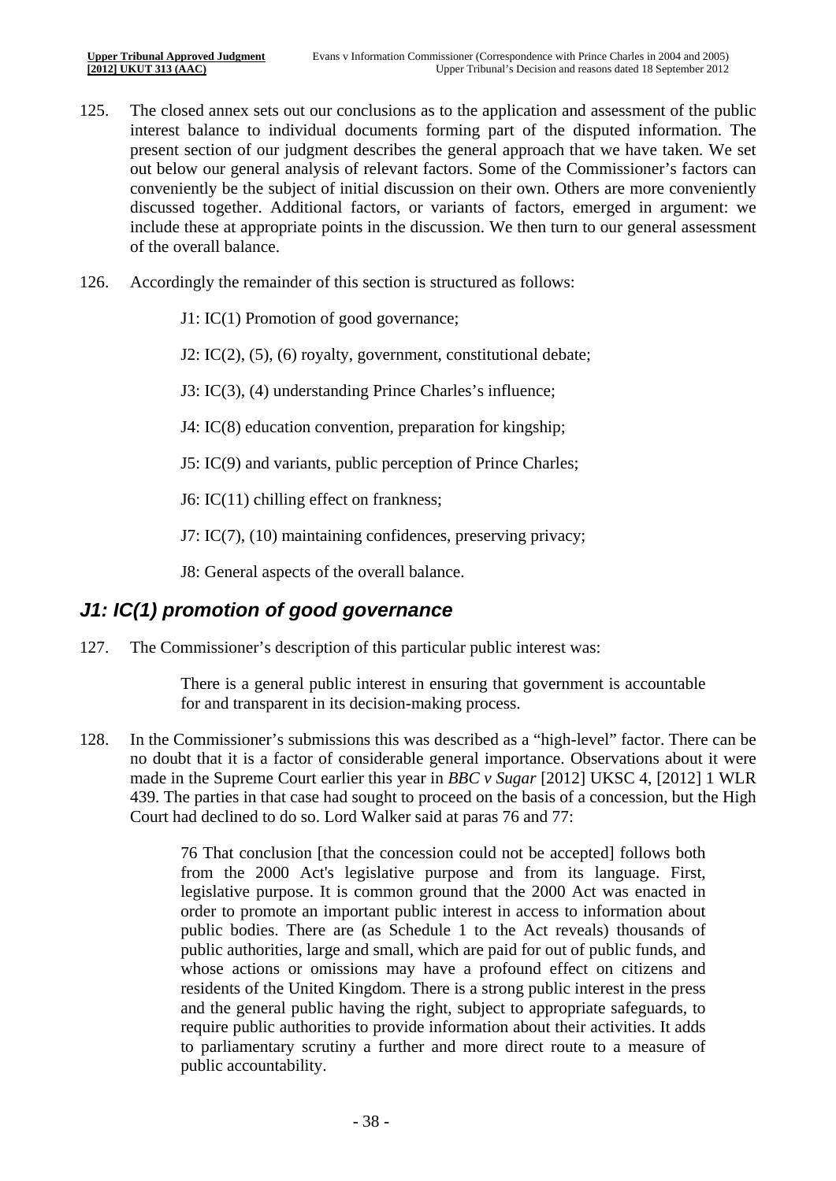125. The closed annex sets out our conclusions as to the application and assessment of the public interest balance to individual documents forming part of the disputed information. The present section of our judgment describes the general approach that we have taken. We set out below our general analysis of relevant factors. Some of the Commissioner's factors can conveniently be the subject of initial discussion on their own. Others are more conveniently discussed together. Additional factors, or variants of factors, emerged in argument: we include these at appropriate points in the discussion. We then turn to our general assessment of the overall balance.

126. Accordingly the remainder of this section is structured as follows:

> J1: IC(1) Promotion of good governance;
>
> J2: IC(2), (5), (6) royalty, government, constitutional debate;
>
> J3: IC(3), (4) understanding Prince Charles's influence;
>
> J4: IC(8) education convention, preparation for kingship;
>
> J5: IC(9) and variants, public perception of Prince Charles;
>
> J6: IC(11) chilling effect on frankness;
>
> J7: IC(7), (10) maintaining confidences, preserving privacy;
>
> J8: General aspects of the overall balance.

## *J1: IC(1) promotion of good governance*

127. The Commissioner's description of this particular public interest was:

> There is a general public interest in ensuring that government is accountable for and transparent in its decision-making process.

128. In the Commissioner's submissions this was described as a "high-level" factor. There can be no doubt that it is a factor of considerable general importance. Observations about it were made in the Supreme Court earlier this year in *BBC v Sugar* [2012] UKSC 4, [2012] 1 WLR 439. The parties in that case had sought to proceed on the basis of a concession, but the High Court had declined to do so. Lord Walker said at paras 76 and 77:

> 76 That conclusion [that the concession could not be accepted] follows both from the 2000 Act's legislative purpose and from its language. First, legislative purpose. It is common ground that the 2000 Act was enacted in order to promote an important public interest in access to information about public bodies. There are (as Schedule 1 to the Act reveals) thousands of public authorities, large and small, which are paid for out of public funds, and whose actions or omissions may have a profound effect on citizens and residents of the United Kingdom. There is a strong public interest in the press and the general public having the right, subject to appropriate safeguards, to require public authorities to provide information about their activities. It adds to parliamentary scrutiny a further and more direct route to a measure of public accountability.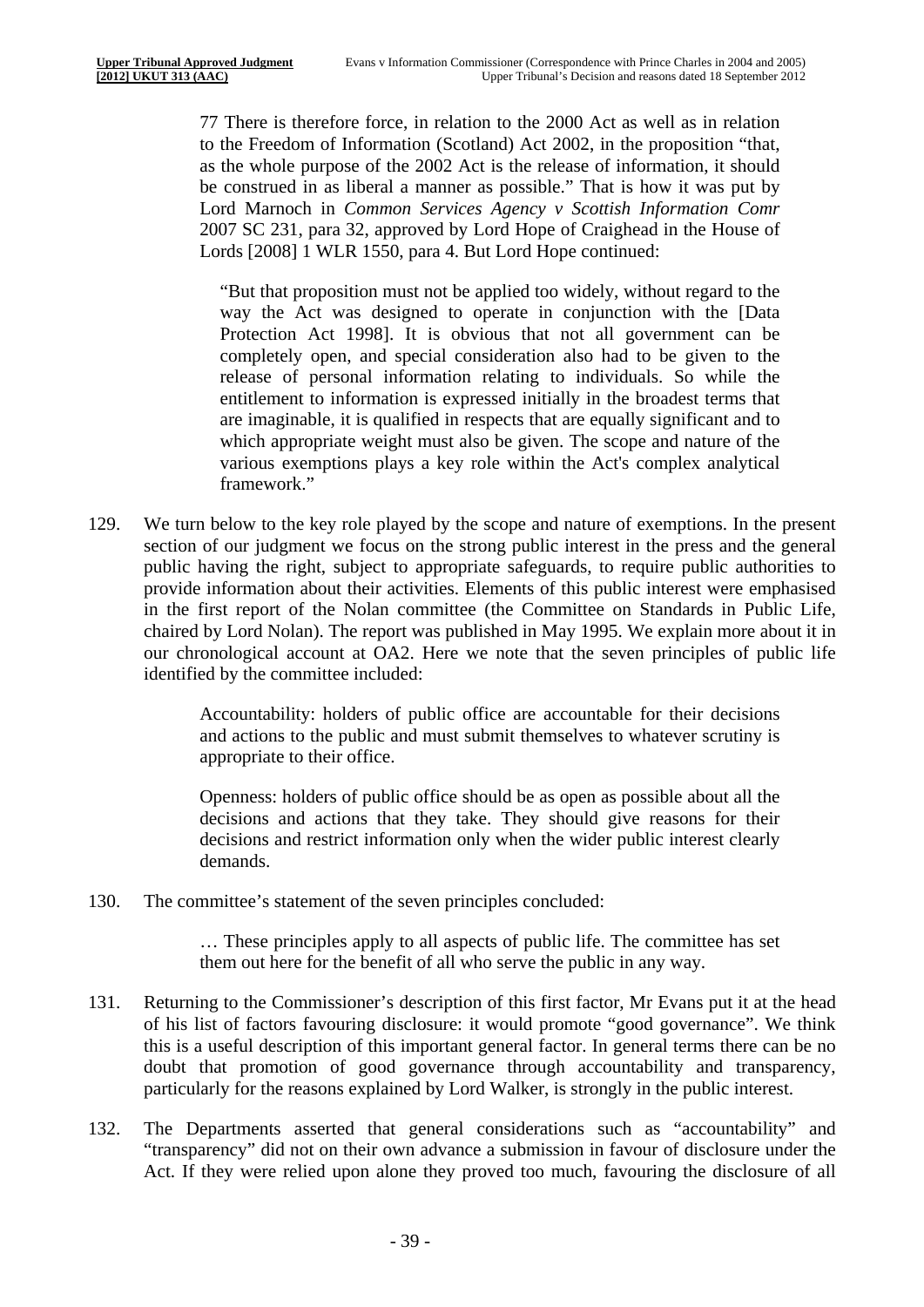77 There is therefore force, in relation to the 2000 Act as well as in relation to the Freedom of Information (Scotland) Act 2002, in the proposition "that, as the whole purpose of the 2002 Act is the release of information, it should be construed in as liberal a manner as possible." That is how it was put by Lord Marnoch in *Common Services Agency v Scottish Information Comr* 2007 SC 231, para 32, approved by Lord Hope of Craighead in the House of Lords [2008] 1 WLR 1550, para 4. But Lord Hope continued:

> "But that proposition must not be applied too widely, without regard to the way the Act was designed to operate in conjunction with the [Data Protection Act 1998]. It is obvious that not all government can be completely open, and special consideration also had to be given to the release of personal information relating to individuals. So while the entitlement to information is expressed initially in the broadest terms that are imaginable, it is qualified in respects that are equally significant and to which appropriate weight must also be given. The scope and nature of the various exemptions plays a key role within the Act's complex analytical framework."

129. We turn below to the key role played by the scope and nature of exemptions. In the present section of our judgment we focus on the strong public interest in the press and the general public having the right, subject to appropriate safeguards, to require public authorities to provide information about their activities. Elements of this public interest were emphasised in the first report of the Nolan committee (the Committee on Standards in Public Life, chaired by Lord Nolan). The report was published in May 1995. We explain more about it in our chronological account at OA2. Here we note that the seven principles of public life identified by the committee included:

> Accountability: holders of public office are accountable for their decisions and actions to the public and must submit themselves to whatever scrutiny is appropriate to their office.
>
> Openness: holders of public office should be as open as possible about all the decisions and actions that they take. They should give reasons for their decisions and restrict information only when the wider public interest clearly demands.

130. The committee's statement of the seven principles concluded:

> … These principles apply to all aspects of public life. The committee has set them out here for the benefit of all who serve the public in any way.

131. Returning to the Commissioner's description of this first factor, Mr Evans put it at the head of his list of factors favouring disclosure: it would promote "good governance". We think this is a useful description of this important general factor. In general terms there can be no doubt that promotion of good governance through accountability and transparency, particularly for the reasons explained by Lord Walker, is strongly in the public interest.

132. The Departments asserted that general considerations such as "accountability" and "transparency" did not on their own advance a submission in favour of disclosure under the Act. If they were relied upon alone they proved too much, favouring the disclosure of all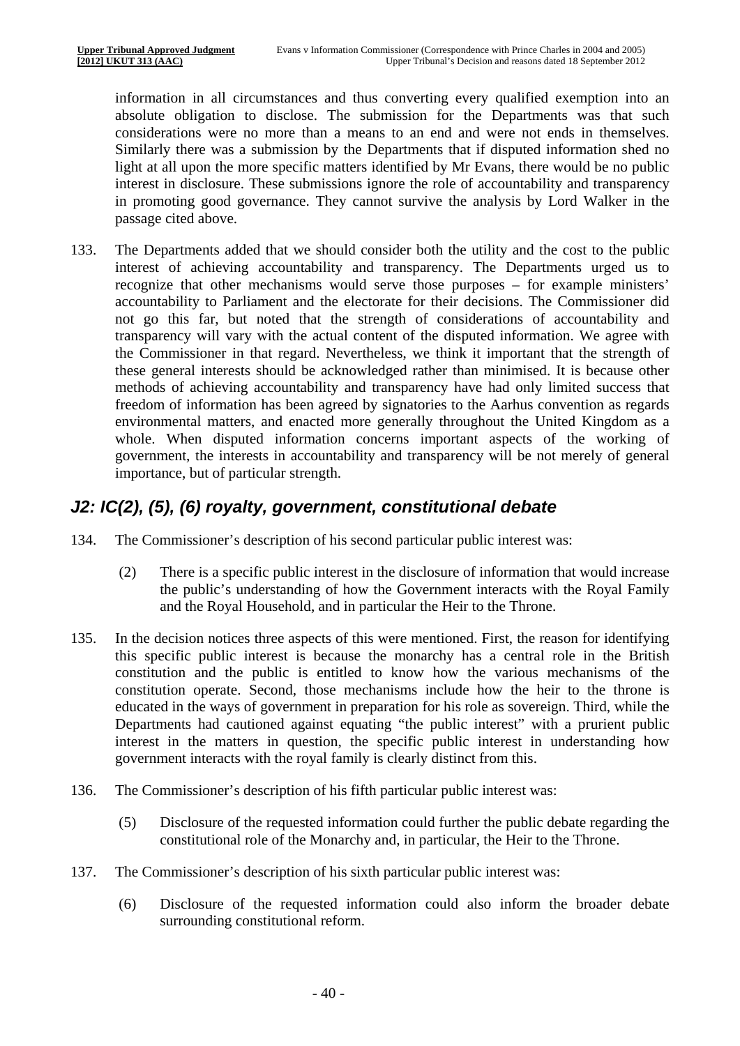information in all circumstances and thus converting every qualified exemption into an absolute obligation to disclose. The submission for the Departments was that such considerations were no more than a means to an end and were not ends in themselves. Similarly there was a submission by the Departments that if disputed information shed no light at all upon the more specific matters identified by Mr Evans, there would be no public interest in disclosure. These submissions ignore the role of accountability and transparency in promoting good governance. They cannot survive the analysis by Lord Walker in the passage cited above.

133. The Departments added that we should consider both the utility and the cost to the public interest of achieving accountability and transparency. The Departments urged us to recognize that other mechanisms would serve those purposes – for example ministers' accountability to Parliament and the electorate for their decisions. The Commissioner did not go this far, but noted that the strength of considerations of accountability and transparency will vary with the actual content of the disputed information. We agree with the Commissioner in that regard. Nevertheless, we think it important that the strength of these general interests should be acknowledged rather than minimised. It is because other methods of achieving accountability and transparency have had only limited success that freedom of information has been agreed by signatories to the Aarhus convention as regards environmental matters, and enacted more generally throughout the United Kingdom as a whole. When disputed information concerns important aspects of the working of government, the interests in accountability and transparency will be not merely of general importance, but of particular strength.

## *J2: IC(2), (5), (6) royalty, government, constitutional debate*

134. The Commissioner's description of his second particular public interest was:

> (2) There is a specific public interest in the disclosure of information that would increase the public's understanding of how the Government interacts with the Royal Family and the Royal Household, and in particular the Heir to the Throne.

135. In the decision notices three aspects of this were mentioned. First, the reason for identifying this specific public interest is because the monarchy has a central role in the British constitution and the public is entitled to know how the various mechanisms of the constitution operate. Second, those mechanisms include how the heir to the throne is educated in the ways of government in preparation for his role as sovereign. Third, while the Departments had cautioned against equating "the public interest" with a prurient public interest in the matters in question, the specific public interest in understanding how government interacts with the royal family is clearly distinct from this.

136. The Commissioner's description of his fifth particular public interest was:

> (5) Disclosure of the requested information could further the public debate regarding the constitutional role of the Monarchy and, in particular, the Heir to the Throne.

137. The Commissioner's description of his sixth particular public interest was:

> (6) Disclosure of the requested information could also inform the broader debate surrounding constitutional reform.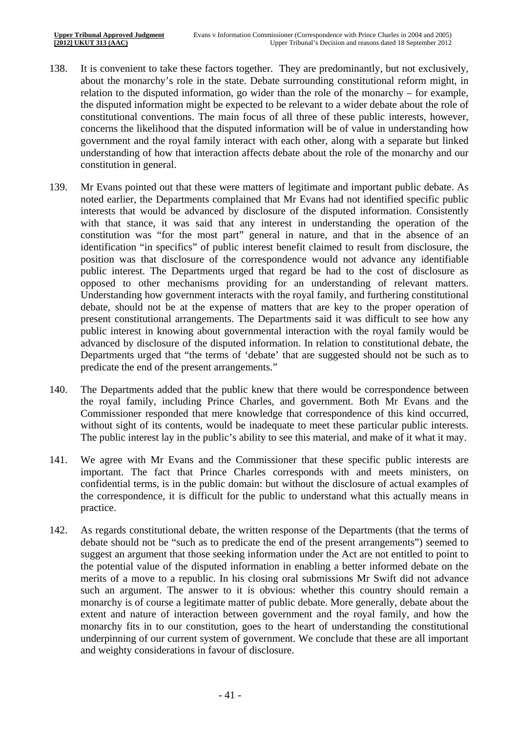138. It is convenient to take these factors together. They are predominantly, but not exclusively, about the monarchy's role in the state. Debate surrounding constitutional reform might, in relation to the disputed information, go wider than the role of the monarchy – for example, the disputed information might be expected to be relevant to a wider debate about the role of constitutional conventions. The main focus of all three of these public interests, however, concerns the likelihood that the disputed information will be of value in understanding how government and the royal family interact with each other, along with a separate but linked understanding of how that interaction affects debate about the role of the monarchy and our constitution in general.

139. Mr Evans pointed out that these were matters of legitimate and important public debate. As noted earlier, the Departments complained that Mr Evans had not identified specific public interests that would be advanced by disclosure of the disputed information. Consistently with that stance, it was said that any interest in understanding the operation of the constitution was "for the most part" general in nature, and that in the absence of an identification "in specifics" of public interest benefit claimed to result from disclosure, the position was that disclosure of the correspondence would not advance any identifiable public interest. The Departments urged that regard be had to the cost of disclosure as opposed to other mechanisms providing for an understanding of relevant matters. Understanding how government interacts with the royal family, and furthering constitutional debate, should not be at the expense of matters that are key to the proper operation of present constitutional arrangements. The Departments said it was difficult to see how any public interest in knowing about governmental interaction with the royal family would be advanced by disclosure of the disputed information. In relation to constitutional debate, the Departments urged that "the terms of 'debate' that are suggested should not be such as to predicate the end of the present arrangements."

140. The Departments added that the public knew that there would be correspondence between the royal family, including Prince Charles, and government. Both Mr Evans and the Commissioner responded that mere knowledge that correspondence of this kind occurred, without sight of its contents, would be inadequate to meet these particular public interests. The public interest lay in the public's ability to see this material, and make of it what it may.

141. We agree with Mr Evans and the Commissioner that these specific public interests are important. The fact that Prince Charles corresponds with and meets ministers, on confidential terms, is in the public domain: but without the disclosure of actual examples of the correspondence, it is difficult for the public to understand what this actually means in practice.

142. As regards constitutional debate, the written response of the Departments (that the terms of debate should not be "such as to predicate the end of the present arrangements") seemed to suggest an argument that those seeking information under the Act are not entitled to point to the potential value of the disputed information in enabling a better informed debate on the merits of a move to a republic. In his closing oral submissions Mr Swift did not advance such an argument. The answer to it is obvious: whether this country should remain a monarchy is of course a legitimate matter of public debate. More generally, debate about the extent and nature of interaction between government and the royal family, and how the monarchy fits in to our constitution, goes to the heart of understanding the constitutional underpinning of our current system of government. We conclude that these are all important and weighty considerations in favour of disclosure.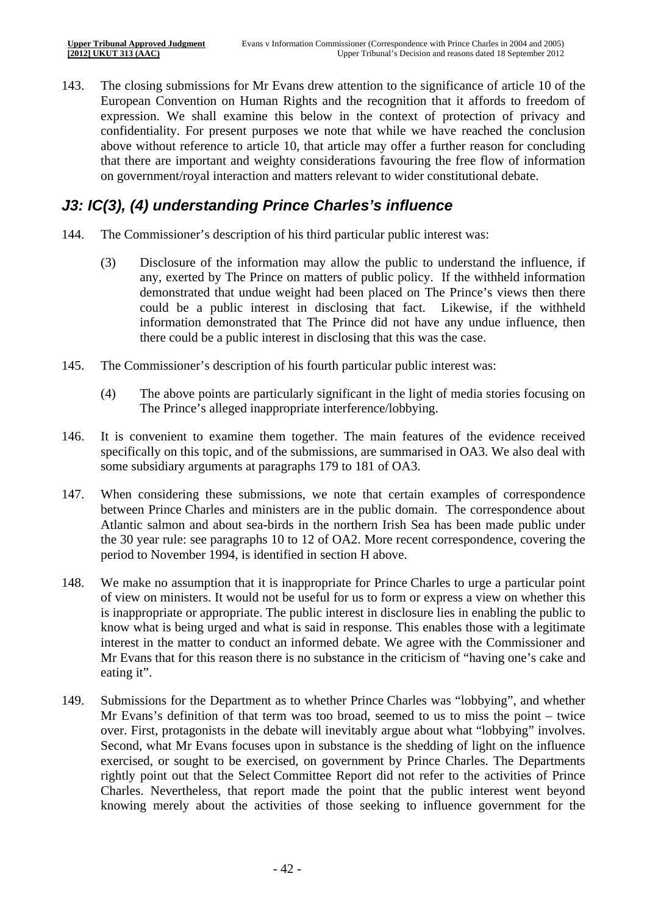143. The closing submissions for Mr Evans drew attention to the significance of article 10 of the European Convention on Human Rights and the recognition that it affords to freedom of expression. We shall examine this below in the context of protection of privacy and confidentiality. For present purposes we note that while we have reached the conclusion above without reference to article 10, that article may offer a further reason for concluding that there are important and weighty considerations favouring the free flow of information on government/royal interaction and matters relevant to wider constitutional debate.

## *J3: IC(3), (4) understanding Prince Charles's influence*

144. The Commissioner's description of his third particular public interest was:

    (3) Disclosure of the information may allow the public to understand the influence, if any, exerted by The Prince on matters of public policy. If the withheld information demonstrated that undue weight had been placed on The Prince's views then there could be a public interest in disclosing that fact. Likewise, if the withheld information demonstrated that The Prince did not have any undue influence, then there could be a public interest in disclosing that this was the case.

145. The Commissioner's description of his fourth particular public interest was:

    (4) The above points are particularly significant in the light of media stories focusing on The Prince's alleged inappropriate interference/lobbying.

146. It is convenient to examine them together. The main features of the evidence received specifically on this topic, and of the submissions, are summarised in OA3. We also deal with some subsidiary arguments at paragraphs 179 to 181 of OA3.

147. When considering these submissions, we note that certain examples of correspondence between Prince Charles and ministers are in the public domain. The correspondence about Atlantic salmon and about sea-birds in the northern Irish Sea has been made public under the 30 year rule: see paragraphs 10 to 12 of OA2. More recent correspondence, covering the period to November 1994, is identified in section H above.

148. We make no assumption that it is inappropriate for Prince Charles to urge a particular point of view on ministers. It would not be useful for us to form or express a view on whether this is inappropriate or appropriate. The public interest in disclosure lies in enabling the public to know what is being urged and what is said in response. This enables those with a legitimate interest in the matter to conduct an informed debate. We agree with the Commissioner and Mr Evans that for this reason there is no substance in the criticism of "having one's cake and eating it".

149. Submissions for the Department as to whether Prince Charles was "lobbying", and whether Mr Evans's definition of that term was too broad, seemed to us to miss the point – twice over. First, protagonists in the debate will inevitably argue about what "lobbying" involves. Second, what Mr Evans focuses upon in substance is the shedding of light on the influence exercised, or sought to be exercised, on government by Prince Charles. The Departments rightly point out that the Select Committee Report did not refer to the activities of Prince Charles. Nevertheless, that report made the point that the public interest went beyond knowing merely about the activities of those seeking to influence government for the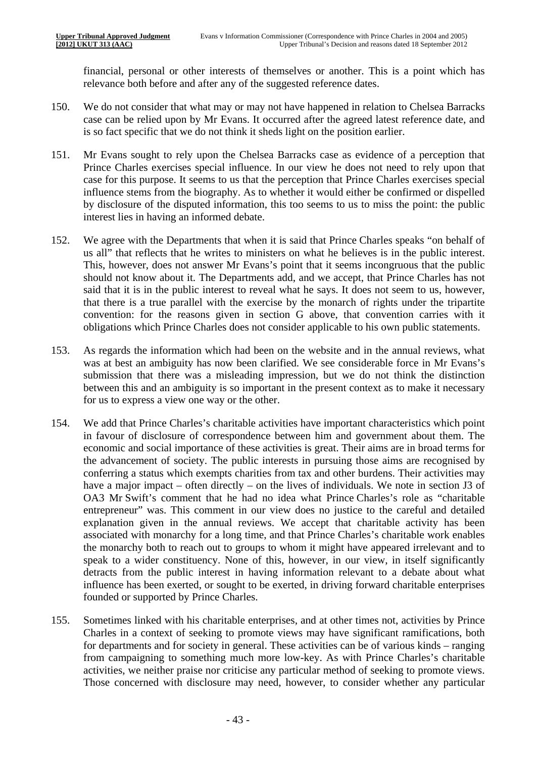financial, personal or other interests of themselves or another. This is a point which has relevance both before and after any of the suggested reference dates.

150. We do not consider that what may or may not have happened in relation to Chelsea Barracks case can be relied upon by Mr Evans. It occurred after the agreed latest reference date, and is so fact specific that we do not think it sheds light on the position earlier.

151. Mr Evans sought to rely upon the Chelsea Barracks case as evidence of a perception that Prince Charles exercises special influence. In our view he does not need to rely upon that case for this purpose. It seems to us that the perception that Prince Charles exercises special influence stems from the biography. As to whether it would either be confirmed or dispelled by disclosure of the disputed information, this too seems to us to miss the point: the public interest lies in having an informed debate.

152. We agree with the Departments that when it is said that Prince Charles speaks "on behalf of us all" that reflects that he writes to ministers on what he believes is in the public interest. This, however, does not answer Mr Evans's point that it seems incongruous that the public should not know about it. The Departments add, and we accept, that Prince Charles has not said that it is in the public interest to reveal what he says. It does not seem to us, however, that there is a true parallel with the exercise by the monarch of rights under the tripartite convention: for the reasons given in section G above, that convention carries with it obligations which Prince Charles does not consider applicable to his own public statements.

153. As regards the information which had been on the website and in the annual reviews, what was at best an ambiguity has now been clarified. We see considerable force in Mr Evans's submission that there was a misleading impression, but we do not think the distinction between this and an ambiguity is so important in the present context as to make it necessary for us to express a view one way or the other.

154. We add that Prince Charles's charitable activities have important characteristics which point in favour of disclosure of correspondence between him and government about them. The economic and social importance of these activities is great. Their aims are in broad terms for the advancement of society. The public interests in pursuing those aims are recognised by conferring a status which exempts charities from tax and other burdens. Their activities may have a major impact – often directly – on the lives of individuals. We note in section J3 of OA3 Mr Swift's comment that he had no idea what Prince Charles's role as "charitable entrepreneur" was. This comment in our view does no justice to the careful and detailed explanation given in the annual reviews. We accept that charitable activity has been associated with monarchy for a long time, and that Prince Charles's charitable work enables the monarchy both to reach out to groups to whom it might have appeared irrelevant and to speak to a wider constituency. None of this, however, in our view, in itself significantly detracts from the public interest in having information relevant to a debate about what influence has been exerted, or sought to be exerted, in driving forward charitable enterprises founded or supported by Prince Charles.

155. Sometimes linked with his charitable enterprises, and at other times not, activities by Prince Charles in a context of seeking to promote views may have significant ramifications, both for departments and for society in general. These activities can be of various kinds – ranging from campaigning to something much more low-key. As with Prince Charles's charitable activities, we neither praise nor criticise any particular method of seeking to promote views. Those concerned with disclosure may need, however, to consider whether any particular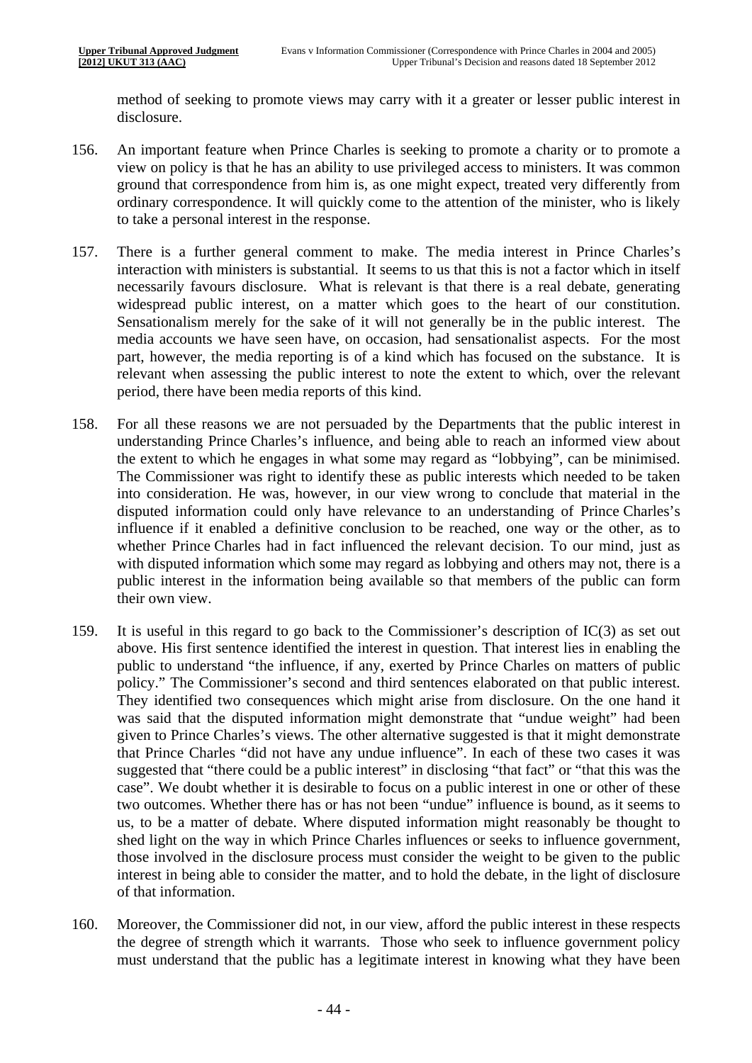method of seeking to promote views may carry with it a greater or lesser public interest in disclosure.

156. An important feature when Prince Charles is seeking to promote a charity or to promote a view on policy is that he has an ability to use privileged access to ministers. It was common ground that correspondence from him is, as one might expect, treated very differently from ordinary correspondence. It will quickly come to the attention of the minister, who is likely to take a personal interest in the response.

157. There is a further general comment to make. The media interest in Prince Charles's interaction with ministers is substantial. It seems to us that this is not a factor which in itself necessarily favours disclosure. What is relevant is that there is a real debate, generating widespread public interest, on a matter which goes to the heart of our constitution. Sensationalism merely for the sake of it will not generally be in the public interest. The media accounts we have seen have, on occasion, had sensationalist aspects. For the most part, however, the media reporting is of a kind which has focused on the substance. It is relevant when assessing the public interest to note the extent to which, over the relevant period, there have been media reports of this kind.

158. For all these reasons we are not persuaded by the Departments that the public interest in understanding Prince Charles's influence, and being able to reach an informed view about the extent to which he engages in what some may regard as "lobbying", can be minimised. The Commissioner was right to identify these as public interests which needed to be taken into consideration. He was, however, in our view wrong to conclude that material in the disputed information could only have relevance to an understanding of Prince Charles's influence if it enabled a definitive conclusion to be reached, one way or the other, as to whether Prince Charles had in fact influenced the relevant decision. To our mind, just as with disputed information which some may regard as lobbying and others may not, there is a public interest in the information being available so that members of the public can form their own view.

159. It is useful in this regard to go back to the Commissioner's description of IC(3) as set out above. His first sentence identified the interest in question. That interest lies in enabling the public to understand "the influence, if any, exerted by Prince Charles on matters of public policy." The Commissioner's second and third sentences elaborated on that public interest. They identified two consequences which might arise from disclosure. On the one hand it was said that the disputed information might demonstrate that "undue weight" had been given to Prince Charles's views. The other alternative suggested is that it might demonstrate that Prince Charles "did not have any undue influence". In each of these two cases it was suggested that "there could be a public interest" in disclosing "that fact" or "that this was the case". We doubt whether it is desirable to focus on a public interest in one or other of these two outcomes. Whether there has or has not been "undue" influence is bound, as it seems to us, to be a matter of debate. Where disputed information might reasonably be thought to shed light on the way in which Prince Charles influences or seeks to influence government, those involved in the disclosure process must consider the weight to be given to the public interest in being able to consider the matter, and to hold the debate, in the light of disclosure of that information.

160. Moreover, the Commissioner did not, in our view, afford the public interest in these respects the degree of strength which it warrants. Those who seek to influence government policy must understand that the public has a legitimate interest in knowing what they have been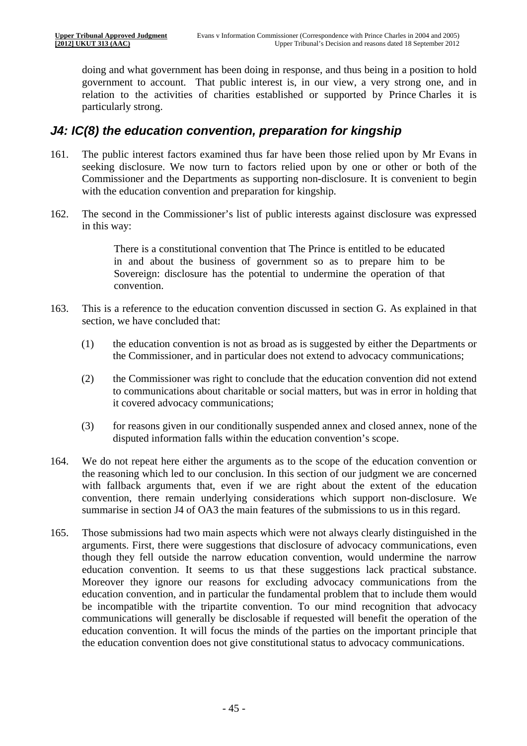doing and what government has been doing in response, and thus being in a position to hold government to account. That public interest is, in our view, a very strong one, and in relation to the activities of charities established or supported by Prince Charles it is particularly strong.

## *J4: IC(8) the education convention, preparation for kingship*

161. The public interest factors examined thus far have been those relied upon by Mr Evans in seeking disclosure. We now turn to factors relied upon by one or other or both of the Commissioner and the Departments as supporting non-disclosure. It is convenient to begin with the education convention and preparation for kingship.

162. The second in the Commissioner's list of public interests against disclosure was expressed in this way:

> There is a constitutional convention that The Prince is entitled to be educated in and about the business of government so as to prepare him to be Sovereign: disclosure has the potential to undermine the operation of that convention.

163. This is a reference to the education convention discussed in section G. As explained in that section, we have concluded that:

    (1) the education convention is not as broad as is suggested by either the Departments or the Commissioner, and in particular does not extend to advocacy communications;

    (2) the Commissioner was right to conclude that the education convention did not extend to communications about charitable or social matters, but was in error in holding that it covered advocacy communications;

    (3) for reasons given in our conditionally suspended annex and closed annex, none of the disputed information falls within the education convention's scope.

164. We do not repeat here either the arguments as to the scope of the education convention or the reasoning which led to our conclusion. In this section of our judgment we are concerned with fallback arguments that, even if we are right about the extent of the education convention, there remain underlying considerations which support non-disclosure. We summarise in section J4 of OA3 the main features of the submissions to us in this regard.

165. Those submissions had two main aspects which were not always clearly distinguished in the arguments. First, there were suggestions that disclosure of advocacy communications, even though they fell outside the narrow education convention, would undermine the narrow education convention. It seems to us that these suggestions lack practical substance. Moreover they ignore our reasons for excluding advocacy communications from the education convention, and in particular the fundamental problem that to include them would be incompatible with the tripartite convention. To our mind recognition that advocacy communications will generally be disclosable if requested will benefit the operation of the education convention. It will focus the minds of the parties on the important principle that the education convention does not give constitutional status to advocacy communications.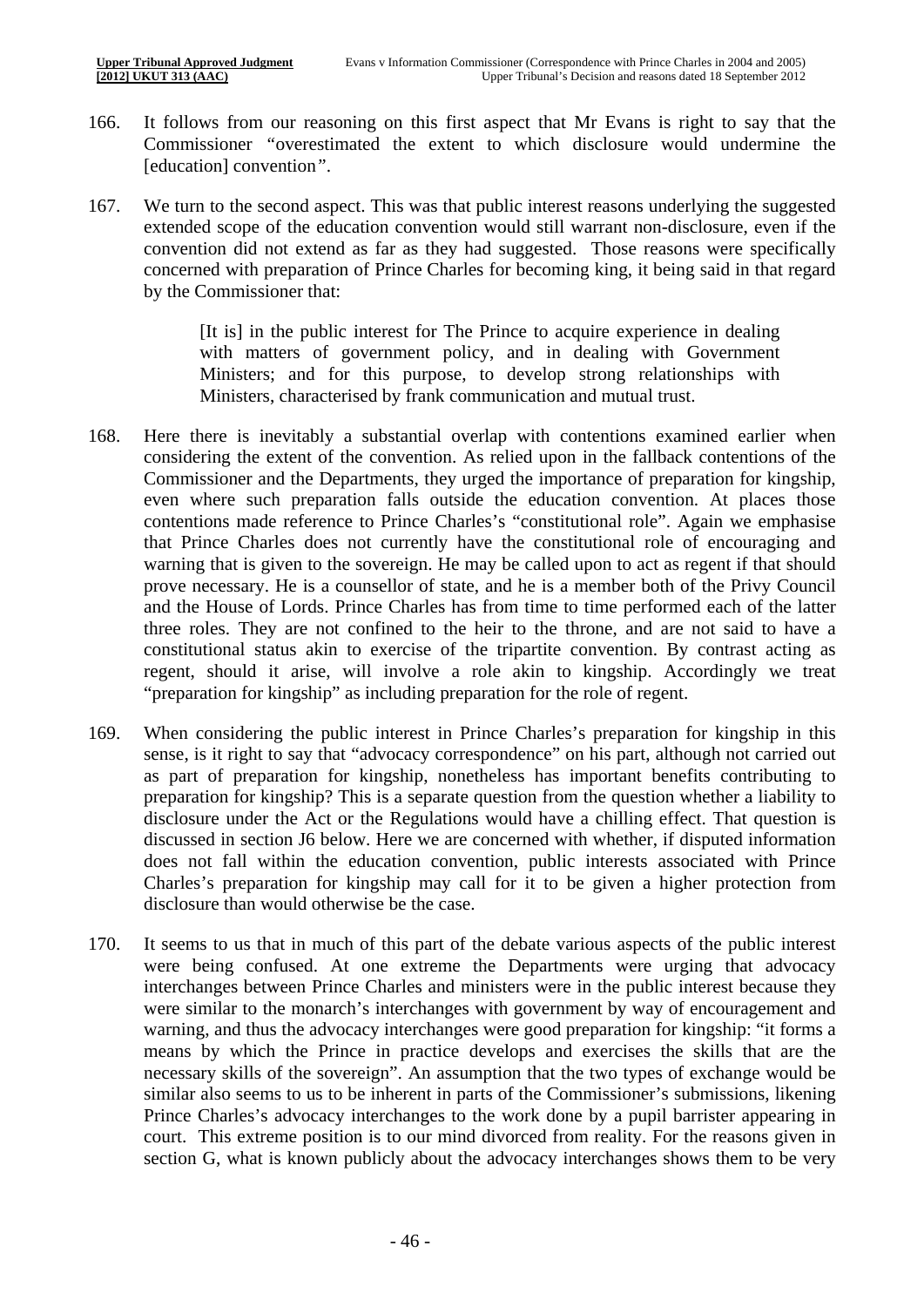166. It follows from our reasoning on this first aspect that Mr Evans is right to say that the Commissioner "overestimated the extent to which disclosure would undermine the [education] convention".

167. We turn to the second aspect. This was that public interest reasons underlying the suggested extended scope of the education convention would still warrant non-disclosure, even if the convention did not extend as far as they had suggested. Those reasons were specifically concerned with preparation of Prince Charles for becoming king, it being said in that regard by the Commissioner that:

> [It is] in the public interest for The Prince to acquire experience in dealing with matters of government policy, and in dealing with Government Ministers; and for this purpose, to develop strong relationships with Ministers, characterised by frank communication and mutual trust.

168. Here there is inevitably a substantial overlap with contentions examined earlier when considering the extent of the convention. As relied upon in the fallback contentions of the Commissioner and the Departments, they urged the importance of preparation for kingship, even where such preparation falls outside the education convention. At places those contentions made reference to Prince Charles's "constitutional role". Again we emphasise that Prince Charles does not currently have the constitutional role of encouraging and warning that is given to the sovereign. He may be called upon to act as regent if that should prove necessary. He is a counsellor of state, and he is a member both of the Privy Council and the House of Lords. Prince Charles has from time to time performed each of the latter three roles. They are not confined to the heir to the throne, and are not said to have a constitutional status akin to exercise of the tripartite convention. By contrast acting as regent, should it arise, will involve a role akin to kingship. Accordingly we treat "preparation for kingship" as including preparation for the role of regent.

169. When considering the public interest in Prince Charles's preparation for kingship in this sense, is it right to say that "advocacy correspondence" on his part, although not carried out as part of preparation for kingship, nonetheless has important benefits contributing to preparation for kingship? This is a separate question from the question whether a liability to disclosure under the Act or the Regulations would have a chilling effect. That question is discussed in section J6 below. Here we are concerned with whether, if disputed information does not fall within the education convention, public interests associated with Prince Charles's preparation for kingship may call for it to be given a higher protection from disclosure than would otherwise be the case.

170. It seems to us that in much of this part of the debate various aspects of the public interest were being confused. At one extreme the Departments were urging that advocacy interchanges between Prince Charles and ministers were in the public interest because they were similar to the monarch's interchanges with government by way of encouragement and warning, and thus the advocacy interchanges were good preparation for kingship: "it forms a means by which the Prince in practice develops and exercises the skills that are the necessary skills of the sovereign". An assumption that the two types of exchange would be similar also seems to us to be inherent in parts of the Commissioner's submissions, likening Prince Charles's advocacy interchanges to the work done by a pupil barrister appearing in court. This extreme position is to our mind divorced from reality. For the reasons given in section G, what is known publicly about the advocacy interchanges shows them to be very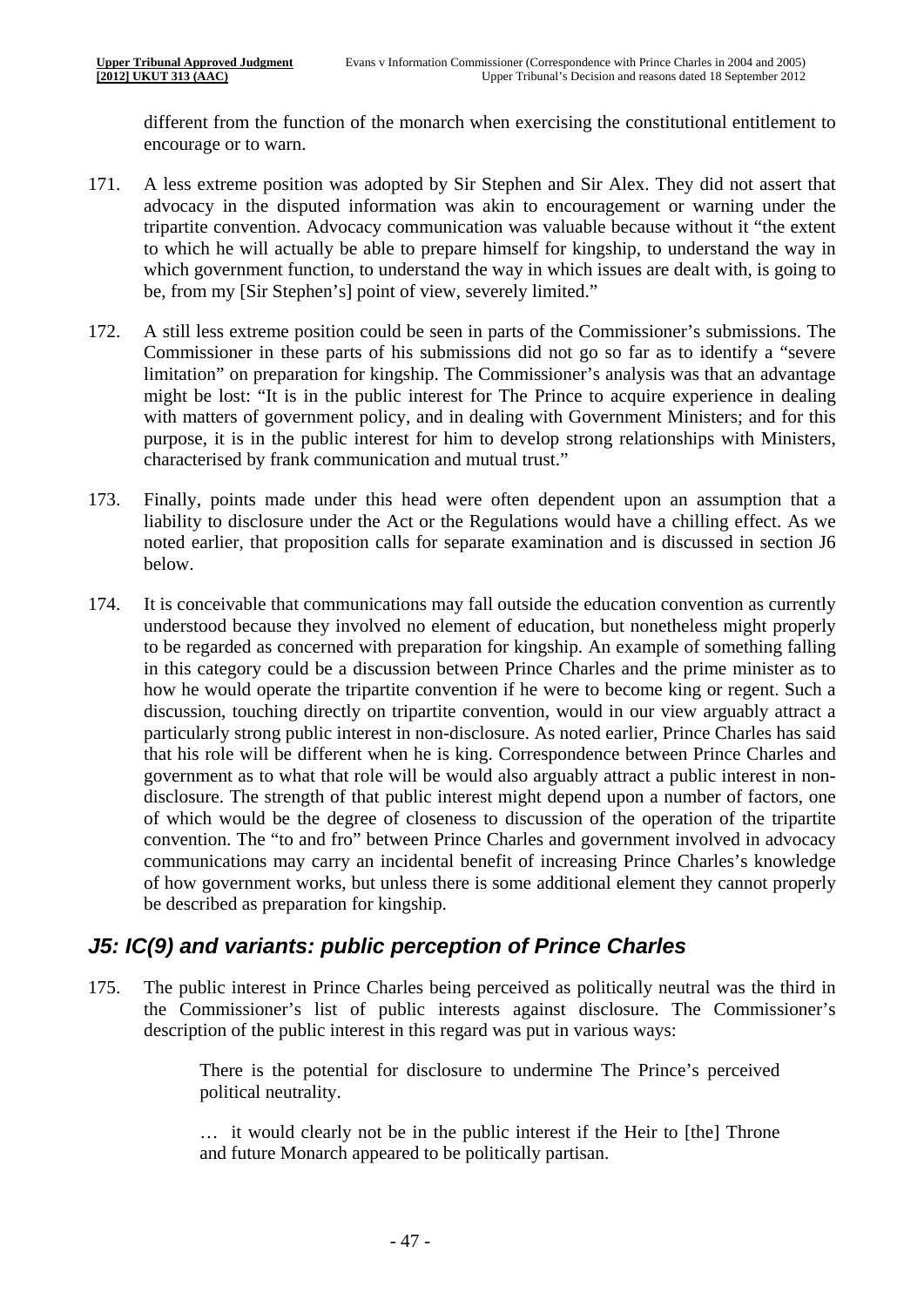different from the function of the monarch when exercising the constitutional entitlement to encourage or to warn.

171. A less extreme position was adopted by Sir Stephen and Sir Alex. They did not assert that advocacy in the disputed information was akin to encouragement or warning under the tripartite convention. Advocacy communication was valuable because without it "the extent to which he will actually be able to prepare himself for kingship, to understand the way in which government function, to understand the way in which issues are dealt with, is going to be, from my [Sir Stephen's] point of view, severely limited."

172. A still less extreme position could be seen in parts of the Commissioner's submissions. The Commissioner in these parts of his submissions did not go so far as to identify a "severe limitation" on preparation for kingship. The Commissioner's analysis was that an advantage might be lost: "It is in the public interest for The Prince to acquire experience in dealing with matters of government policy, and in dealing with Government Ministers; and for this purpose, it is in the public interest for him to develop strong relationships with Ministers, characterised by frank communication and mutual trust."

173. Finally, points made under this head were often dependent upon an assumption that a liability to disclosure under the Act or the Regulations would have a chilling effect. As we noted earlier, that proposition calls for separate examination and is discussed in section J6 below.

174. It is conceivable that communications may fall outside the education convention as currently understood because they involved no element of education, but nonetheless might properly to be regarded as concerned with preparation for kingship. An example of something falling in this category could be a discussion between Prince Charles and the prime minister as to how he would operate the tripartite convention if he were to become king or regent. Such a discussion, touching directly on tripartite convention, would in our view arguably attract a particularly strong public interest in non-disclosure. As noted earlier, Prince Charles has said that his role will be different when he is king. Correspondence between Prince Charles and government as to what that role will be would also arguably attract a public interest in non-disclosure. The strength of that public interest might depend upon a number of factors, one of which would be the degree of closeness to discussion of the operation of the tripartite convention. The "to and fro" between Prince Charles and government involved in advocacy communications may carry an incidental benefit of increasing Prince Charles's knowledge of how government works, but unless there is some additional element they cannot properly be described as preparation for kingship.

## *J5: IC(9) and variants: public perception of Prince Charles*

175. The public interest in Prince Charles being perceived as politically neutral was the third in the Commissioner's list of public interests against disclosure. The Commissioner's description of the public interest in this regard was put in various ways:

> There is the potential for disclosure to undermine The Prince's perceived political neutrality.
>
> … it would clearly not be in the public interest if the Heir to [the] Throne and future Monarch appeared to be politically partisan.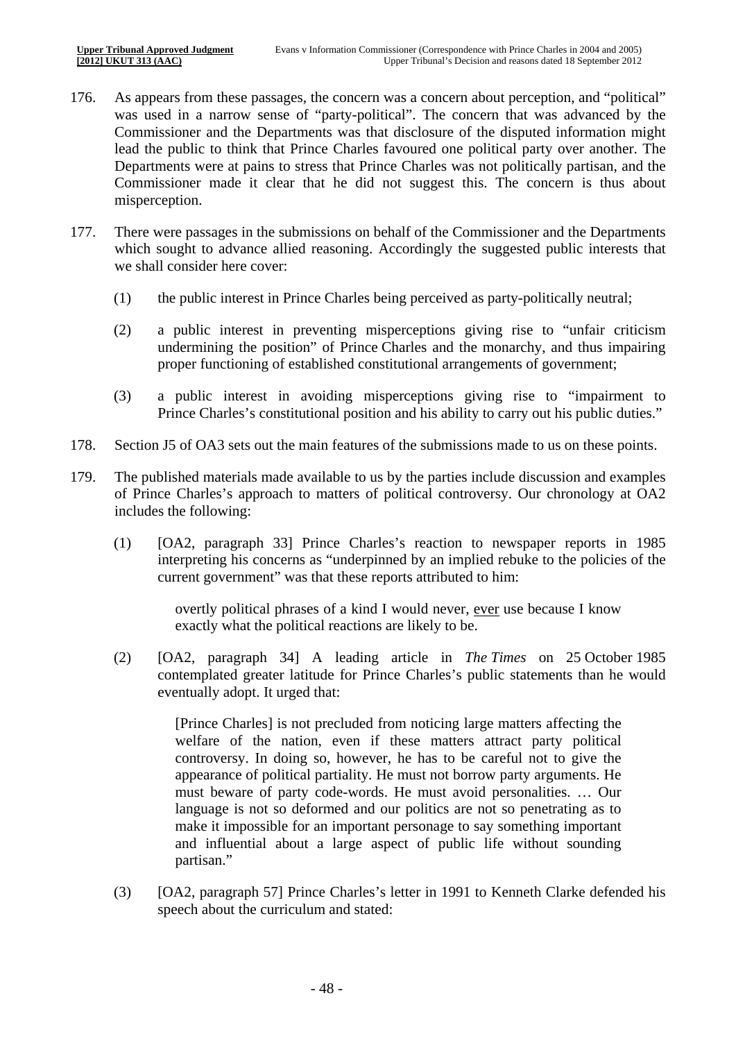176. As appears from these passages, the concern was a concern about perception, and "political" was used in a narrow sense of "party-political". The concern that was advanced by the Commissioner and the Departments was that disclosure of the disputed information might lead the public to think that Prince Charles favoured one political party over another. The Departments were at pains to stress that Prince Charles was not politically partisan, and the Commissioner made it clear that he did not suggest this. The concern is thus about misperception.

177. There were passages in the submissions on behalf of the Commissioner and the Departments which sought to advance allied reasoning. Accordingly the suggested public interests that we shall consider here cover:

   (1) the public interest in Prince Charles being perceived as party-politically neutral;

   (2) a public interest in preventing misperceptions giving rise to "unfair criticism undermining the position" of Prince Charles and the monarchy, and thus impairing proper functioning of established constitutional arrangements of government;

   (3) a public interest in avoiding misperceptions giving rise to "impairment to Prince Charles's constitutional position and his ability to carry out his public duties."

178. Section J5 of OA3 sets out the main features of the submissions made to us on these points.

179. The published materials made available to us by the parties include discussion and examples of Prince Charles's approach to matters of political controversy. Our chronology at OA2 includes the following:

   (1) [OA2, paragraph 33] Prince Charles's reaction to newspaper reports in 1985 interpreting his concerns as "underpinned by an implied rebuke to the policies of the current government" was that these reports attributed to him:

   > overtly political phrases of a kind I would never, <u>ever</u> use because I know exactly what the political reactions are likely to be.

   (2) [OA2, paragraph 34] A leading article in *The Times* on 25 October 1985 contemplated greater latitude for Prince Charles's public statements than he would eventually adopt. It urged that:

   > [Prince Charles] is not precluded from noticing large matters affecting the welfare of the nation, even if these matters attract party political controversy. In doing so, however, he has to be careful not to give the appearance of political partiality. He must not borrow party arguments. He must beware of party code-words. He must avoid personalities. … Our language is not so deformed and our politics are not so penetrating as to make it impossible for an important personage to say something important and influential about a large aspect of public life without sounding partisan."

   (3) [OA2, paragraph 57] Prince Charles's letter in 1991 to Kenneth Clarke defended his speech about the curriculum and stated: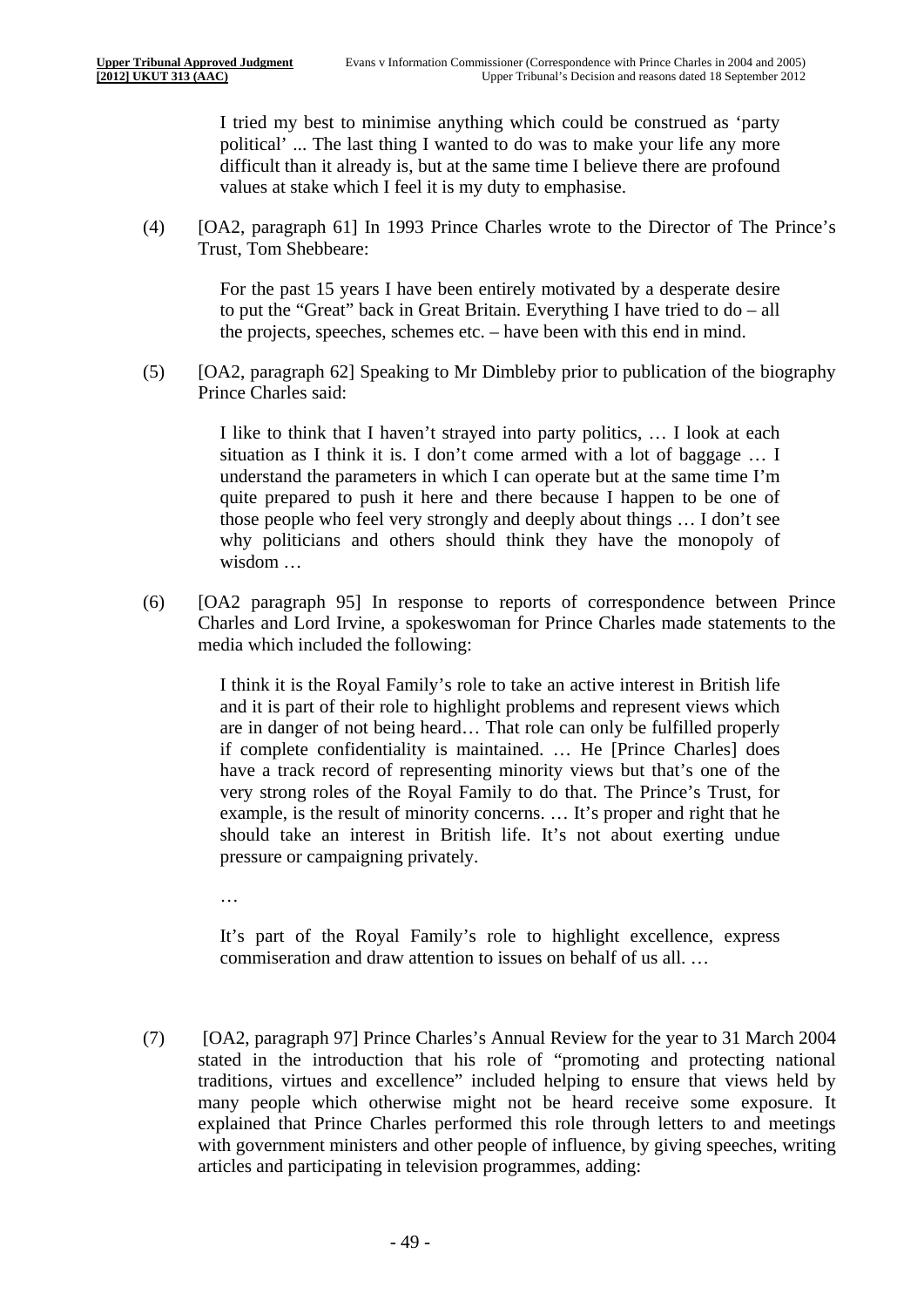> I tried my best to minimise anything which could be construed as 'party political' ... The last thing I wanted to do was to make your life any more difficult than it already is, but at the same time I believe there are profound values at stake which I feel it is my duty to emphasise.

(4) [OA2, paragraph 61] In 1993 Prince Charles wrote to the Director of The Prince's Trust, Tom Shebbeare:

> For the past 15 years I have been entirely motivated by a desperate desire to put the "Great" back in Great Britain. Everything I have tried to do – all the projects, speeches, schemes etc. – have been with this end in mind.

(5) [OA2, paragraph 62] Speaking to Mr Dimbleby prior to publication of the biography Prince Charles said:

> I like to think that I haven't strayed into party politics, … I look at each situation as I think it is. I don't come armed with a lot of baggage … I understand the parameters in which I can operate but at the same time I'm quite prepared to push it here and there because I happen to be one of those people who feel very strongly and deeply about things … I don't see why politicians and others should think they have the monopoly of wisdom …

(6) [OA2 paragraph 95] In response to reports of correspondence between Prince Charles and Lord Irvine, a spokeswoman for Prince Charles made statements to the media which included the following:

> I think it is the Royal Family's role to take an active interest in British life and it is part of their role to highlight problems and represent views which are in danger of not being heard… That role can only be fulfilled properly if complete confidentiality is maintained. … He [Prince Charles] does have a track record of representing minority views but that's one of the very strong roles of the Royal Family to do that. The Prince's Trust, for example, is the result of minority concerns. … It's proper and right that he should take an interest in British life. It's not about exerting undue pressure or campaigning privately.
>
> …
>
> It's part of the Royal Family's role to highlight excellence, express commiseration and draw attention to issues on behalf of us all. …

(7) [OA2, paragraph 97] Prince Charles's Annual Review for the year to 31 March 2004 stated in the introduction that his role of "promoting and protecting national traditions, virtues and excellence" included helping to ensure that views held by many people which otherwise might not be heard receive some exposure. It explained that Prince Charles performed this role through letters to and meetings with government ministers and other people of influence, by giving speeches, writing articles and participating in television programmes, adding: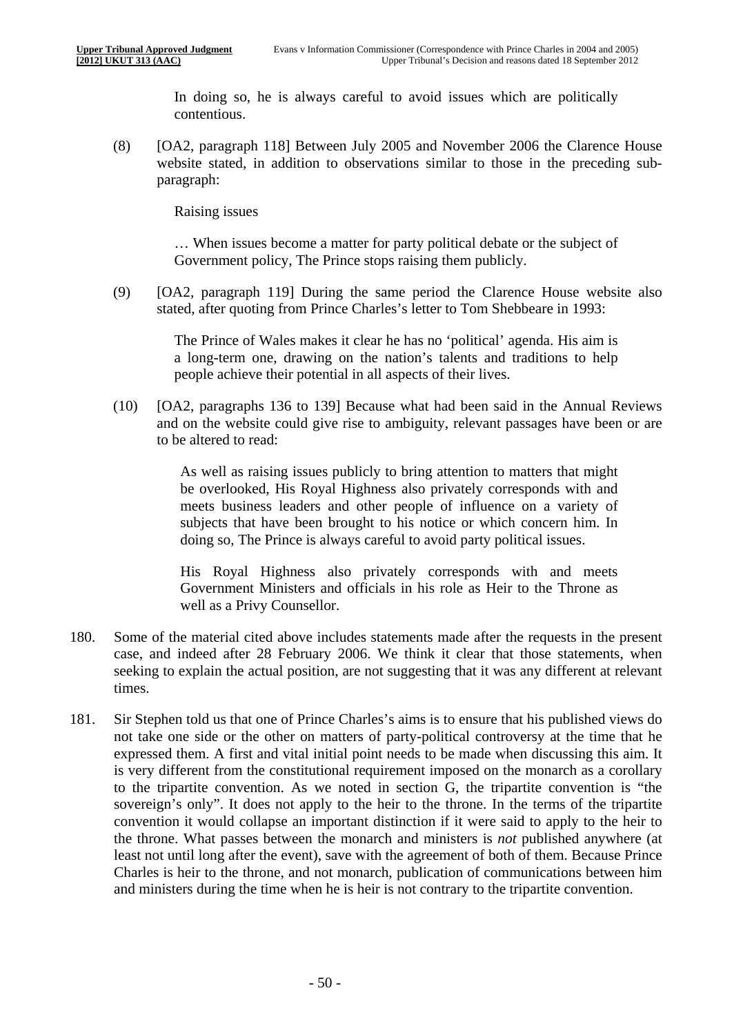In doing so, he is always careful to avoid issues which are politically contentious.

(8) [OA2, paragraph 118] Between July 2005 and November 2006 the Clarence House website stated, in addition to observations similar to those in the preceding sub-paragraph:

> Raising issues
>
> … When issues become a matter for party political debate or the subject of Government policy, The Prince stops raising them publicly.

(9) [OA2, paragraph 119] During the same period the Clarence House website also stated, after quoting from Prince Charles's letter to Tom Shebbeare in 1993:

> The Prince of Wales makes it clear he has no 'political' agenda. His aim is a long-term one, drawing on the nation's talents and traditions to help people achieve their potential in all aspects of their lives.

(10) [OA2, paragraphs 136 to 139] Because what had been said in the Annual Reviews and on the website could give rise to ambiguity, relevant passages have been or are to be altered to read:

> As well as raising issues publicly to bring attention to matters that might be overlooked, His Royal Highness also privately corresponds with and meets business leaders and other people of influence on a variety of subjects that have been brought to his notice or which concern him. In doing so, The Prince is always careful to avoid party political issues.
>
> His Royal Highness also privately corresponds with and meets Government Ministers and officials in his role as Heir to the Throne as well as a Privy Counsellor.

180. Some of the material cited above includes statements made after the requests in the present case, and indeed after 28 February 2006. We think it clear that those statements, when seeking to explain the actual position, are not suggesting that it was any different at relevant times.

181. Sir Stephen told us that one of Prince Charles's aims is to ensure that his published views do not take one side or the other on matters of party-political controversy at the time that he expressed them. A first and vital initial point needs to be made when discussing this aim. It is very different from the constitutional requirement imposed on the monarch as a corollary to the tripartite convention. As we noted in section G, the tripartite convention is "the sovereign's only". It does not apply to the heir to the throne. In the terms of the tripartite convention it would collapse an important distinction if it were said to apply to the heir to the throne. What passes between the monarch and ministers is *not* published anywhere (at least not until long after the event), save with the agreement of both of them. Because Prince Charles is heir to the throne, and not monarch, publication of communications between him and ministers during the time when he is heir is not contrary to the tripartite convention.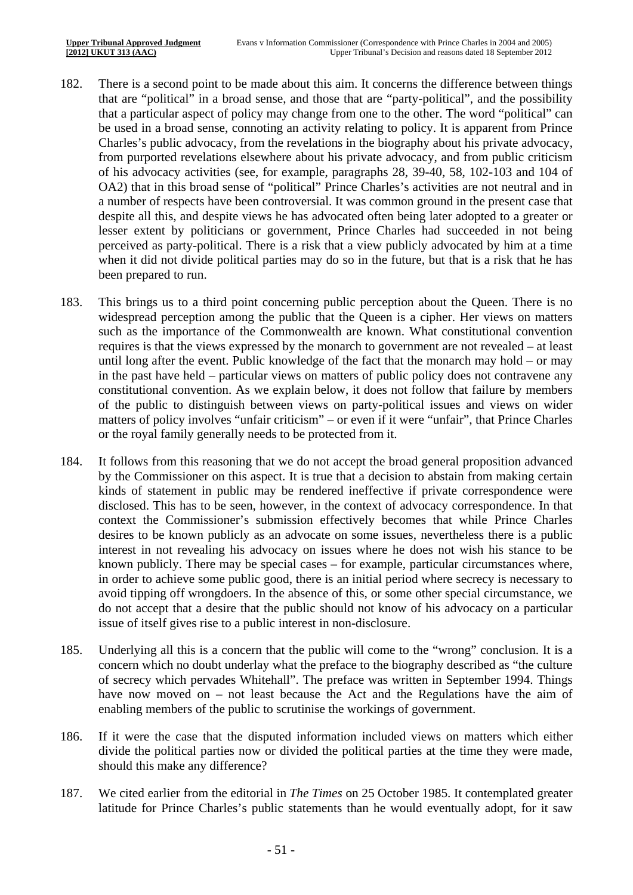182. There is a second point to be made about this aim. It concerns the difference between things that are "political" in a broad sense, and those that are "party-political", and the possibility that a particular aspect of policy may change from one to the other. The word "political" can be used in a broad sense, connoting an activity relating to policy. It is apparent from Prince Charles's public advocacy, from the revelations in the biography about his private advocacy, from purported revelations elsewhere about his private advocacy, and from public criticism of his advocacy activities (see, for example, paragraphs 28, 39-40, 58, 102-103 and 104 of OA2) that in this broad sense of "political" Prince Charles's activities are not neutral and in a number of respects have been controversial. It was common ground in the present case that despite all this, and despite views he has advocated often being later adopted to a greater or lesser extent by politicians or government, Prince Charles had succeeded in not being perceived as party-political. There is a risk that a view publicly advocated by him at a time when it did not divide political parties may do so in the future, but that is a risk that he has been prepared to run.

183. This brings us to a third point concerning public perception about the Queen. There is no widespread perception among the public that the Queen is a cipher. Her views on matters such as the importance of the Commonwealth are known. What constitutional convention requires is that the views expressed by the monarch to government are not revealed – at least until long after the event. Public knowledge of the fact that the monarch may hold – or may in the past have held – particular views on matters of public policy does not contravene any constitutional convention. As we explain below, it does not follow that failure by members of the public to distinguish between views on party-political issues and views on wider matters of policy involves "unfair criticism" – or even if it were "unfair", that Prince Charles or the royal family generally needs to be protected from it.

184. It follows from this reasoning that we do not accept the broad general proposition advanced by the Commissioner on this aspect. It is true that a decision to abstain from making certain kinds of statement in public may be rendered ineffective if private correspondence were disclosed. This has to be seen, however, in the context of advocacy correspondence. In that context the Commissioner's submission effectively becomes that while Prince Charles desires to be known publicly as an advocate on some issues, nevertheless there is a public interest in not revealing his advocacy on issues where he does not wish his stance to be known publicly. There may be special cases – for example, particular circumstances where, in order to achieve some public good, there is an initial period where secrecy is necessary to avoid tipping off wrongdoers. In the absence of this, or some other special circumstance, we do not accept that a desire that the public should not know of his advocacy on a particular issue of itself gives rise to a public interest in non-disclosure.

185. Underlying all this is a concern that the public will come to the "wrong" conclusion. It is a concern which no doubt underlay what the preface to the biography described as "the culture of secrecy which pervades Whitehall". The preface was written in September 1994. Things have now moved on – not least because the Act and the Regulations have the aim of enabling members of the public to scrutinise the workings of government.

186. If it were the case that the disputed information included views on matters which either divide the political parties now or divided the political parties at the time they were made, should this make any difference?

187. We cited earlier from the editorial in *The Times* on 25 October 1985. It contemplated greater latitude for Prince Charles's public statements than he would eventually adopt, for it saw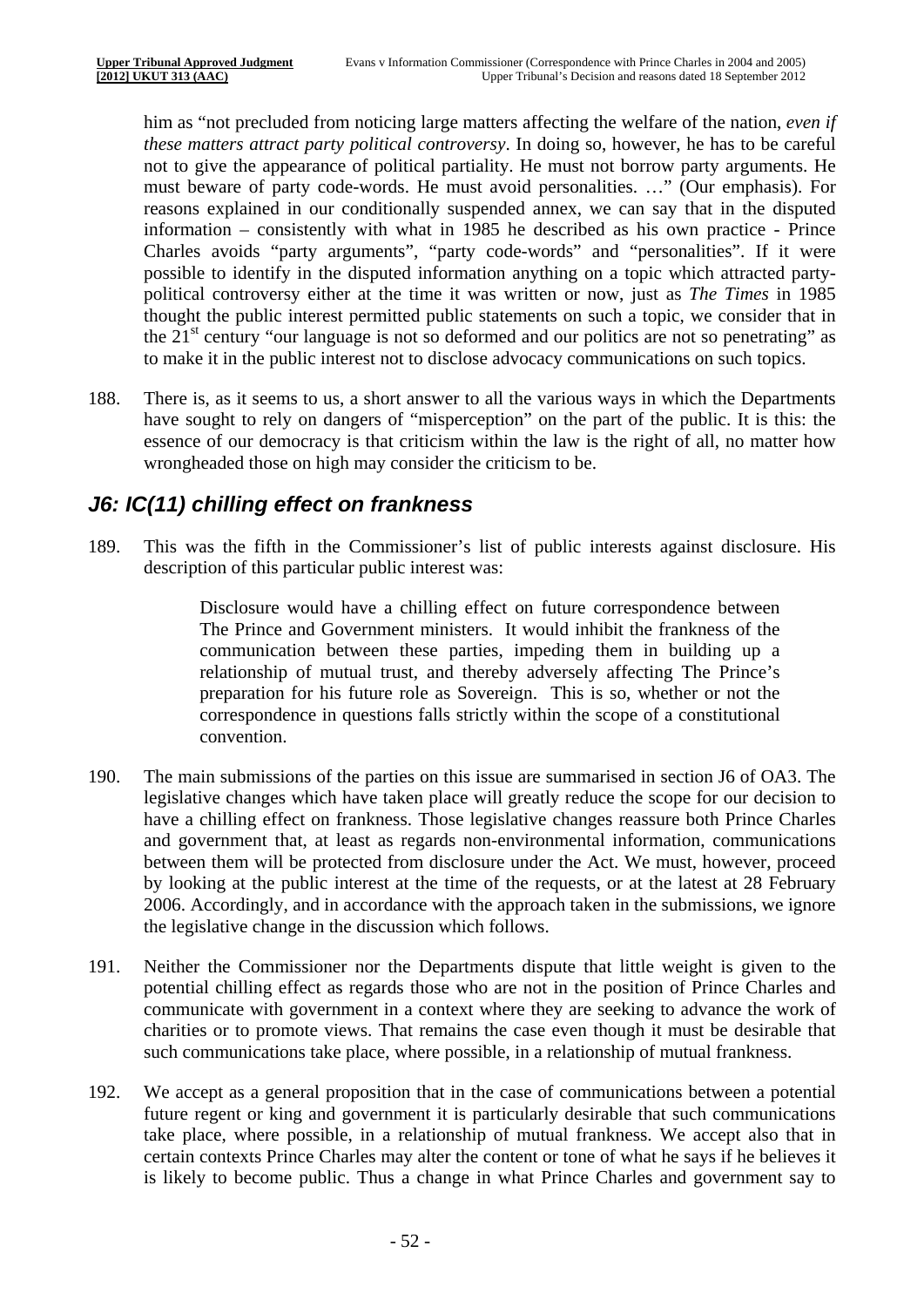him as "not precluded from noticing large matters affecting the welfare of the nation, *even if these matters attract party political controversy*. In doing so, however, he has to be careful not to give the appearance of political partiality. He must not borrow party arguments. He must beware of party code-words. He must avoid personalities. …" (Our emphasis). For reasons explained in our conditionally suspended annex, we can say that in the disputed information – consistently with what in 1985 he described as his own practice - Prince Charles avoids "party arguments", "party code-words" and "personalities". If it were possible to identify in the disputed information anything on a topic which attracted party-political controversy either at the time it was written or now, just as *The Times* in 1985 thought the public interest permitted public statements on such a topic, we consider that in the 21st century "our language is not so deformed and our politics are not so penetrating" as to make it in the public interest not to disclose advocacy communications on such topics.

188. There is, as it seems to us, a short answer to all the various ways in which the Departments have sought to rely on dangers of "misperception" on the part of the public. It is this: the essence of our democracy is that criticism within the law is the right of all, no matter how wrongheaded those on high may consider the criticism to be.

## *J6: IC(11) chilling effect on frankness*

189. This was the fifth in the Commissioner's list of public interests against disclosure. His description of this particular public interest was:

> Disclosure would have a chilling effect on future correspondence between The Prince and Government ministers. It would inhibit the frankness of the communication between these parties, impeding them in building up a relationship of mutual trust, and thereby adversely affecting The Prince's preparation for his future role as Sovereign. This is so, whether or not the correspondence in questions falls strictly within the scope of a constitutional convention.

190. The main submissions of the parties on this issue are summarised in section J6 of OA3. The legislative changes which have taken place will greatly reduce the scope for our decision to have a chilling effect on frankness. Those legislative changes reassure both Prince Charles and government that, at least as regards non-environmental information, communications between them will be protected from disclosure under the Act. We must, however, proceed by looking at the public interest at the time of the requests, or at the latest at 28 February 2006. Accordingly, and in accordance with the approach taken in the submissions, we ignore the legislative change in the discussion which follows.

191. Neither the Commissioner nor the Departments dispute that little weight is given to the potential chilling effect as regards those who are not in the position of Prince Charles and communicate with government in a context where they are seeking to advance the work of charities or to promote views. That remains the case even though it must be desirable that such communications take place, where possible, in a relationship of mutual frankness.

192. We accept as a general proposition that in the case of communications between a potential future regent or king and government it is particularly desirable that such communications take place, where possible, in a relationship of mutual frankness. We accept also that in certain contexts Prince Charles may alter the content or tone of what he says if he believes it is likely to become public. Thus a change in what Prince Charles and government say to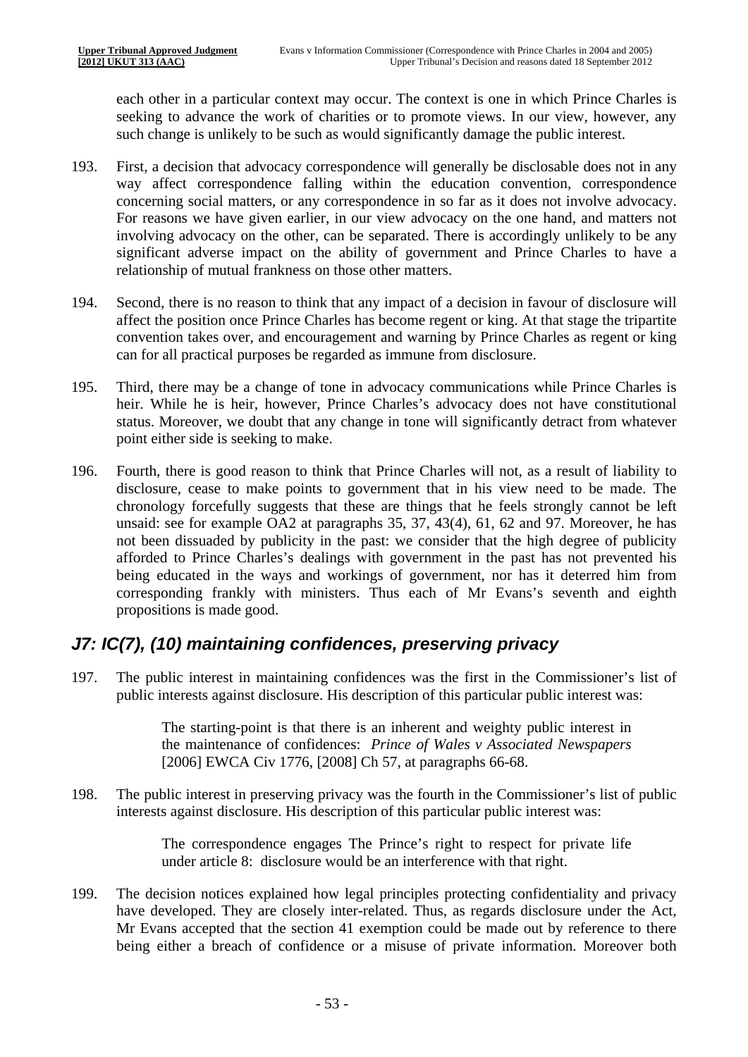each other in a particular context may occur. The context is one in which Prince Charles is seeking to advance the work of charities or to promote views. In our view, however, any such change is unlikely to be such as would significantly damage the public interest.

193. First, a decision that advocacy correspondence will generally be disclosable does not in any way affect correspondence falling within the education convention, correspondence concerning social matters, or any correspondence in so far as it does not involve advocacy. For reasons we have given earlier, in our view advocacy on the one hand, and matters not involving advocacy on the other, can be separated. There is accordingly unlikely to be any significant adverse impact on the ability of government and Prince Charles to have a relationship of mutual frankness on those other matters.

194. Second, there is no reason to think that any impact of a decision in favour of disclosure will affect the position once Prince Charles has become regent or king. At that stage the tripartite convention takes over, and encouragement and warning by Prince Charles as regent or king can for all practical purposes be regarded as immune from disclosure.

195. Third, there may be a change of tone in advocacy communications while Prince Charles is heir. While he is heir, however, Prince Charles's advocacy does not have constitutional status. Moreover, we doubt that any change in tone will significantly detract from whatever point either side is seeking to make.

196. Fourth, there is good reason to think that Prince Charles will not, as a result of liability to disclosure, cease to make points to government that in his view need to be made. The chronology forcefully suggests that these are things that he feels strongly cannot be left unsaid: see for example OA2 at paragraphs 35, 37, 43(4), 61, 62 and 97. Moreover, he has not been dissuaded by publicity in the past: we consider that the high degree of publicity afforded to Prince Charles's dealings with government in the past has not prevented his being educated in the ways and workings of government, nor has it deterred him from corresponding frankly with ministers. Thus each of Mr Evans's seventh and eighth propositions is made good.

## *J7: IC(7), (10) maintaining confidences, preserving privacy*

197. The public interest in maintaining confidences was the first in the Commissioner's list of public interests against disclosure. His description of this particular public interest was:

> The starting-point is that there is an inherent and weighty public interest in the maintenance of confidences: *Prince of Wales v Associated Newspapers* [2006] EWCA Civ 1776, [2008] Ch 57, at paragraphs 66-68.

198. The public interest in preserving privacy was the fourth in the Commissioner's list of public interests against disclosure. His description of this particular public interest was:

> The correspondence engages The Prince's right to respect for private life under article 8: disclosure would be an interference with that right.

199. The decision notices explained how legal principles protecting confidentiality and privacy have developed. They are closely inter-related. Thus, as regards disclosure under the Act, Mr Evans accepted that the section 41 exemption could be made out by reference to there being either a breach of confidence or a misuse of private information. Moreover both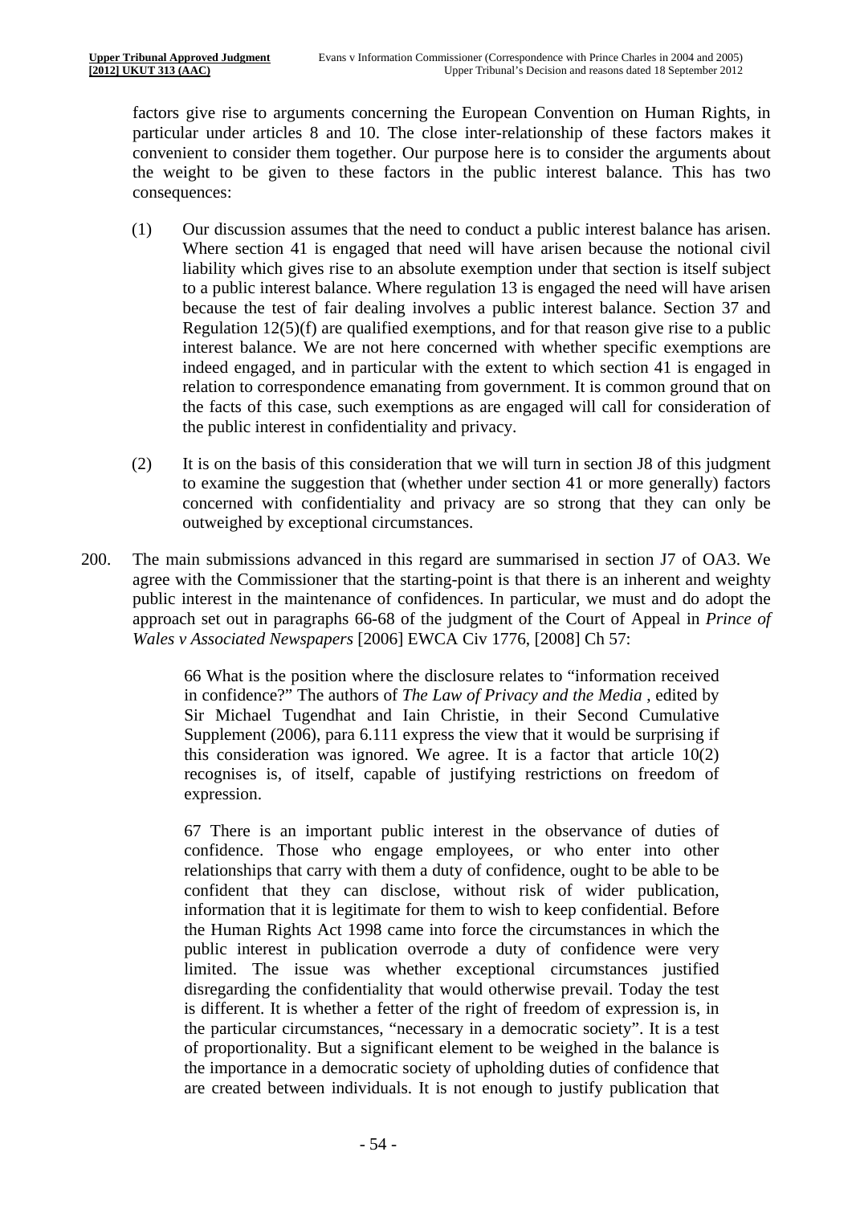factors give rise to arguments concerning the European Convention on Human Rights, in particular under articles 8 and 10. The close inter-relationship of these factors makes it convenient to consider them together. Our purpose here is to consider the arguments about the weight to be given to these factors in the public interest balance. This has two consequences:

(1) Our discussion assumes that the need to conduct a public interest balance has arisen. Where section 41 is engaged that need will have arisen because the notional civil liability which gives rise to an absolute exemption under that section is itself subject to a public interest balance. Where regulation 13 is engaged the need will have arisen because the test of fair dealing involves a public interest balance. Section 37 and Regulation 12(5)(f) are qualified exemptions, and for that reason give rise to a public interest balance. We are not here concerned with whether specific exemptions are indeed engaged, and in particular with the extent to which section 41 is engaged in relation to correspondence emanating from government. It is common ground that on the facts of this case, such exemptions as are engaged will call for consideration of the public interest in confidentiality and privacy.

(2) It is on the basis of this consideration that we will turn in section J8 of this judgment to examine the suggestion that (whether under section 41 or more generally) factors concerned with confidentiality and privacy are so strong that they can only be outweighed by exceptional circumstances.

200. The main submissions advanced in this regard are summarised in section J7 of OA3. We agree with the Commissioner that the starting-point is that there is an inherent and weighty public interest in the maintenance of confidences. In particular, we must and do adopt the approach set out in paragraphs 66-68 of the judgment of the Court of Appeal in *Prince of Wales v Associated Newspapers* [2006] EWCA Civ 1776, [2008] Ch 57:

> 66 What is the position where the disclosure relates to "information received in confidence?" The authors of *The Law of Privacy and the Media* , edited by Sir Michael Tugendhat and Iain Christie, in their Second Cumulative Supplement (2006), para 6.111 express the view that it would be surprising if this consideration was ignored. We agree. It is a factor that article 10(2) recognises is, of itself, capable of justifying restrictions on freedom of expression.
>
> 67 There is an important public interest in the observance of duties of confidence. Those who engage employees, or who enter into other relationships that carry with them a duty of confidence, ought to be able to be confident that they can disclose, without risk of wider publication, information that it is legitimate for them to wish to keep confidential. Before the Human Rights Act 1998 came into force the circumstances in which the public interest in publication override a duty of confidence were very limited. The issue was whether exceptional circumstances justified disregarding the confidentiality that would otherwise prevail. Today the test is different. It is whether a fetter of the right of freedom of expression is, in the particular circumstances, "necessary in a democratic society". It is a test of proportionality. But a significant element to be weighed in the balance is the importance in a democratic society of upholding duties of confidence that are created between individuals. It is not enough to justify publication that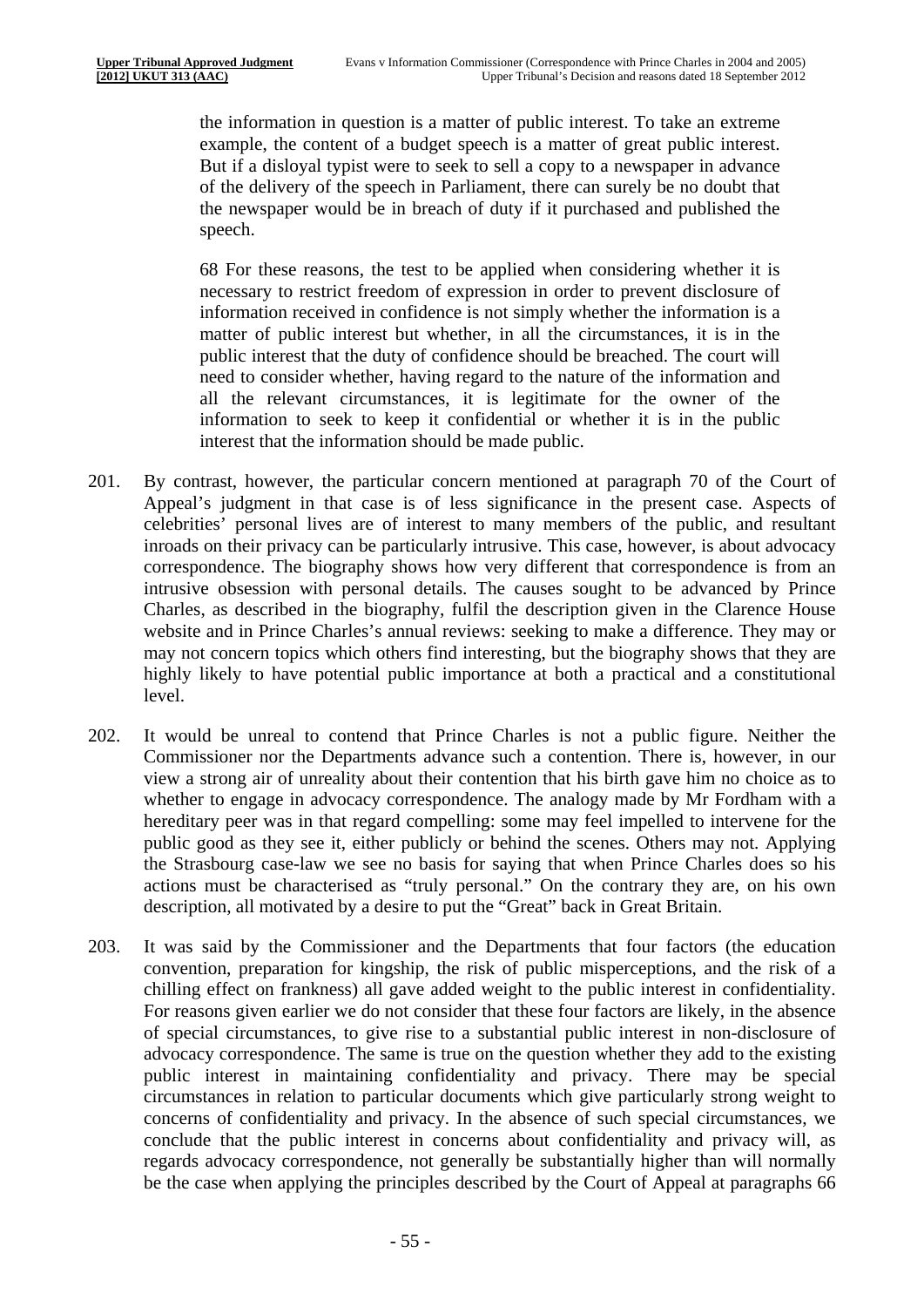> the information in question is a matter of public interest. To take an extreme example, the content of a budget speech is a matter of great public interest. But if a disloyal typist were to seek to sell a copy to a newspaper in advance of the delivery of the speech in Parliament, there can surely be no doubt that the newspaper would be in breach of duty if it purchased and published the speech.
>
> 68 For these reasons, the test to be applied when considering whether it is necessary to restrict freedom of expression in order to prevent disclosure of information received in confidence is not simply whether the information is a matter of public interest but whether, in all the circumstances, it is in the public interest that the duty of confidence should be breached. The court will need to consider whether, having regard to the nature of the information and all the relevant circumstances, it is legitimate for the owner of the information to seek to keep it confidential or whether it is in the public interest that the information should be made public.

201. By contrast, however, the particular concern mentioned at paragraph 70 of the Court of Appeal's judgment in that case is of less significance in the present case. Aspects of celebrities' personal lives are of interest to many members of the public, and resultant inroads on their privacy can be particularly intrusive. This case, however, is about advocacy correspondence. The biography shows how very different that correspondence is from an intrusive obsession with personal details. The causes sought to be advanced by Prince Charles, as described in the biography, fulfil the description given in the Clarence House website and in Prince Charles's annual reviews: seeking to make a difference. They may or may not concern topics which others find interesting, but the biography shows that they are highly likely to have potential public importance at both a practical and a constitutional level.

202. It would be unreal to contend that Prince Charles is not a public figure. Neither the Commissioner nor the Departments advance such a contention. There is, however, in our view a strong air of unreality about their contention that his birth gave him no choice as to whether to engage in advocacy correspondence. The analogy made by Mr Fordham with a hereditary peer was in that regard compelling: some may feel impelled to intervene for the public good as they see it, either publicly or behind the scenes. Others may not. Applying the Strasbourg case-law we see no basis for saying that when Prince Charles does so his actions must be characterised as "truly personal." On the contrary they are, on his own description, all motivated by a desire to put the "Great" back in Great Britain.

203. It was said by the Commissioner and the Departments that four factors (the education convention, preparation for kingship, the risk of public misperceptions, and the risk of a chilling effect on frankness) all gave added weight to the public interest in confidentiality. For reasons given earlier we do not consider that these four factors are likely, in the absence of special circumstances, to give rise to a substantial public interest in non-disclosure of advocacy correspondence. The same is true on the question whether they add to the existing public interest in maintaining confidentiality and privacy. There may be special circumstances in relation to particular documents which give particularly strong weight to concerns of confidentiality and privacy. In the absence of such special circumstances, we conclude that the public interest in concerns about confidentiality and privacy will, as regards advocacy correspondence, not generally be substantially higher than will normally be the case when applying the principles described by the Court of Appeal at paragraphs 66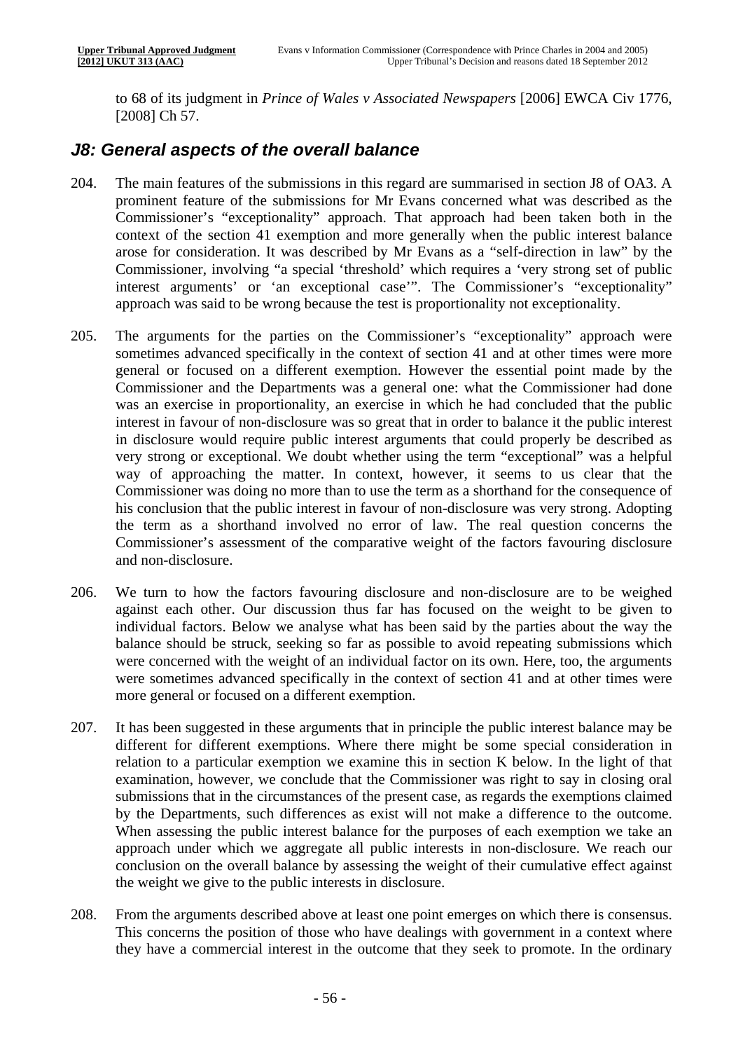to 68 of its judgment in *Prince of Wales v Associated Newspapers* [2006] EWCA Civ 1776, [2008] Ch 57.

## *J8: General aspects of the overall balance*

204. The main features of the submissions in this regard are summarised in section J8 of OA3. A prominent feature of the submissions for Mr Evans concerned what was described as the Commissioner's "exceptionality" approach. That approach had been taken both in the context of the section 41 exemption and more generally when the public interest balance arose for consideration. It was described by Mr Evans as a "self-direction in law" by the Commissioner, involving "a special 'threshold' which requires a 'very strong set of public interest arguments' or 'an exceptional case'". The Commissioner's "exceptionality" approach was said to be wrong because the test is proportionality not exceptionality.

205. The arguments for the parties on the Commissioner's "exceptionality" approach were sometimes advanced specifically in the context of section 41 and at other times were more general or focused on a different exemption. However the essential point made by the Commissioner and the Departments was a general one: what the Commissioner had done was an exercise in proportionality, an exercise in which he had concluded that the public interest in favour of non-disclosure was so great that in order to balance it the public interest in disclosure would require public interest arguments that could properly be described as very strong or exceptional. We doubt whether using the term "exceptional" was a helpful way of approaching the matter. In context, however, it seems to us clear that the Commissioner was doing no more than to use the term as a shorthand for the consequence of his conclusion that the public interest in favour of non-disclosure was very strong. Adopting the term as a shorthand involved no error of law. The real question concerns the Commissioner's assessment of the comparative weight of the factors favouring disclosure and non-disclosure.

206. We turn to how the factors favouring disclosure and non-disclosure are to be weighed against each other. Our discussion thus far has focused on the weight to be given to individual factors. Below we analyse what has been said by the parties about the way the balance should be struck, seeking so far as possible to avoid repeating submissions which were concerned with the weight of an individual factor on its own. Here, too, the arguments were sometimes advanced specifically in the context of section 41 and at other times were more general or focused on a different exemption.

207. It has been suggested in these arguments that in principle the public interest balance may be different for different exemptions. Where there might be some special consideration in relation to a particular exemption we examine this in section K below. In the light of that examination, however, we conclude that the Commissioner was right to say in closing oral submissions that in the circumstances of the present case, as regards the exemptions claimed by the Departments, such differences as exist will not make a difference to the outcome. When assessing the public interest balance for the purposes of each exemption we take an approach under which we aggregate all public interests in non-disclosure. We reach our conclusion on the overall balance by assessing the weight of their cumulative effect against the weight we give to the public interests in disclosure.

208. From the arguments described above at least one point emerges on which there is consensus. This concerns the position of those who have dealings with government in a context where they have a commercial interest in the outcome that they seek to promote. In the ordinary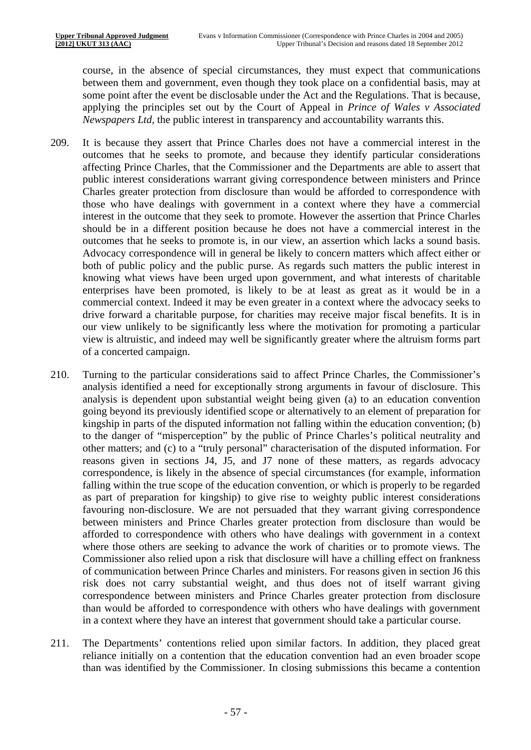course, in the absence of special circumstances, they must expect that communications between them and government, even though they took place on a confidential basis, may at some point after the event be disclosable under the Act and the Regulations. That is because, applying the principles set out by the Court of Appeal in *Prince of Wales v Associated Newspapers Ltd,* the public interest in transparency and accountability warrants this.

209. It is because they assert that Prince Charles does not have a commercial interest in the outcomes that he seeks to promote, and because they identify particular considerations affecting Prince Charles, that the Commissioner and the Departments are able to assert that public interest considerations warrant giving correspondence between ministers and Prince Charles greater protection from disclosure than would be afforded to correspondence with those who have dealings with government in a context where they have a commercial interest in the outcome that they seek to promote. However the assertion that Prince Charles should be in a different position because he does not have a commercial interest in the outcomes that he seeks to promote is, in our view, an assertion which lacks a sound basis. Advocacy correspondence will in general be likely to concern matters which affect either or both of public policy and the public purse. As regards such matters the public interest in knowing what views have been urged upon government, and what interests of charitable enterprises have been promoted, is likely to be at least as great as it would be in a commercial context. Indeed it may be even greater in a context where the advocacy seeks to drive forward a charitable purpose, for charities may receive major fiscal benefits. It is in our view unlikely to be significantly less where the motivation for promoting a particular view is altruistic, and indeed may well be significantly greater where the altruism forms part of a concerted campaign.

210. Turning to the particular considerations said to affect Prince Charles, the Commissioner's analysis identified a need for exceptionally strong arguments in favour of disclosure. This analysis is dependent upon substantial weight being given (a) to an education convention going beyond its previously identified scope or alternatively to an element of preparation for kingship in parts of the disputed information not falling within the education convention; (b) to the danger of "misperception" by the public of Prince Charles's political neutrality and other matters; and (c) to a "truly personal" characterisation of the disputed information. For reasons given in sections J4, J5, and J7 none of these matters, as regards advocacy correspondence, is likely in the absence of special circumstances (for example, information falling within the true scope of the education convention, or which is properly to be regarded as part of preparation for kingship) to give rise to weighty public interest considerations favouring non-disclosure. We are not persuaded that they warrant giving correspondence between ministers and Prince Charles greater protection from disclosure than would be afforded to correspondence with others who have dealings with government in a context where those others are seeking to advance the work of charities or to promote views. The Commissioner also relied upon a risk that disclosure will have a chilling effect on frankness of communication between Prince Charles and ministers. For reasons given in section J6 this risk does not carry substantial weight, and thus does not of itself warrant giving correspondence between ministers and Prince Charles greater protection from disclosure than would be afforded to correspondence with others who have dealings with government in a context where they have an interest that government should take a particular course.

211. The Departments' contentions relied upon similar factors. In addition, they placed great reliance initially on a contention that the education convention had an even broader scope than was identified by the Commissioner. In closing submissions this became a contention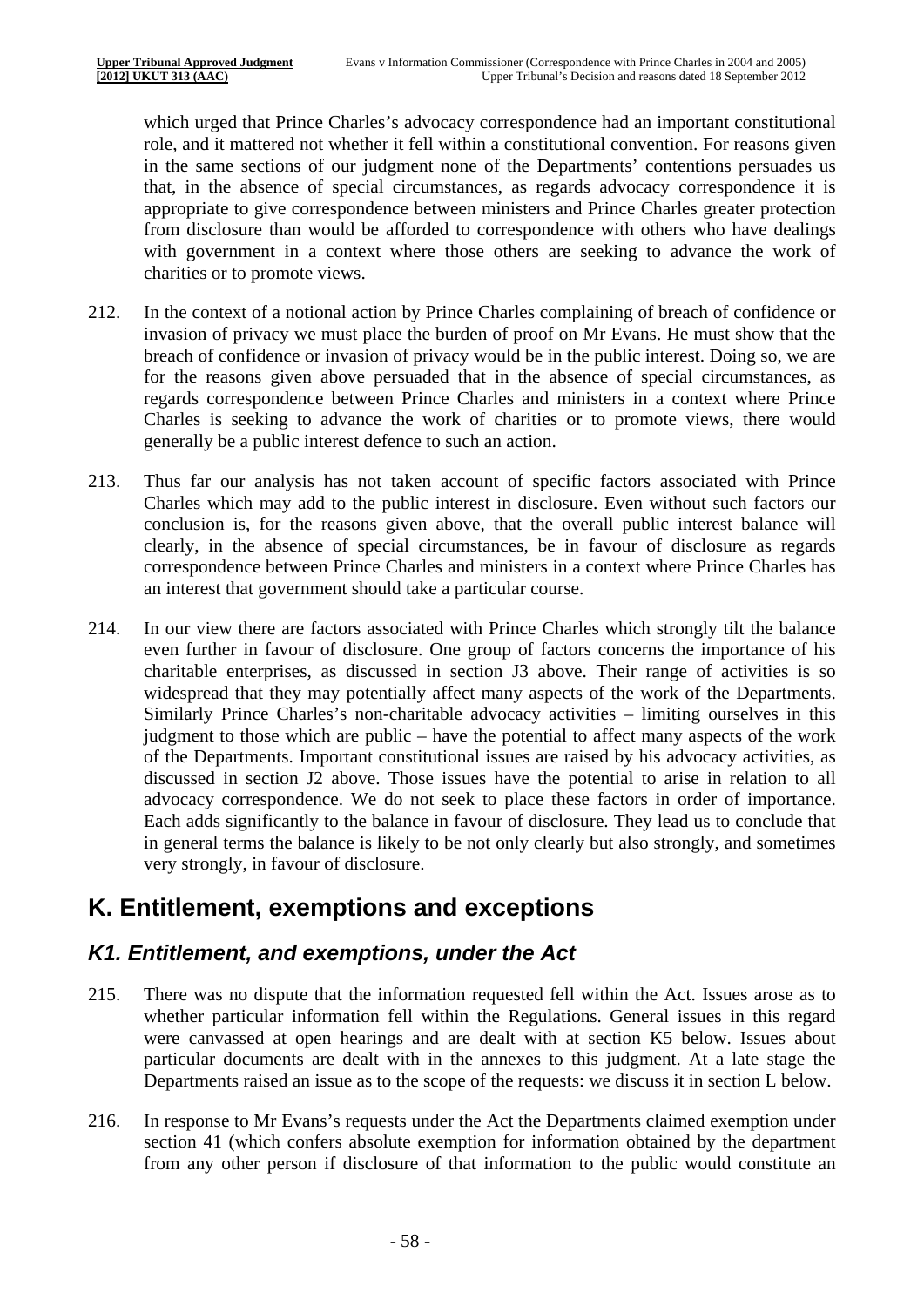which urged that Prince Charles's advocacy correspondence had an important constitutional role, and it mattered not whether it fell within a constitutional convention. For reasons given in the same sections of our judgment none of the Departments' contentions persuades us that, in the absence of special circumstances, as regards advocacy correspondence it is appropriate to give correspondence between ministers and Prince Charles greater protection from disclosure than would be afforded to correspondence with others who have dealings with government in a context where those others are seeking to advance the work of charities or to promote views.

212. In the context of a notional action by Prince Charles complaining of breach of confidence or invasion of privacy we must place the burden of proof on Mr Evans. He must show that the breach of confidence or invasion of privacy would be in the public interest. Doing so, we are for the reasons given above persuaded that in the absence of special circumstances, as regards correspondence between Prince Charles and ministers in a context where Prince Charles is seeking to advance the work of charities or to promote views, there would generally be a public interest defence to such an action.

213. Thus far our analysis has not taken account of specific factors associated with Prince Charles which may add to the public interest in disclosure. Even without such factors our conclusion is, for the reasons given above, that the overall public interest balance will clearly, in the absence of special circumstances, be in favour of disclosure as regards correspondence between Prince Charles and ministers in a context where Prince Charles has an interest that government should take a particular course.

214. In our view there are factors associated with Prince Charles which strongly tilt the balance even further in favour of disclosure. One group of factors concerns the importance of his charitable enterprises, as discussed in section J3 above. Their range of activities is so widespread that they may potentially affect many aspects of the work of the Departments. Similarly Prince Charles's non-charitable advocacy activities – limiting ourselves in this judgment to those which are public – have the potential to affect many aspects of the work of the Departments. Important constitutional issues are raised by his advocacy activities, as discussed in section J2 above. Those issues have the potential to arise in relation to all advocacy correspondence. We do not seek to place these factors in order of importance. Each adds significantly to the balance in favour of disclosure. They lead us to conclude that in general terms the balance is likely to be not only clearly but also strongly, and sometimes very strongly, in favour of disclosure.

# K. Entitlement, exemptions and exceptions

## *K1. Entitlement, and exemptions, under the Act*

215. There was no dispute that the information requested fell within the Act. Issues arose as to whether particular information fell within the Regulations. General issues in this regard were canvassed at open hearings and are dealt with at section K5 below. Issues about particular documents are dealt with in the annexes to this judgment. At a late stage the Departments raised an issue as to the scope of the requests: we discuss it in section L below.

216. In response to Mr Evans's requests under the Act the Departments claimed exemption under section 41 (which confers absolute exemption for information obtained by the department from any other person if disclosure of that information to the public would constitute an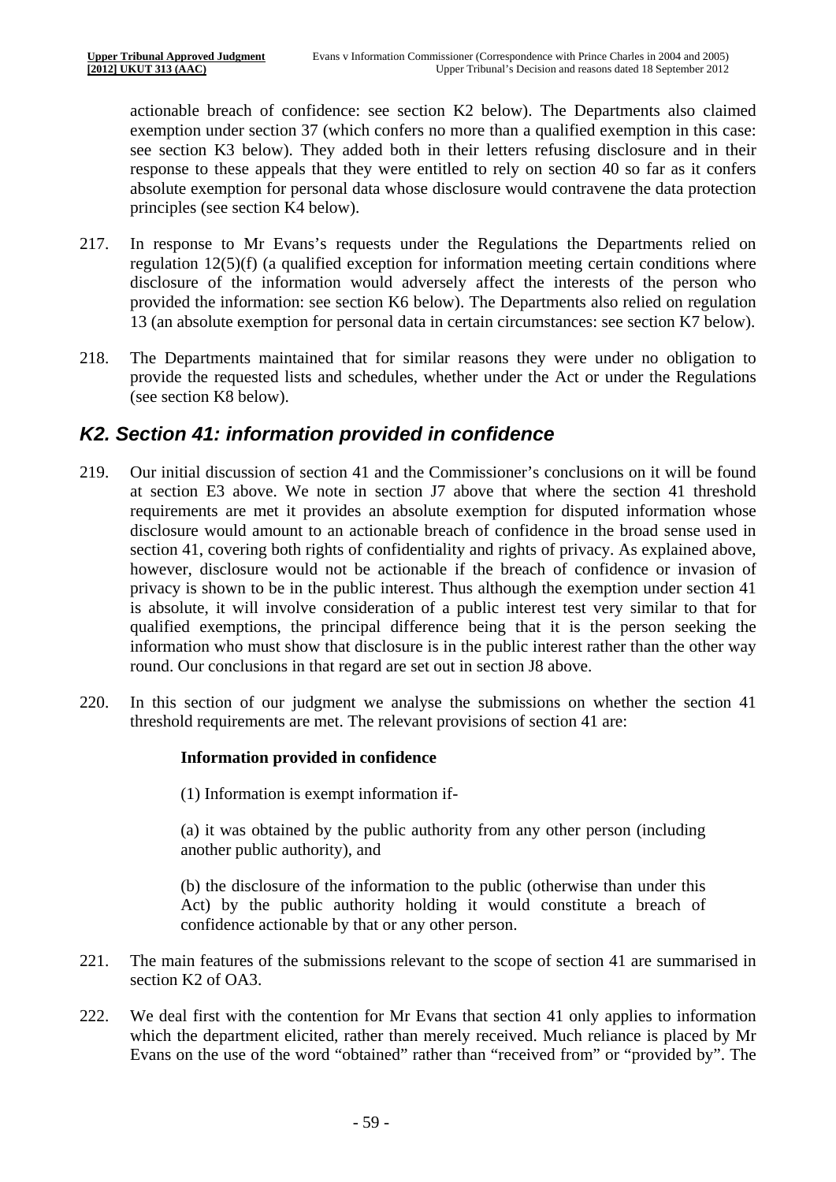actionable breach of confidence: see section K2 below). The Departments also claimed exemption under section 37 (which confers no more than a qualified exemption in this case: see section K3 below). They added both in their letters refusing disclosure and in their response to these appeals that they were entitled to rely on section 40 so far as it confers absolute exemption for personal data whose disclosure would contravene the data protection principles (see section K4 below).

217. In response to Mr Evans's requests under the Regulations the Departments relied on regulation 12(5)(f) (a qualified exception for information meeting certain conditions where disclosure of the information would adversely affect the interests of the person who provided the information: see section K6 below). The Departments also relied on regulation 13 (an absolute exemption for personal data in certain circumstances: see section K7 below).

218. The Departments maintained that for similar reasons they were under no obligation to provide the requested lists and schedules, whether under the Act or under the Regulations (see section K8 below).

## *K2. Section 41: information provided in confidence*

219. Our initial discussion of section 41 and the Commissioner's conclusions on it will be found at section E3 above. We note in section J7 above that where the section 41 threshold requirements are met it provides an absolute exemption for disputed information whose disclosure would amount to an actionable breach of confidence in the broad sense used in section 41, covering both rights of confidentiality and rights of privacy. As explained above, however, disclosure would not be actionable if the breach of confidence or invasion of privacy is shown to be in the public interest. Thus although the exemption under section 41 is absolute, it will involve consideration of a public interest test very similar to that for qualified exemptions, the principal difference being that it is the person seeking the information who must show that disclosure is in the public interest rather than the other way round. Our conclusions in that regard are set out in section J8 above.

220. In this section of our judgment we analyse the submissions on whether the section 41 threshold requirements are met. The relevant provisions of section 41 are:

> **Information provided in confidence**
>
> (1) Information is exempt information if-
>
> (a) it was obtained by the public authority from any other person (including another public authority), and
>
> (b) the disclosure of the information to the public (otherwise than under this Act) by the public authority holding it would constitute a breach of confidence actionable by that or any other person.

221. The main features of the submissions relevant to the scope of section 41 are summarised in section K2 of OA3.

222. We deal first with the contention for Mr Evans that section 41 only applies to information which the department elicited, rather than merely received. Much reliance is placed by Mr Evans on the use of the word "obtained" rather than "received from" or "provided by". The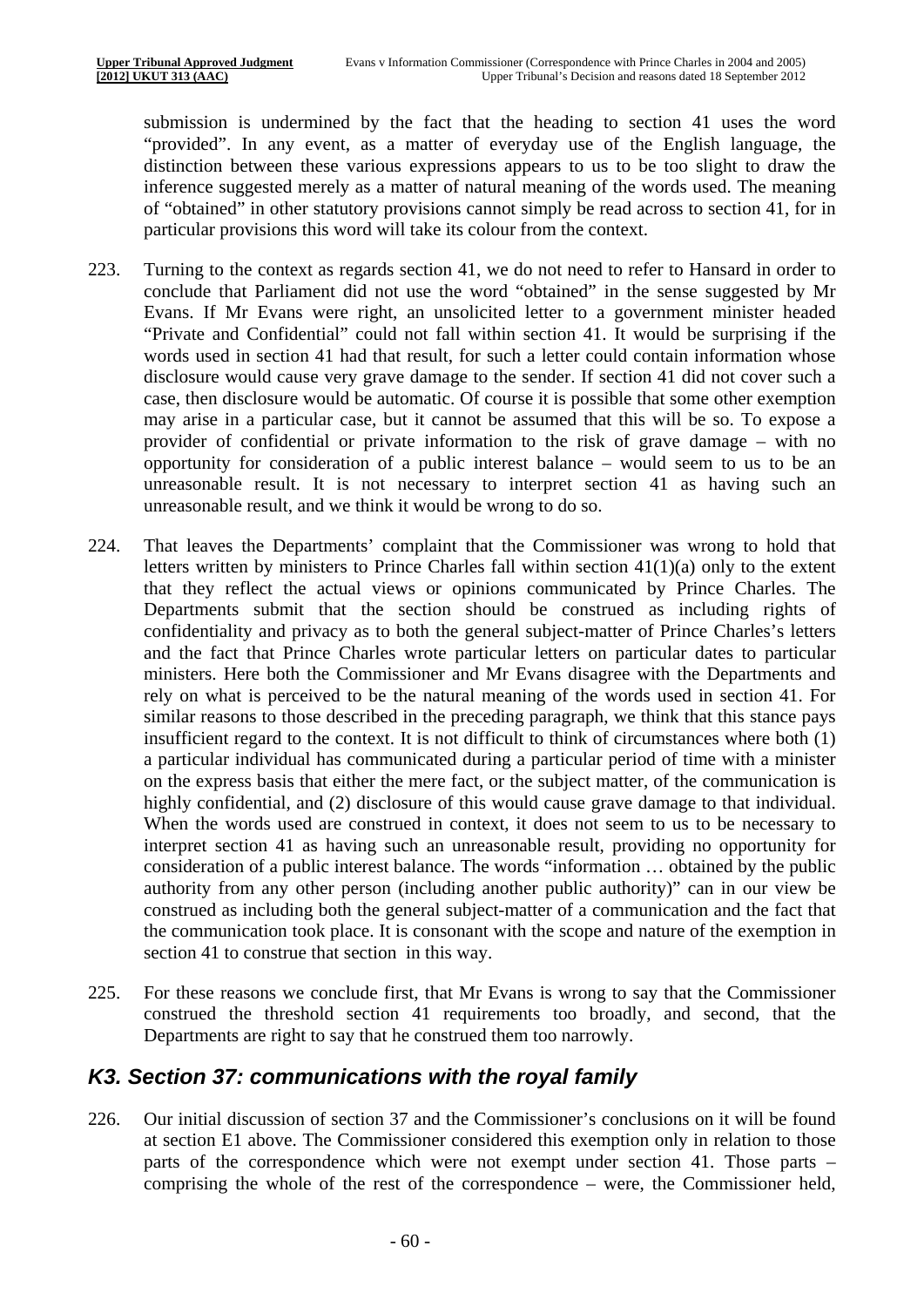submission is undermined by the fact that the heading to section 41 uses the word "provided". In any event, as a matter of everyday use of the English language, the distinction between these various expressions appears to us to be too slight to draw the inference suggested merely as a matter of natural meaning of the words used. The meaning of "obtained" in other statutory provisions cannot simply be read across to section 41, for in particular provisions this word will take its colour from the context.

223. Turning to the context as regards section 41, we do not need to refer to Hansard in order to conclude that Parliament did not use the word "obtained" in the sense suggested by Mr Evans. If Mr Evans were right, an unsolicited letter to a government minister headed "Private and Confidential" could not fall within section 41. It would be surprising if the words used in section 41 had that result, for such a letter could contain information whose disclosure would cause very grave damage to the sender. If section 41 did not cover such a case, then disclosure would be automatic. Of course it is possible that some other exemption may arise in a particular case, but it cannot be assumed that this will be so. To expose a provider of confidential or private information to the risk of grave damage – with no opportunity for consideration of a public interest balance – would seem to us to be an unreasonable result. It is not necessary to interpret section 41 as having such an unreasonable result, and we think it would be wrong to do so.

224. That leaves the Departments' complaint that the Commissioner was wrong to hold that letters written by ministers to Prince Charles fall within section 41(1)(a) only to the extent that they reflect the actual views or opinions communicated by Prince Charles. The Departments submit that the section should be construed as including rights of confidentiality and privacy as to both the general subject-matter of Prince Charles's letters and the fact that Prince Charles wrote particular letters on particular dates to particular ministers. Here both the Commissioner and Mr Evans disagree with the Departments and rely on what is perceived to be the natural meaning of the words used in section 41. For similar reasons to those described in the preceding paragraph, we think that this stance pays insufficient regard to the context. It is not difficult to think of circumstances where both (1) a particular individual has communicated during a particular period of time with a minister on the express basis that either the mere fact, or the subject matter, of the communication is highly confidential, and (2) disclosure of this would cause grave damage to that individual. When the words used are construed in context, it does not seem to us to be necessary to interpret section 41 as having such an unreasonable result, providing no opportunity for consideration of a public interest balance. The words "information … obtained by the public authority from any other person (including another public authority)" can in our view be construed as including both the general subject-matter of a communication and the fact that the communication took place. It is consonant with the scope and nature of the exemption in section 41 to construe that section in this way.

225. For these reasons we conclude first, that Mr Evans is wrong to say that the Commissioner construed the threshold section 41 requirements too broadly, and second, that the Departments are right to say that he construed them too narrowly.

## *K3. Section 37: communications with the royal family*

226. Our initial discussion of section 37 and the Commissioner's conclusions on it will be found at section E1 above. The Commissioner considered this exemption only in relation to those parts of the correspondence which were not exempt under section 41. Those parts – comprising the whole of the rest of the correspondence – were, the Commissioner held,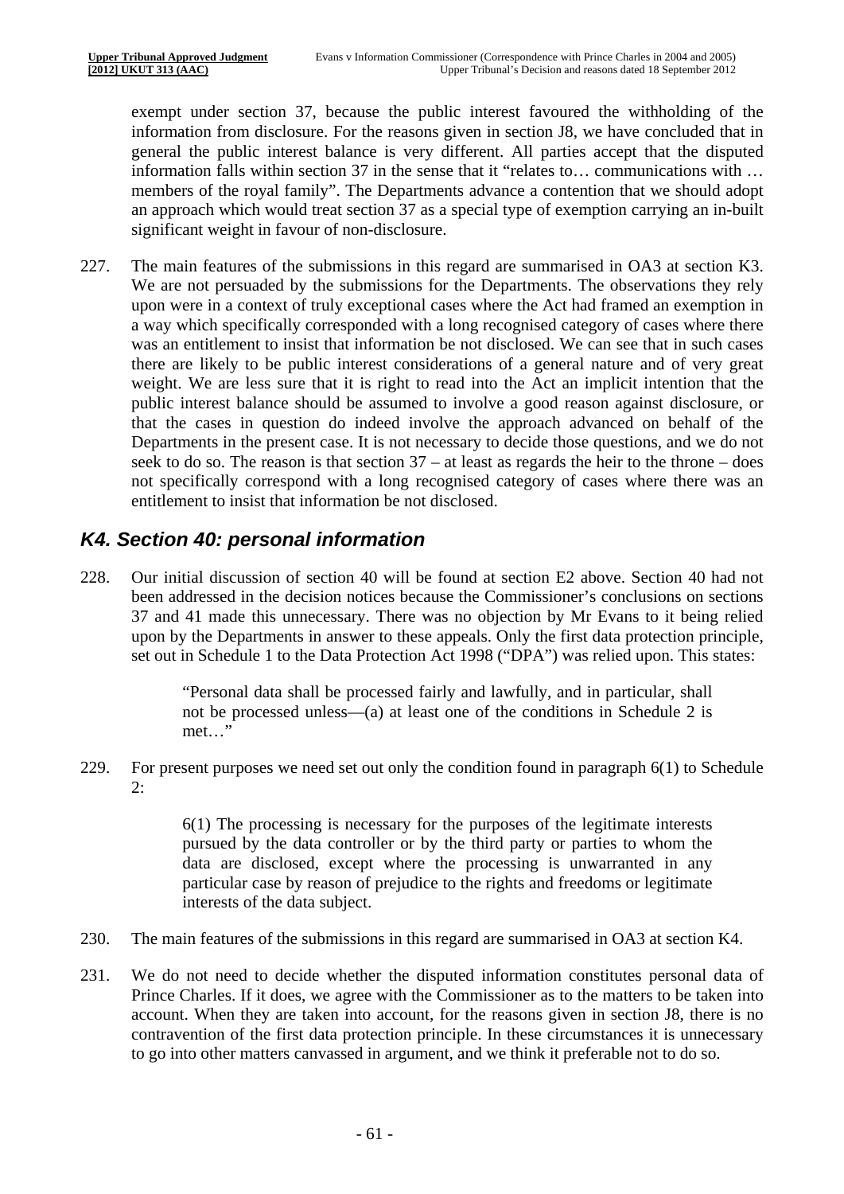exempt under section 37, because the public interest favoured the withholding of the information from disclosure. For the reasons given in section J8, we have concluded that in general the public interest balance is very different. All parties accept that the disputed information falls within section 37 in the sense that it "relates to… communications with … members of the royal family". The Departments advance a contention that we should adopt an approach which would treat section 37 as a special type of exemption carrying an in-built significant weight in favour of non-disclosure.

227. The main features of the submissions in this regard are summarised in OA3 at section K3. We are not persuaded by the submissions for the Departments. The observations they rely upon were in a context of truly exceptional cases where the Act had framed an exemption in a way which specifically corresponded with a long recognised category of cases where there was an entitlement to insist that information be not disclosed. We can see that in such cases there are likely to be public interest considerations of a general nature and of very great weight. We are less sure that it is right to read into the Act an implicit intention that the public interest balance should be assumed to involve a good reason against disclosure, or that the cases in question do indeed involve the approach advanced on behalf of the Departments in the present case. It is not necessary to decide those questions, and we do not seek to do so. The reason is that section 37 – at least as regards the heir to the throne – does not specifically correspond with a long recognised category of cases where there was an entitlement to insist that information be not disclosed.

## *K4. Section 40: personal information*

228. Our initial discussion of section 40 will be found at section E2 above. Section 40 had not been addressed in the decision notices because the Commissioner's conclusions on sections 37 and 41 made this unnecessary. There was no objection by Mr Evans to it being relied upon by the Departments in answer to these appeals. Only the first data protection principle, set out in Schedule 1 to the Data Protection Act 1998 ("DPA") was relied upon. This states:

> "Personal data shall be processed fairly and lawfully, and in particular, shall not be processed unless—(a) at least one of the conditions in Schedule 2 is met…"

229. For present purposes we need set out only the condition found in paragraph 6(1) to Schedule 2:

> 6(1) The processing is necessary for the purposes of the legitimate interests pursued by the data controller or by the third party or parties to whom the data are disclosed, except where the processing is unwarranted in any particular case by reason of prejudice to the rights and freedoms or legitimate interests of the data subject.

230. The main features of the submissions in this regard are summarised in OA3 at section K4.

231. We do not need to decide whether the disputed information constitutes personal data of Prince Charles. If it does, we agree with the Commissioner as to the matters to be taken into account. When they are taken into account, for the reasons given in section J8, there is no contravention of the first data protection principle. In these circumstances it is unnecessary to go into other matters canvassed in argument, and we think it preferable not to do so.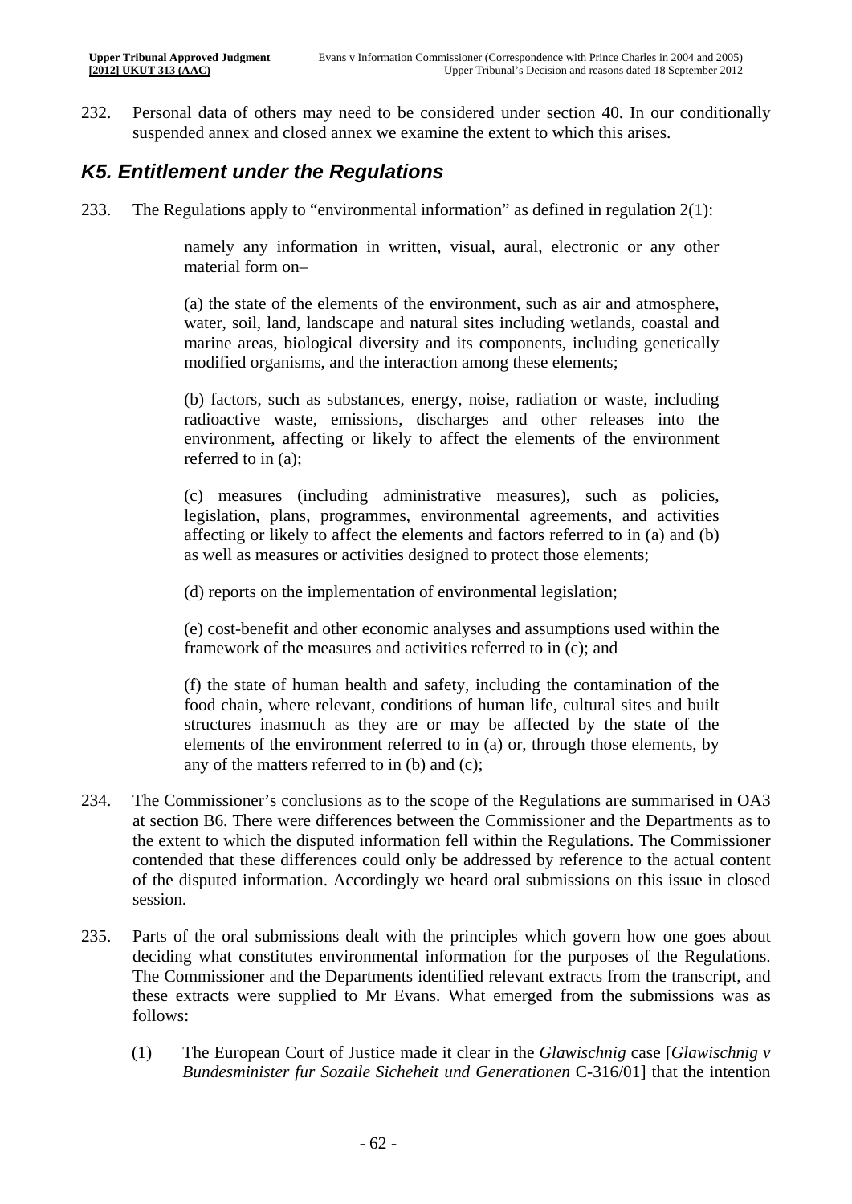232. Personal data of others may need to be considered under section 40. In our conditionally suspended annex and closed annex we examine the extent to which this arises.

## *K5. Entitlement under the Regulations*

233. The Regulations apply to "environmental information" as defined in regulation 2(1):

> namely any information in written, visual, aural, electronic or any other material form on–
>
> (a) the state of the elements of the environment, such as air and atmosphere, water, soil, land, landscape and natural sites including wetlands, coastal and marine areas, biological diversity and its components, including genetically modified organisms, and the interaction among these elements;
>
> (b) factors, such as substances, energy, noise, radiation or waste, including radioactive waste, emissions, discharges and other releases into the environment, affecting or likely to affect the elements of the environment referred to in (a);
>
> (c) measures (including administrative measures), such as policies, legislation, plans, programmes, environmental agreements, and activities affecting or likely to affect the elements and factors referred to in (a) and (b) as well as measures or activities designed to protect those elements;
>
> (d) reports on the implementation of environmental legislation;
>
> (e) cost-benefit and other economic analyses and assumptions used within the framework of the measures and activities referred to in (c); and
>
> (f) the state of human health and safety, including the contamination of the food chain, where relevant, conditions of human life, cultural sites and built structures inasmuch as they are or may be affected by the state of the elements of the environment referred to in (a) or, through those elements, by any of the matters referred to in (b) and (c);

234. The Commissioner's conclusions as to the scope of the Regulations are summarised in OA3 at section B6. There were differences between the Commissioner and the Departments as to the extent to which the disputed information fell within the Regulations. The Commissioner contended that these differences could only be addressed by reference to the actual content of the disputed information. Accordingly we heard oral submissions on this issue in closed session.

235. Parts of the oral submissions dealt with the principles which govern how one goes about deciding what constitutes environmental information for the purposes of the Regulations. The Commissioner and the Departments identified relevant extracts from the transcript, and these extracts were supplied to Mr Evans. What emerged from the submissions was as follows:

   (1) The European Court of Justice made it clear in the *Glawischnig* case [*Glawischnig v Bundesminister fur Sozaile Sicheheit und Generationen* C-316/01] that the intention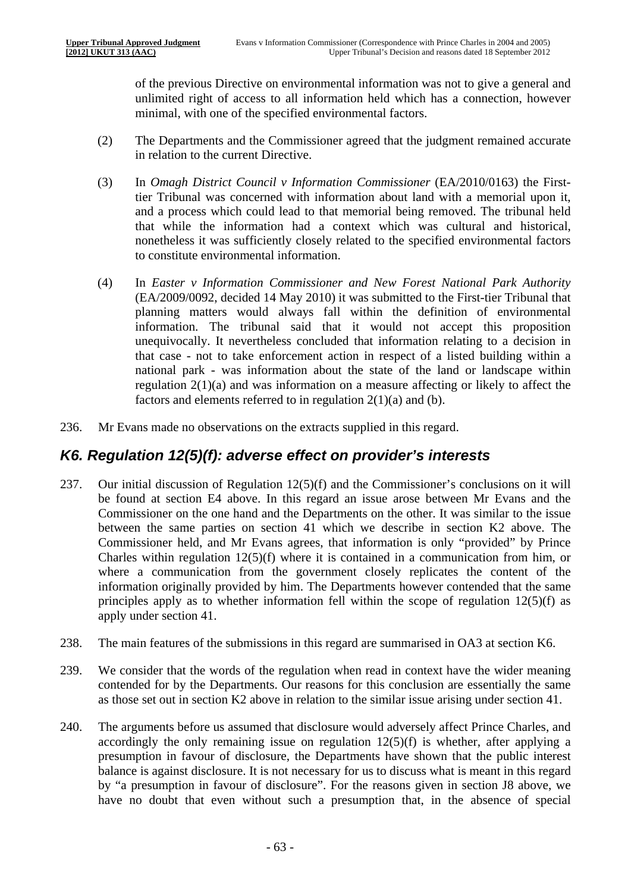of the previous Directive on environmental information was not to give a general and unlimited right of access to all information held which has a connection, however minimal, with one of the specified environmental factors.

(2) The Departments and the Commissioner agreed that the judgment remained accurate in relation to the current Directive.

(3) In *Omagh District Council v Information Commissioner* (EA/2010/0163) the First-tier Tribunal was concerned with information about land with a memorial upon it, and a process which could lead to that memorial being removed. The tribunal held that while the information had a context which was cultural and historical, nonetheless it was sufficiently closely related to the specified environmental factors to constitute environmental information.

(4) In *Easter v Information Commissioner and New Forest National Park Authority* (EA/2009/0092, decided 14 May 2010) it was submitted to the First-tier Tribunal that planning matters would always fall within the definition of environmental information. The tribunal said that it would not accept this proposition unequivocally. It nevertheless concluded that information relating to a decision in that case - not to take enforcement action in respect of a listed building within a national park - was information about the state of the land or landscape within regulation 2(1)(a) and was information on a measure affecting or likely to affect the factors and elements referred to in regulation 2(1)(a) and (b).

236. Mr Evans made no observations on the extracts supplied in this regard.

## *K6. Regulation 12(5)(f): adverse effect on provider's interests*

237. Our initial discussion of Regulation 12(5)(f) and the Commissioner's conclusions on it will be found at section E4 above. In this regard an issue arose between Mr Evans and the Commissioner on the one hand and the Departments on the other. It was similar to the issue between the same parties on section 41 which we describe in section K2 above. The Commissioner held, and Mr Evans agrees, that information is only "provided" by Prince Charles within regulation 12(5)(f) where it is contained in a communication from him, or where a communication from the government closely replicates the content of the information originally provided by him. The Departments however contended that the same principles apply as to whether information fell within the scope of regulation 12(5)(f) as apply under section 41.

238. The main features of the submissions in this regard are summarised in OA3 at section K6.

239. We consider that the words of the regulation when read in context have the wider meaning contended for by the Departments. Our reasons for this conclusion are essentially the same as those set out in section K2 above in relation to the similar issue arising under section 41.

240. The arguments before us assumed that disclosure would adversely affect Prince Charles, and accordingly the only remaining issue on regulation 12(5)(f) is whether, after applying a presumption in favour of disclosure, the Departments have shown that the public interest balance is against disclosure. It is not necessary for us to discuss what is meant in this regard by "a presumption in favour of disclosure". For the reasons given in section J8 above, we have no doubt that even without such a presumption that, in the absence of special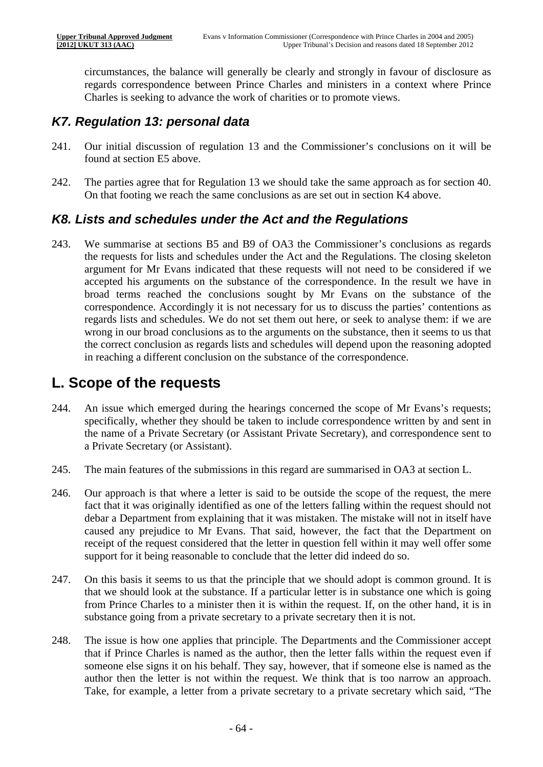circumstances, the balance will generally be clearly and strongly in favour of disclosure as regards correspondence between Prince Charles and ministers in a context where Prince Charles is seeking to advance the work of charities or to promote views.

### *K7. Regulation 13: personal data*

241. Our initial discussion of regulation 13 and the Commissioner's conclusions on it will be found at section E5 above.

242. The parties agree that for Regulation 13 we should take the same approach as for section 40. On that footing we reach the same conclusions as are set out in section K4 above.

### *K8. Lists and schedules under the Act and the Regulations*

243. We summarise at sections B5 and B9 of OA3 the Commissioner's conclusions as regards the requests for lists and schedules under the Act and the Regulations. The closing skeleton argument for Mr Evans indicated that these requests will not need to be considered if we accepted his arguments on the substance of the correspondence. In the result we have in broad terms reached the conclusions sought by Mr Evans on the substance of the correspondence. Accordingly it is not necessary for us to discuss the parties' contentions as regards lists and schedules. We do not set them out here, or seek to analyse them: if we are wrong in our broad conclusions as to the arguments on the substance, then it seems to us that the correct conclusion as regards lists and schedules will depend upon the reasoning adopted in reaching a different conclusion on the substance of the correspondence.

## L. Scope of the requests

244. An issue which emerged during the hearings concerned the scope of Mr Evans's requests; specifically, whether they should be taken to include correspondence written by and sent in the name of a Private Secretary (or Assistant Private Secretary), and correspondence sent to a Private Secretary (or Assistant).

245. The main features of the submissions in this regard are summarised in OA3 at section L.

246. Our approach is that where a letter is said to be outside the scope of the request, the mere fact that it was originally identified as one of the letters falling within the request should not debar a Department from explaining that it was mistaken. The mistake will not in itself have caused any prejudice to Mr Evans. That said, however, the fact that the Department on receipt of the request considered that the letter in question fell within it may well offer some support for it being reasonable to conclude that the letter did indeed do so.

247. On this basis it seems to us that the principle that we should adopt is common ground. It is that we should look at the substance. If a particular letter is in substance one which is going from Prince Charles to a minister then it is within the request. If, on the other hand, it is in substance going from a private secretary to a private secretary then it is not.

248. The issue is how one applies that principle. The Departments and the Commissioner accept that if Prince Charles is named as the author, then the letter falls within the request even if someone else signs it on his behalf. They say, however, that if someone else is named as the author then the letter is not within the request. We think that is too narrow an approach. Take, for example, a letter from a private secretary to a private secretary which said, "The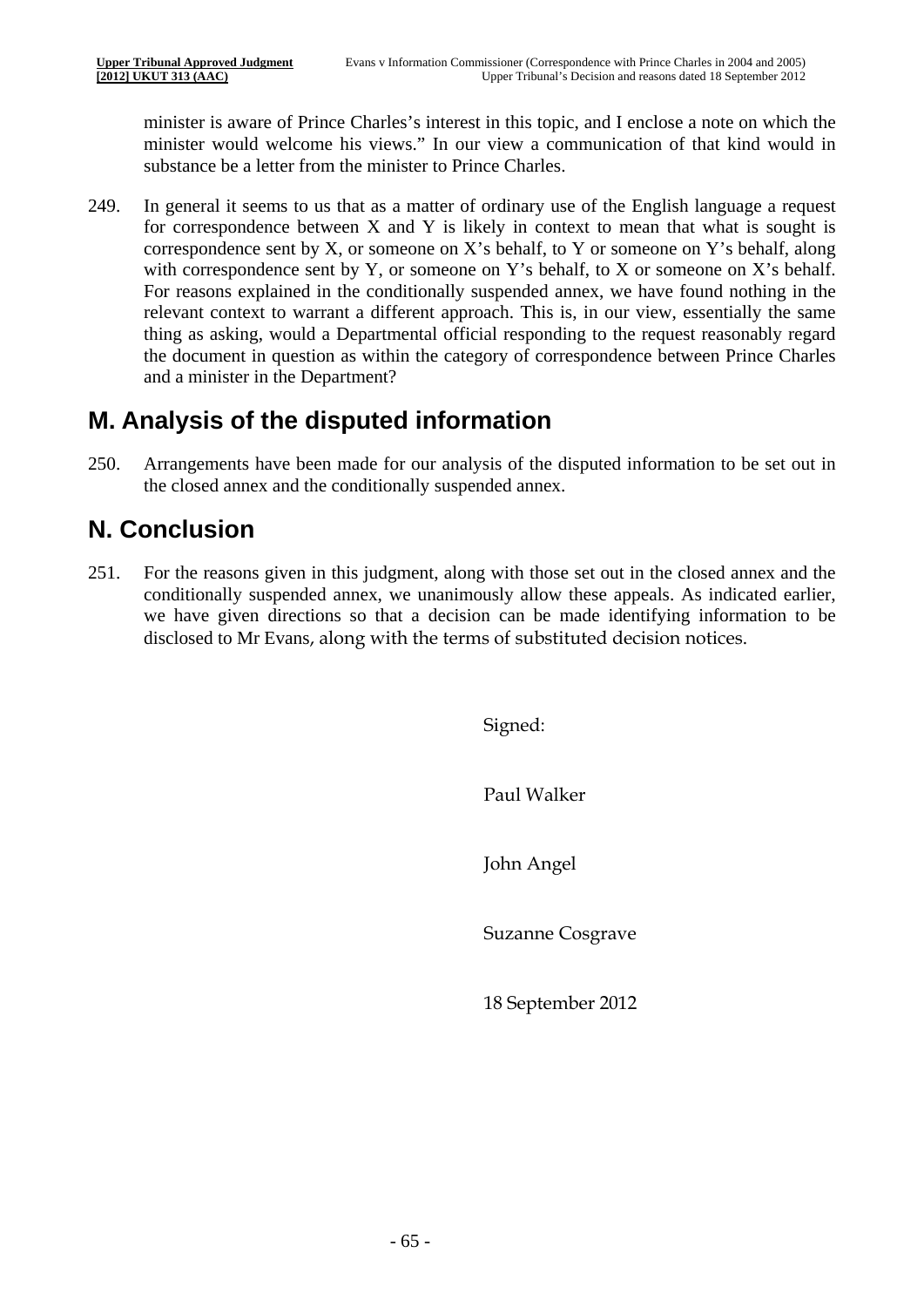minister is aware of Prince Charles's interest in this topic, and I enclose a note on which the minister would welcome his views." In our view a communication of that kind would in substance be a letter from the minister to Prince Charles.

249. In general it seems to us that as a matter of ordinary use of the English language a request for correspondence between X and Y is likely in context to mean that what is sought is correspondence sent by X, or someone on X's behalf, to Y or someone on Y's behalf, along with correspondence sent by Y, or someone on Y's behalf, to X or someone on X's behalf. For reasons explained in the conditionally suspended annex, we have found nothing in the relevant context to warrant a different approach. This is, in our view, essentially the same thing as asking, would a Departmental official responding to the request reasonably regard the document in question as within the category of correspondence between Prince Charles and a minister in the Department?

## M. Analysis of the disputed information

250. Arrangements have been made for our analysis of the disputed information to be set out in the closed annex and the conditionally suspended annex.

## N. Conclusion

251. For the reasons given in this judgment, along with those set out in the closed annex and the conditionally suspended annex, we unanimously allow these appeals. As indicated earlier, we have given directions so that a decision can be made identifying information to be disclosed to Mr Evans, along with the terms of substituted decision notices.

Signed:

Paul Walker

John Angel

Suzanne Cosgrave

18 September 2012